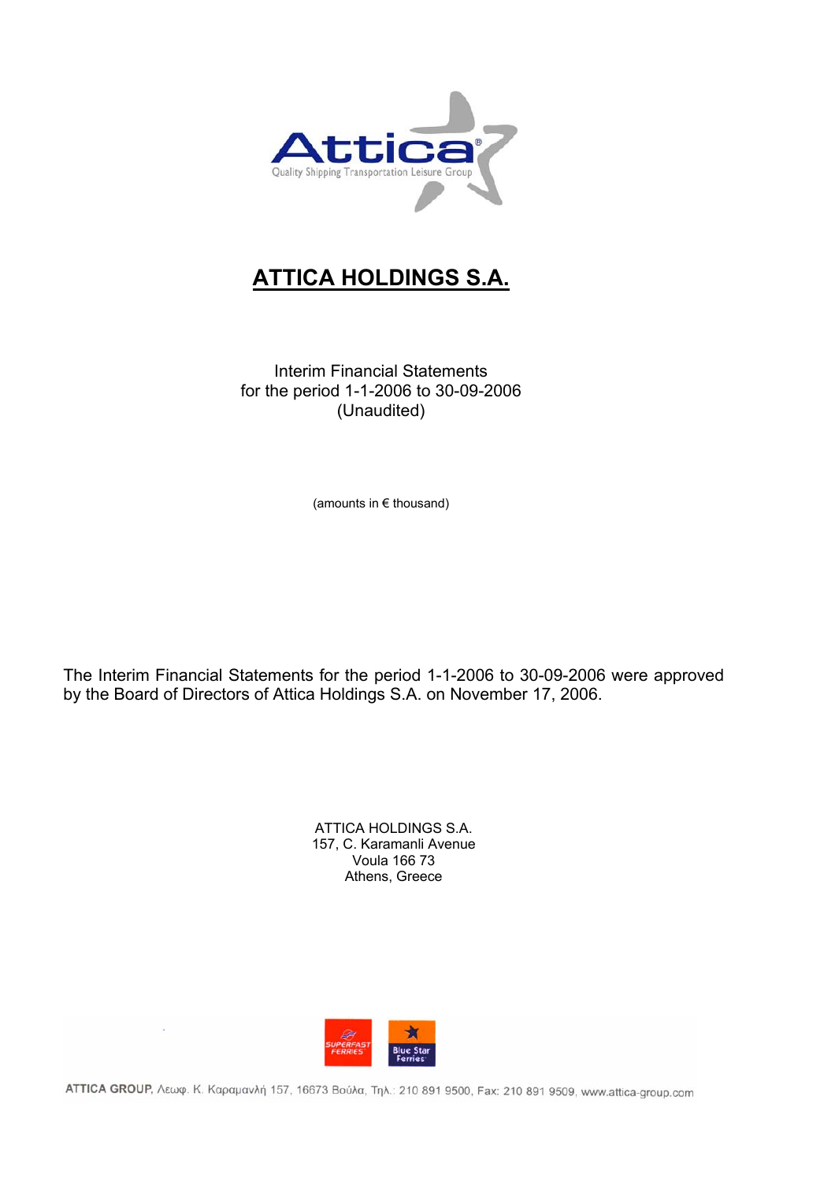Attica
Quality Shipping Transportation Leisure Group

# ATTICA HOLDINGS S.A.

Interim Financial Statements
for the period 1-1-2006 to 30-09-2006
(Unaudited)

(amounts in € thousand)

The Interim Financial Statements for the period 1-1-2006 to 30-09-2006 were approved by the Board of Directors of Attica Holdings S.A. on November 17, 2006.

ATTICA HOLDINGS S.A.
157, C. Karamanli Avenue
Voula 166 73
Athens, Greece

SUPERFAST FERRIES | Blue Star Ferries

ATTICA GROUP, Λεωφ. Κ. Καραμανλή 157, 16673 Βούλα, Τηλ.: 210 891 9500, Fax: 210 891 9509, www.attica-group.com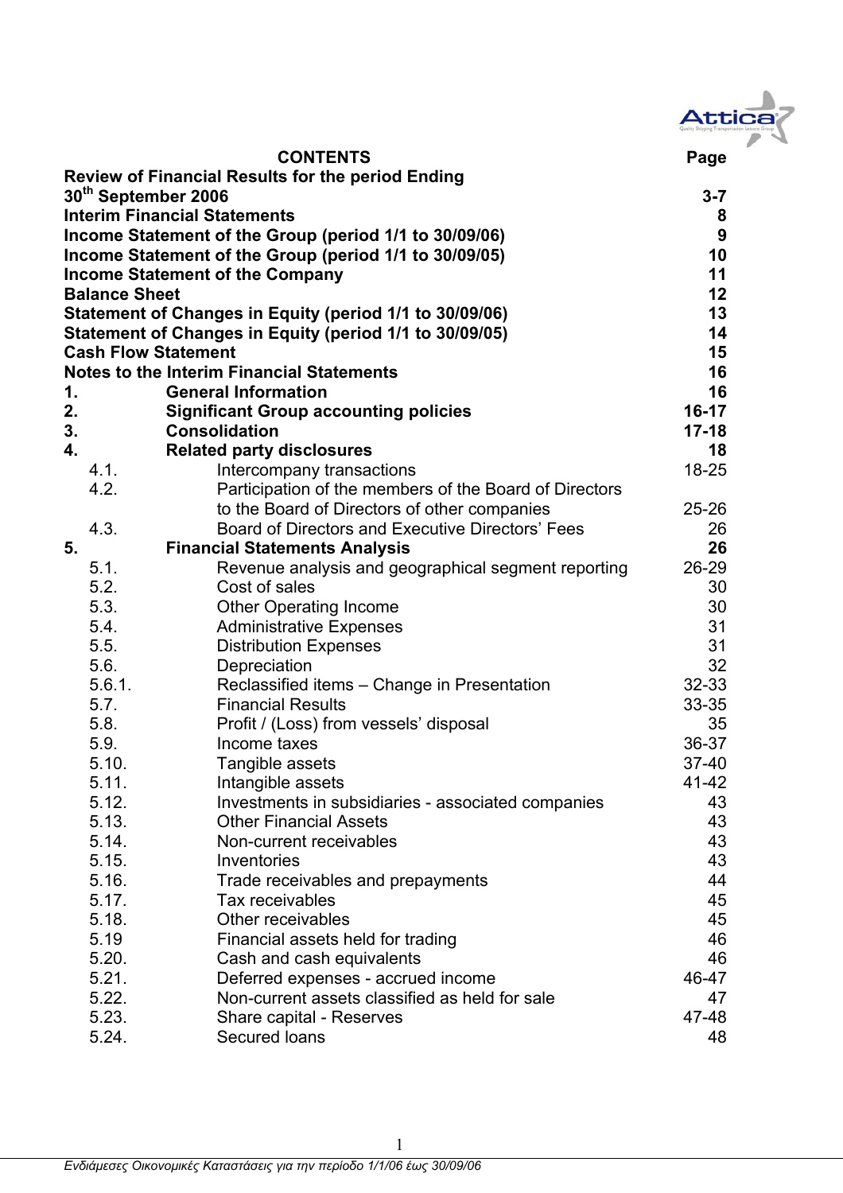# CONTENTS

| | | Page |
|---|---|---|
| **Review of Financial Results for the period Ending 30th September 2006** | | **3-7** |
| **Interim Financial Statements** | | **8** |
| **Income Statement of the Group (period 1/1 to 30/09/06)** | | **9** |
| **Income Statement of the Group (period 1/1 to 30/09/05)** | | **10** |
| **Income Statement of the Company** | | **11** |
| **Balance Sheet** | | **12** |
| **Statement of Changes in Equity (period 1/1 to 30/09/06)** | | **13** |
| **Statement of Changes in Equity (period 1/1 to 30/09/05)** | | **14** |
| **Cash Flow Statement** | | **15** |
| **Notes to the Interim Financial Statements** | | **16** |
| **1.** | **General Information** | **16** |
| **2.** | **Significant Group accounting policies** | **16-17** |
| **3.** | **Consolidation** | **17-18** |
| **4.** | **Related party disclosures** | **18** |
| 4.1. | Intercompany transactions | 18-25 |
| 4.2. | Participation of the members of the Board of Directors to the Board of Directors of other companies | 25-26 |
| 4.3. | Board of Directors and Executive Directors' Fees | 26 |
| **5.** | **Financial Statements Analysis** | **26** |
| 5.1. | Revenue analysis and geographical segment reporting | 26-29 |
| 5.2. | Cost of sales | 30 |
| 5.3. | Other Operating Income | 30 |
| 5.4. | Administrative Expenses | 31 |
| 5.5. | Distribution Expenses | 31 |
| 5.6. | Depreciation | 32 |
| 5.6.1. | Reclassified items – Change in Presentation | 32-33 |
| 5.7. | Financial Results | 33-35 |
| 5.8. | Profit / (Loss) from vessels' disposal | 35 |
| 5.9. | Income taxes | 36-37 |
| 5.10. | Tangible assets | 37-40 |
| 5.11. | Intangible assets | 41-42 |
| 5.12. | Investments in subsidiaries - associated companies | 43 |
| 5.13. | Other Financial Assets | 43 |
| 5.14. | Non-current receivables | 43 |
| 5.15. | Inventories | 43 |
| 5.16. | Trade receivables and prepayments | 44 |
| 5.17. | Tax receivables | 45 |
| 5.18. | Other receivables | 45 |
| 5.19 | Financial assets held for trading | 46 |
| 5.20. | Cash and cash equivalents | 46 |
| 5.21. | Deferred expenses - accrued income | 46-47 |
| 5.22. | Non-current assets classified as held for sale | 47 |
| 5.23. | Share capital - Reserves | 47-48 |
| 5.24. | Secured loans | 48 |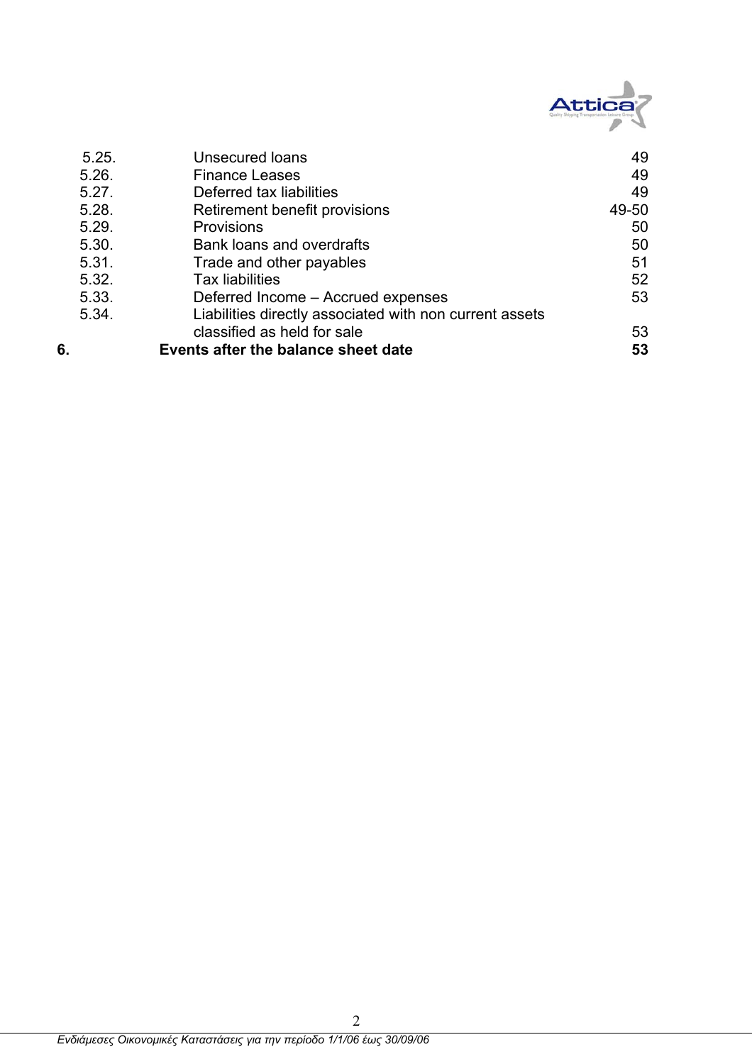| | | |
|---|---|---|
| 5.25. | Unsecured loans | 49 |
| 5.26. | Finance Leases | 49 |
| 5.27. | Deferred tax liabilities | 49 |
| 5.28. | Retirement benefit provisions | 49-50 |
| 5.29. | Provisions | 50 |
| 5.30. | Bank loans and overdrafts | 50 |
| 5.31. | Trade and other payables | 51 |
| 5.32. | Tax liabilities | 52 |
| 5.33. | Deferred Income – Accrued expenses | 53 |
| 5.34. | Liabilities directly associated with non current assets classified as held for sale | 53 |
| **6.** | **Events after the balance sheet date** | **53** |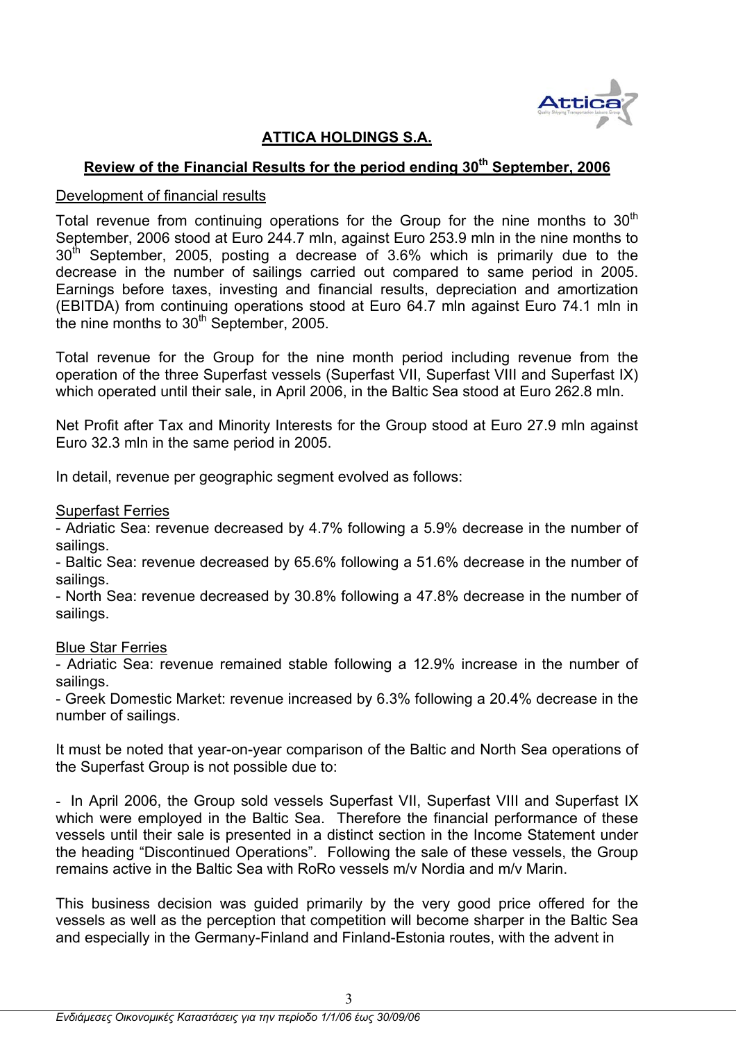# ATTICA HOLDINGS S.A.

## Review of the Financial Results for the period ending 30th September, 2006

Development of financial results

Total revenue from continuing operations for the Group for the nine months to 30th September, 2006 stood at Euro 244.7 mln, against Euro 253.9 mln in the nine months to 30th September, 2005, posting a decrease of 3.6% which is primarily due to the decrease in the number of sailings carried out compared to same period in 2005. Earnings before taxes, investing and financial results, depreciation and amortization (EBITDA) from continuing operations stood at Euro 64.7 mln against Euro 74.1 mln in the nine months to 30th September, 2005.

Total revenue for the Group for the nine month period including revenue from the operation of the three Superfast vessels (Superfast VII, Superfast VIII and Superfast IX) which operated until their sale, in April 2006, in the Baltic Sea stood at Euro 262.8 mln.

Net Profit after Tax and Minority Interests for the Group stood at Euro 27.9 mln against Euro 32.3 mln in the same period in 2005.

In detail, revenue per geographic segment evolved as follows:

Superfast Ferries

- Adriatic Sea: revenue decreased by 4.7% following a 5.9% decrease in the number of sailings.
- Baltic Sea: revenue decreased by 65.6% following a 51.6% decrease in the number of sailings.
- North Sea: revenue decreased by 30.8% following a 47.8% decrease in the number of sailings.

Blue Star Ferries

- Adriatic Sea: revenue remained stable following a 12.9% increase in the number of sailings.
- Greek Domestic Market: revenue increased by 6.3% following a 20.4% decrease in the number of sailings.

It must be noted that year-on-year comparison of the Baltic and North Sea operations of the Superfast Group is not possible due to:

- In April 2006, the Group sold vessels Superfast VII, Superfast VIII and Superfast IX which were employed in the Baltic Sea. Therefore the financial performance of these vessels until their sale is presented in a distinct section in the Income Statement under the heading "Discontinued Operations". Following the sale of these vessels, the Group remains active in the Baltic Sea with RoRo vessels m/v Nordia and m/v Marin.

This business decision was guided primarily by the very good price offered for the vessels as well as the perception that competition will become sharper in the Baltic Sea and especially in the Germany-Finland and Finland-Estonia routes, with the advent in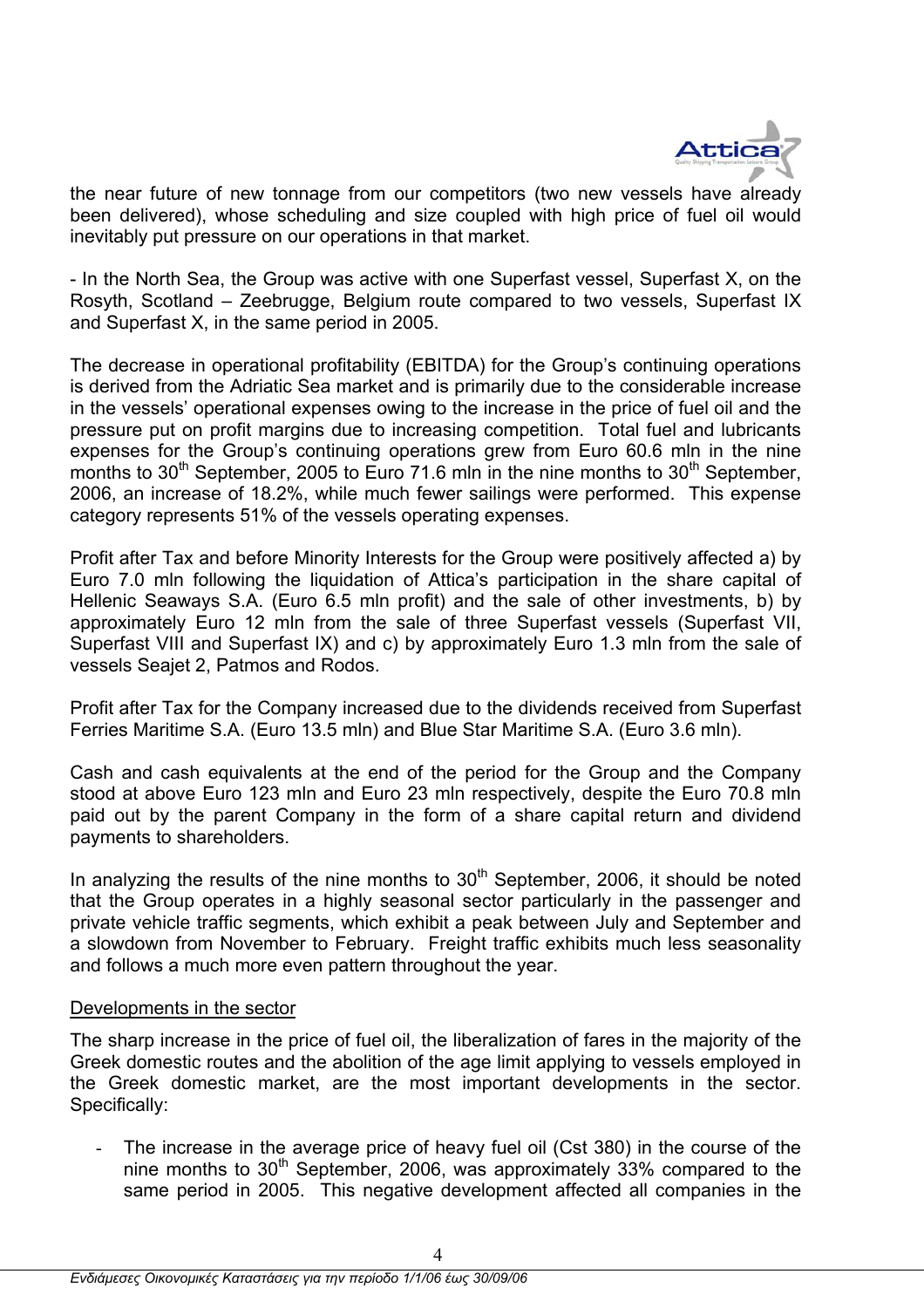the near future of new tonnage from our competitors (two new vessels have already been delivered), whose scheduling and size coupled with high price of fuel oil would inevitably put pressure on our operations in that market.

- In the North Sea, the Group was active with one Superfast vessel, Superfast X, on the Rosyth, Scotland – Zeebrugge, Belgium route compared to two vessels, Superfast IX and Superfast X, in the same period in 2005.

The decrease in operational profitability (EBITDA) for the Group's continuing operations is derived from the Adriatic Sea market and is primarily due to the considerable increase in the vessels' operational expenses owing to the increase in the price of fuel oil and the pressure put on profit margins due to increasing competition. Total fuel and lubricants expenses for the Group's continuing operations grew from Euro 60.6 mln in the nine months to 30th September, 2005 to Euro 71.6 mln in the nine months to 30th September, 2006, an increase of 18.2%, while much fewer sailings were performed. This expense category represents 51% of the vessels operating expenses.

Profit after Tax and before Minority Interests for the Group were positively affected a) by Euro 7.0 mln following the liquidation of Attica's participation in the share capital of Hellenic Seaways S.A. (Euro 6.5 mln profit) and the sale of other investments, b) by approximately Euro 12 mln from the sale of three Superfast vessels (Superfast VII, Superfast VIII and Superfast IX) and c) by approximately Euro 1.3 mln from the sale of vessels Seajet 2, Patmos and Rodos.

Profit after Tax for the Company increased due to the dividends received from Superfast Ferries Maritime S.A. (Euro 13.5 mln) and Blue Star Maritime S.A. (Euro 3.6 mln).

Cash and cash equivalents at the end of the period for the Group and the Company stood at above Euro 123 mln and Euro 23 mln respectively, despite the Euro 70.8 mln paid out by the parent Company in the form of a share capital return and dividend payments to shareholders.

In analyzing the results of the nine months to 30th September, 2006, it should be noted that the Group operates in a highly seasonal sector particularly in the passenger and private vehicle traffic segments, which exhibit a peak between July and September and a slowdown from November to February. Freight traffic exhibits much less seasonality and follows a much more even pattern throughout the year.

Developments in the sector

The sharp increase in the price of fuel oil, the liberalization of fares in the majority of the Greek domestic routes and the abolition of the age limit applying to vessels employed in the Greek domestic market, are the most important developments in the sector. Specifically:

- The increase in the average price of heavy fuel oil (Cst 380) in the course of the nine months to 30th September, 2006, was approximately 33% compared to the same period in 2005. This negative development affected all companies in the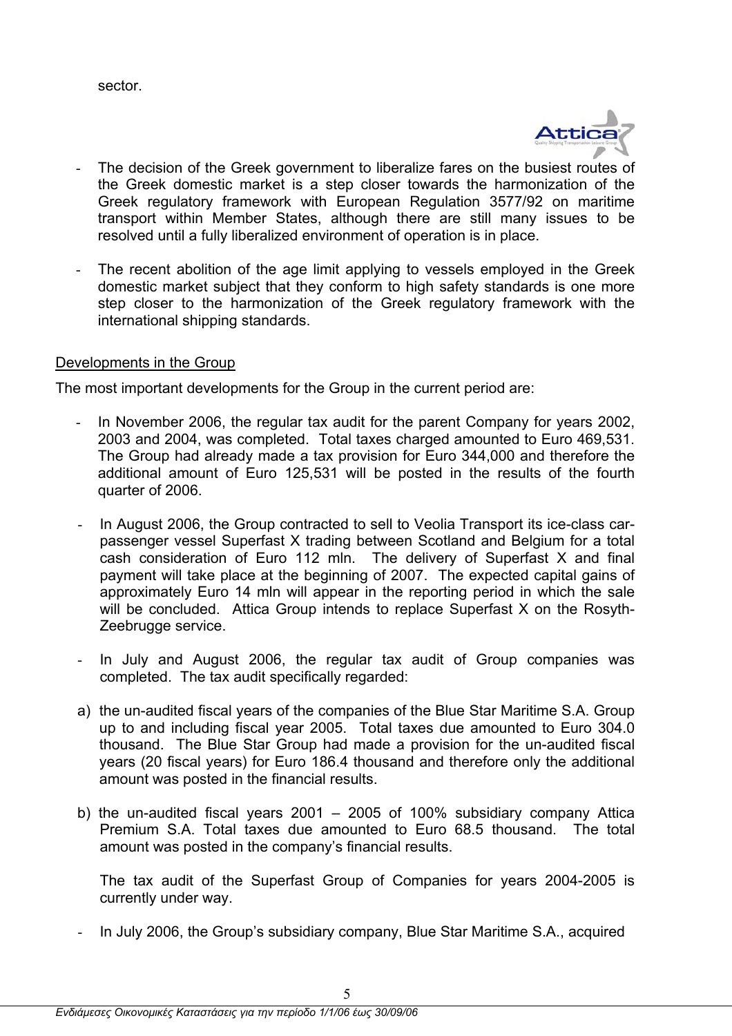sector.

- The decision of the Greek government to liberalize fares on the busiest routes of the Greek domestic market is a step closer towards the harmonization of the Greek regulatory framework with European Regulation 3577/92 on maritime transport within Member States, although there are still many issues to be resolved until a fully liberalized environment of operation is in place.

- The recent abolition of the age limit applying to vessels employed in the Greek domestic market subject that they conform to high safety standards is one more step closer to the harmonization of the Greek regulatory framework with the international shipping standards.

<u>Developments in the Group</u>

The most important developments for the Group in the current period are:

- In November 2006, the regular tax audit for the parent Company for years 2002, 2003 and 2004, was completed. Total taxes charged amounted to Euro 469,531. The Group had already made a tax provision for Euro 344,000 and therefore the additional amount of Euro 125,531 will be posted in the results of the fourth quarter of 2006.

- In August 2006, the Group contracted to sell to Veolia Transport its ice-class car-passenger vessel Superfast X trading between Scotland and Belgium for a total cash consideration of Euro 112 mln. The delivery of Superfast X and final payment will take place at the beginning of 2007. The expected capital gains of approximately Euro 14 mln will appear in the reporting period in which the sale will be concluded. Attica Group intends to replace Superfast X on the Rosyth-Zeebrugge service.

- In July and August 2006, the regular tax audit of Group companies was completed. The tax audit specifically regarded:

  a) the un-audited fiscal years of the companies of the Blue Star Maritime S.A. Group up to and including fiscal year 2005. Total taxes due amounted to Euro 304.0 thousand. The Blue Star Group had made a provision for the un-audited fiscal years (20 fiscal years) for Euro 186.4 thousand and therefore only the additional amount was posted in the financial results.

  b) the un-audited fiscal years 2001 – 2005 of 100% subsidiary company Attica Premium S.A. Total taxes due amounted to Euro 68.5 thousand. The total amount was posted in the company's financial results.

  The tax audit of the Superfast Group of Companies for years 2004-2005 is currently under way.

- In July 2006, the Group's subsidiary company, Blue Star Maritime S.A., acquired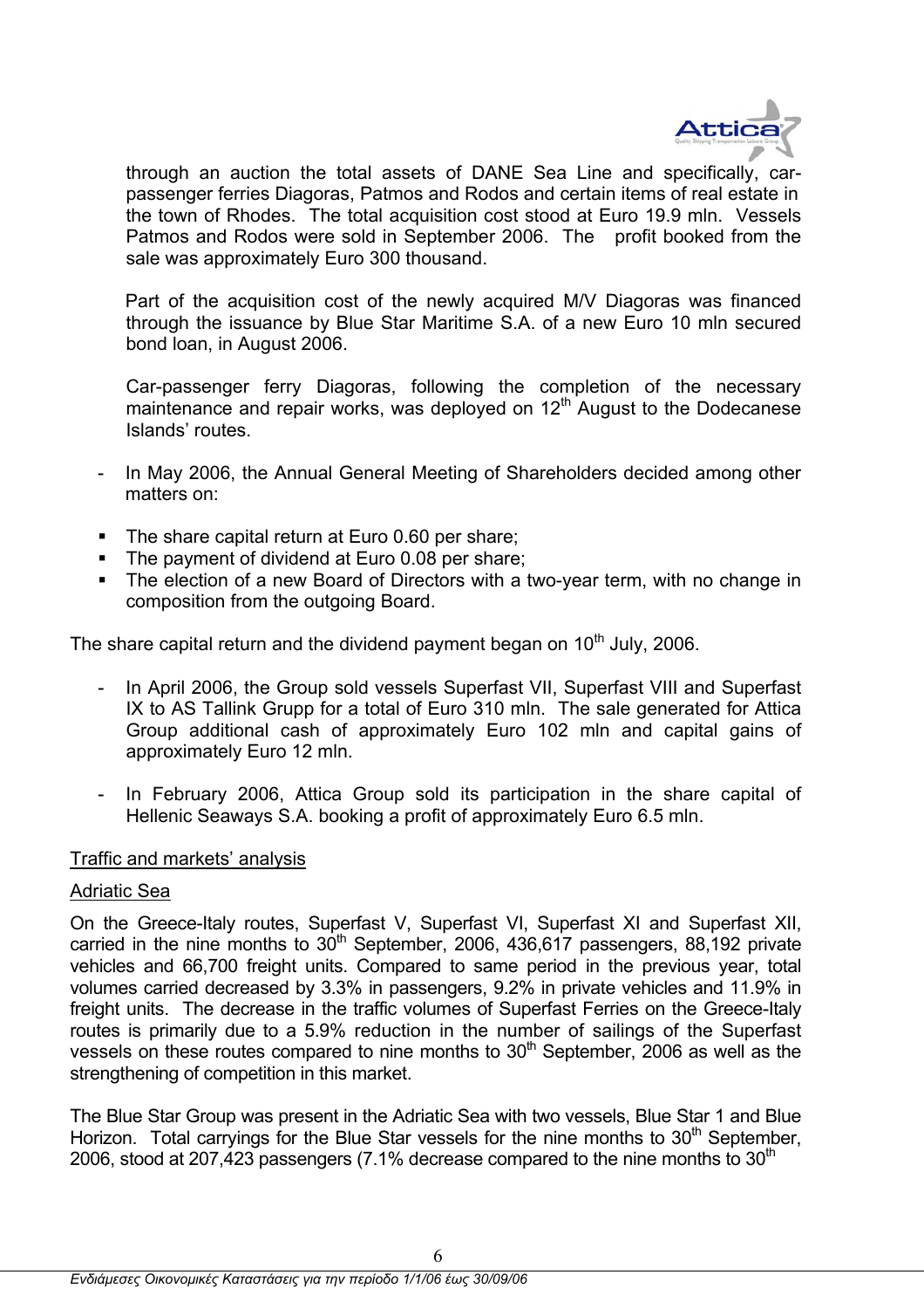through an auction the total assets of DANE Sea Line and specifically, car-passenger ferries Diagoras, Patmos and Rodos and certain items of real estate in the town of Rhodes. The total acquisition cost stood at Euro 19.9 mln. Vessels Patmos and Rodos were sold in September 2006. The profit booked from the sale was approximately Euro 300 thousand.

Part of the acquisition cost of the newly acquired M/V Diagoras was financed through the issuance by Blue Star Maritime S.A. of a new Euro 10 mln secured bond loan, in August 2006.

Car-passenger ferry Diagoras, following the completion of the necessary maintenance and repair works, was deployed on 12th August to the Dodecanese Islands' routes.

- In May 2006, the Annual General Meeting of Shareholders decided among other matters on:

- The share capital return at Euro 0.60 per share;
- The payment of dividend at Euro 0.08 per share;
- The election of a new Board of Directors with a two-year term, with no change in composition from the outgoing Board.

The share capital return and the dividend payment began on 10th July, 2006.

- In April 2006, the Group sold vessels Superfast VII, Superfast VIII and Superfast IX to AS Tallink Grupp for a total of Euro 310 mln. The sale generated for Attica Group additional cash of approximately Euro 102 mln and capital gains of approximately Euro 12 mln.

- In February 2006, Attica Group sold its participation in the share capital of Hellenic Seaways S.A. booking a profit of approximately Euro 6.5 mln.

## Traffic and markets' analysis

### Adriatic Sea

On the Greece-Italy routes, Superfast V, Superfast VI, Superfast XI and Superfast XII, carried in the nine months to 30th September, 2006, 436,617 passengers, 88,192 private vehicles and 66,700 freight units. Compared to same period in the previous year, total volumes carried decreased by 3.3% in passengers, 9.2% in private vehicles and 11.9% in freight units. The decrease in the traffic volumes of Superfast Ferries on the Greece-Italy routes is primarily due to a 5.9% reduction in the number of sailings of the Superfast vessels on these routes compared to nine months to 30th September, 2006 as well as the strengthening of competition in this market.

The Blue Star Group was present in the Adriatic Sea with two vessels, Blue Star 1 and Blue Horizon. Total carryings for the Blue Star vessels for the nine months to 30th September, 2006, stood at 207,423 passengers (7.1% decrease compared to the nine months to 30th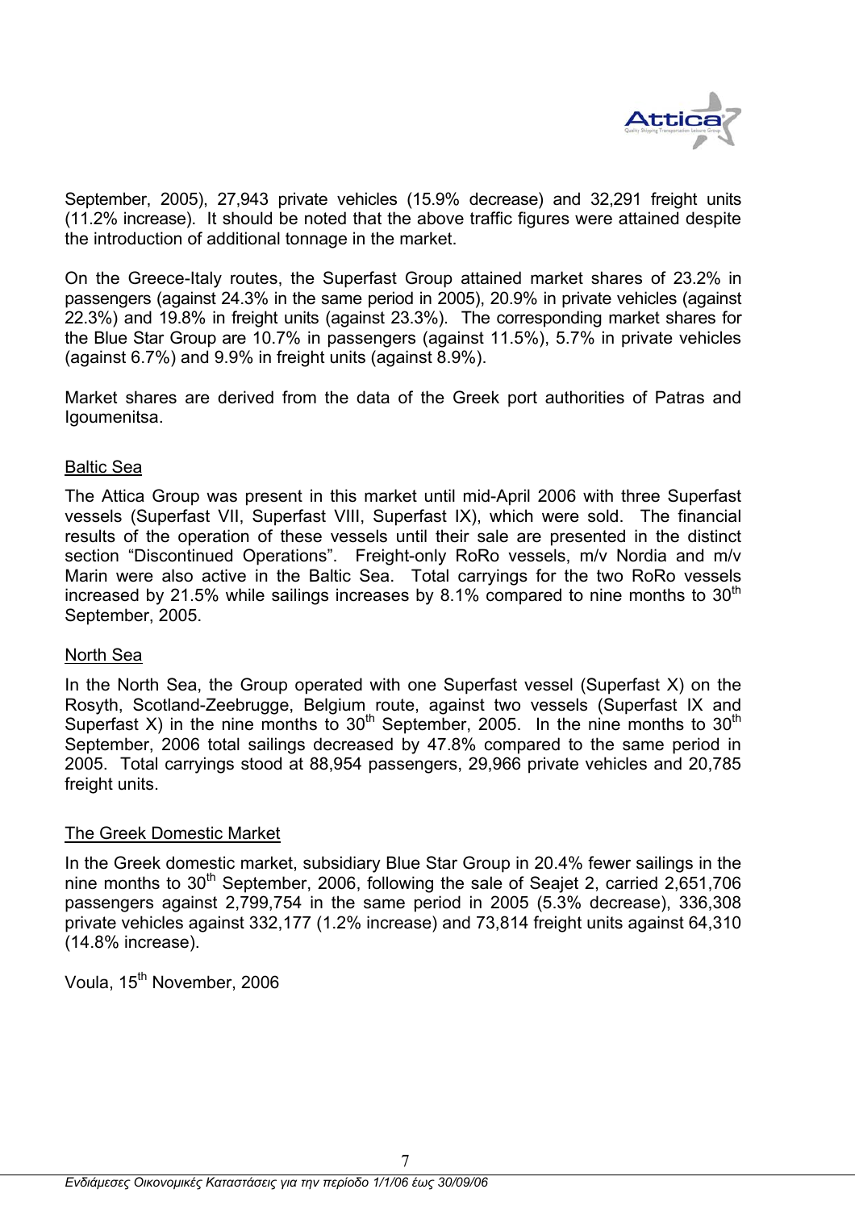September, 2005), 27,943 private vehicles (15.9% decrease) and 32,291 freight units (11.2% increase). It should be noted that the above traffic figures were attained despite the introduction of additional tonnage in the market.

On the Greece-Italy routes, the Superfast Group attained market shares of 23.2% in passengers (against 24.3% in the same period in 2005), 20.9% in private vehicles (against 22.3%) and 19.8% in freight units (against 23.3%). The corresponding market shares for the Blue Star Group are 10.7% in passengers (against 11.5%), 5.7% in private vehicles (against 6.7%) and 9.9% in freight units (against 8.9%).

Market shares are derived from the data of the Greek port authorities of Patras and Igoumenitsa.

## Baltic Sea

The Attica Group was present in this market until mid-April 2006 with three Superfast vessels (Superfast VII, Superfast VIII, Superfast IX), which were sold. The financial results of the operation of these vessels until their sale are presented in the distinct section "Discontinued Operations". Freight-only RoRo vessels, m/v Nordia and m/v Marin were also active in the Baltic Sea. Total carryings for the two RoRo vessels increased by 21.5% while sailings increases by 8.1% compared to nine months to 30th September, 2005.

## North Sea

In the North Sea, the Group operated with one Superfast vessel (Superfast X) on the Rosyth, Scotland-Zeebrugge, Belgium route, against two vessels (Superfast IX and Superfast X) in the nine months to 30th September, 2005. In the nine months to 30th September, 2006 total sailings decreased by 47.8% compared to the same period in 2005. Total carryings stood at 88,954 passengers, 29,966 private vehicles and 20,785 freight units.

## The Greek Domestic Market

In the Greek domestic market, subsidiary Blue Star Group in 20.4% fewer sailings in the nine months to 30th September, 2006, following the sale of Seajet 2, carried 2,651,706 passengers against 2,799,754 in the same period in 2005 (5.3% decrease), 336,308 private vehicles against 332,177 (1.2% increase) and 73,814 freight units against 64,310 (14.8% increase).

Voula, 15th November, 2006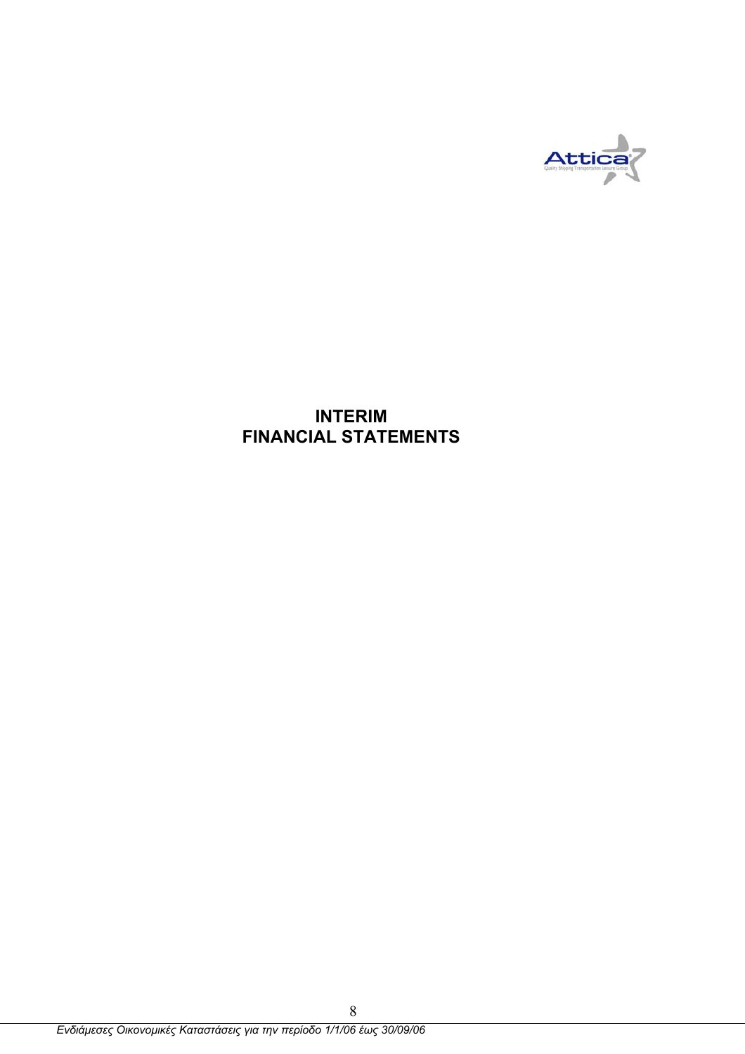# INTERIM FINANCIAL STATEMENTS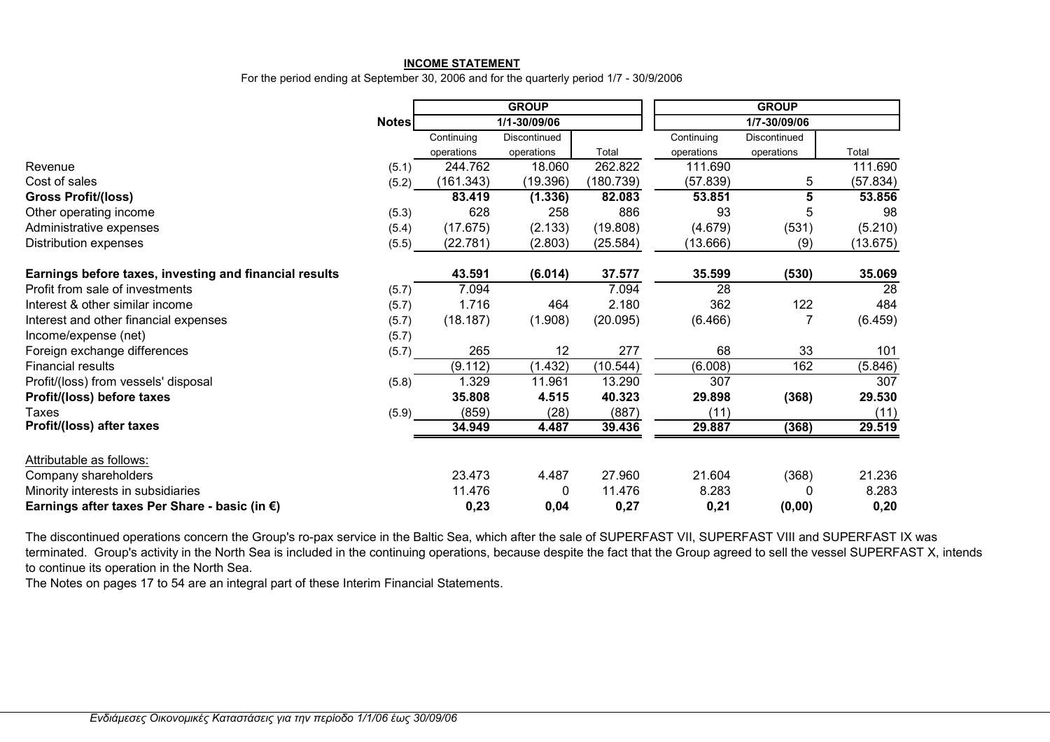**INCOME STATEMENT**

For the period ending at September 30, 2006 and for the quarterly period 1/7 - 30/9/2006

| | Notes | GROUP 1/1-30/09/06 | | | GROUP 1/7-30/09/06 | | |
|---|---|---|---|---|---|---|---|
| | | Continuing operations | Discontinued operations | Total | Continuing operations | Discontinued operations | Total |
| Revenue | (5.1) | 244.762 | 18.060 | 262.822 | 111.690 | | 111.690 |
| Cost of sales | (5.2) | (161.343) | (19.396) | (180.739) | (57.839) | 5 | (57.834) |
| **Gross Profit/(loss)** | | **83.419** | **(1.336)** | **82.083** | **53.851** | **5** | **53.856** |
| Other operating income | (5.3) | 628 | 258 | 886 | 93 | 5 | 98 |
| Administrative expenses | (5.4) | (17.675) | (2.133) | (19.808) | (4.679) | (531) | (5.210) |
| Distribution expenses | (5.5) | (22.781) | (2.803) | (25.584) | (13.666) | (9) | (13.675) |
| **Earnings before taxes, investing and financial results** | | **43.591** | **(6.014)** | **37.577** | **35.599** | **(530)** | **35.069** |
| Profit from sale of investments | (5.7) | 7.094 | | 7.094 | 28 | | 28 |
| Interest & other similar income | (5.7) | 1.716 | 464 | 2.180 | 362 | 122 | 484 |
| Interest and other financial expenses | (5.7) | (18.187) | (1.908) | (20.095) | (6.466) | 7 | (6.459) |
| Income/expense (net) | (5.7) | | | | | | |
| Foreign exchange differences | (5.7) | 265 | 12 | 277 | 68 | 33 | 101 |
| Financial results | | (9.112) | (1.432) | (10.544) | (6.008) | 162 | (5.846) |
| Profit/(loss) from vessels' disposal | (5.8) | 1.329 | 11.961 | 13.290 | 307 | | 307 |
| **Profit/(loss) before taxes** | | **35.808** | **4.515** | **40.323** | **29.898** | **(368)** | **29.530** |
| Taxes | (5.9) | (859) | (28) | (887) | (11) | | (11) |
| **Profit/(loss) after taxes** | | **34.949** | **4.487** | **39.436** | **29.887** | **(368)** | **29.519** |
| Attributable as follows: | | | | | | | |
| Company shareholders | | 23.473 | 4.487 | 27.960 | 21.604 | (368) | 21.236 |
| Minority interests in subsidiaries | | 11.476 | 0 | 11.476 | 8.283 | 0 | 8.283 |
| **Earnings after taxes Per Share - basic (in €)** | | **0,23** | **0,04** | **0,27** | **0,21** | **(0,00)** | **0,20** |

The discontinued operations concern the Group's ro-pax service in the Baltic Sea, which after the sale of SUPERFAST VII, SUPERFAST VIII and SUPERFAST IX was terminated. Group's activity in the North Sea is included in the continuing operations, because despite the fact that the Group agreed to sell the vessel SUPERFAST X, intends to continue its operation in the North Sea.

The Notes on pages 17 to 54 are an integral part of these Interim Financial Statements.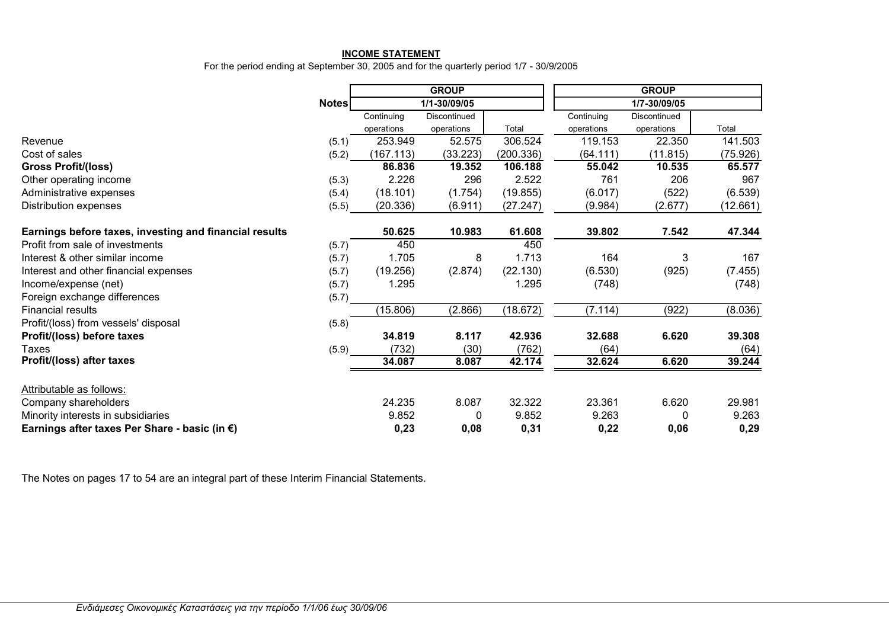**INCOME STATEMENT**

For the period ending at September 30, 2005 and for the quarterly period 1/7 - 30/9/2005

| | Notes | GROUP | | | GROUP | | |
|---|---|---|---|---|---|---|---|
| | | 1/1-30/09/05 | | | 1/7-30/09/05 | | |
| | | Continuing operations | Discontinued operations | Total | Continuing operations | Discontinued operations | Total |
| Revenue | (5.1) | 253.949 | 52.575 | 306.524 | 119.153 | 22.350 | 141.503 |
| Cost of sales | (5.2) | (167.113) | (33.223) | (200.336) | (64.111) | (11.815) | (75.926) |
| **Gross Profit/(loss)** | | **86.836** | **19.352** | **106.188** | **55.042** | **10.535** | **65.577** |
| Other operating income | (5.3) | 2.226 | 296 | 2.522 | 761 | 206 | 967 |
| Administrative expenses | (5.4) | (18.101) | (1.754) | (19.855) | (6.017) | (522) | (6.539) |
| Distribution expenses | (5.5) | (20.336) | (6.911) | (27.247) | (9.984) | (2.677) | (12.661) |
| **Earnings before taxes, investing and financial results** | | **50.625** | **10.983** | **61.608** | **39.802** | **7.542** | **47.344** |
| Profit from sale of investments | (5.7) | 450 | | 450 | | | |
| Interest & other similar income | (5.7) | 1.705 | 8 | 1.713 | 164 | 3 | 167 |
| Interest and other financial expenses | (5.7) | (19.256) | (2.874) | (22.130) | (6.530) | (925) | (7.455) |
| Income/expense (net) | (5.7) | 1.295 | | 1.295 | (748) | | (748) |
| Foreign exchange differences | (5.7) | | | | | | |
| Financial results | | (15.806) | (2.866) | (18.672) | (7.114) | (922) | (8.036) |
| Profit/(loss) from vessels' disposal | (5.8) | | | | | | |
| **Profit/(loss) before taxes** | | **34.819** | **8.117** | **42.936** | **32.688** | **6.620** | **39.308** |
| Taxes | (5.9) | (732) | (30) | (762) | (64) | | (64) |
| **Profit/(loss) after taxes** | | **34.087** | **8.087** | **42.174** | **32.624** | **6.620** | **39.244** |
| Attributable as follows: | | | | | | | |
| Company shareholders | | 24.235 | 8.087 | 32.322 | 23.361 | 6.620 | 29.981 |
| Minority interests in subsidiaries | | 9.852 | 0 | 9.852 | 9.263 | 0 | 9.263 |
| **Earnings after taxes Per Share - basic (in €)** | | **0,23** | **0,08** | **0,31** | **0,22** | **0,06** | **0,29** |

The Notes on pages 17 to 54 are an integral part of these Interim Financial Statements.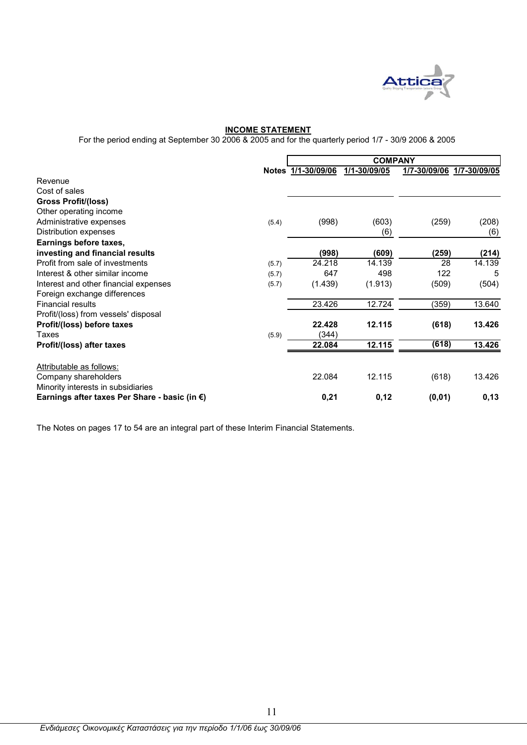## INCOME STATEMENT

For the period ending at September 30 2006 & 2005 and for the quarterly period 1/7 - 30/9 2006 & 2005

| | Notes | COMPANY | | | |
|---|---|---|---|---|---|
| | | 1/1-30/09/06 | 1/1-30/09/05 | 1/7-30/09/06 | 1/7-30/09/05 |
| Revenue | | | | | |
| Cost of sales | | | | | |
| **Gross Profit/(loss)** | | | | | |
| Other operating income | | | | | |
| Administrative expenses | (5.4) | (998) | (603) | (259) | (208) |
| Distribution expenses | | | (6) | | (6) |
| **Earnings before taxes, investing and financial results** | | **(998)** | **(609)** | **(259)** | **(214)** |
| Profit from sale of investments | (5.7) | 24.218 | 14.139 | 28 | 14.139 |
| Interest & other similar income | (5.7) | 647 | 498 | 122 | 5 |
| Interest and other financial expenses | (5.7) | (1.439) | (1.913) | (509) | (504) |
| Foreign exchange differences | | | | | |
| Financial results | | 23.426 | 12.724 | (359) | 13.640 |
| Profit/(loss) from vessels' disposal | | | | | |
| **Profit/(loss) before taxes** | | **22.428** | **12.115** | **(618)** | **13.426** |
| Taxes | (5.9) | (344) | | | |
| **Profit/(loss) after taxes** | | **22.084** | **12.115** | **(618)** | **13.426** |
| | | | | | |
| Attributable as follows: | | | | | |
| Company shareholders | | 22.084 | 12.115 | (618) | 13.426 |
| Minority interests in subsidiaries | | | | | |
| **Earnings after taxes Per Share - basic (in €)** | | **0,21** | **0,12** | **(0,01)** | **0,13** |

The Notes on pages 17 to 54 are an integral part of these Interim Financial Statements.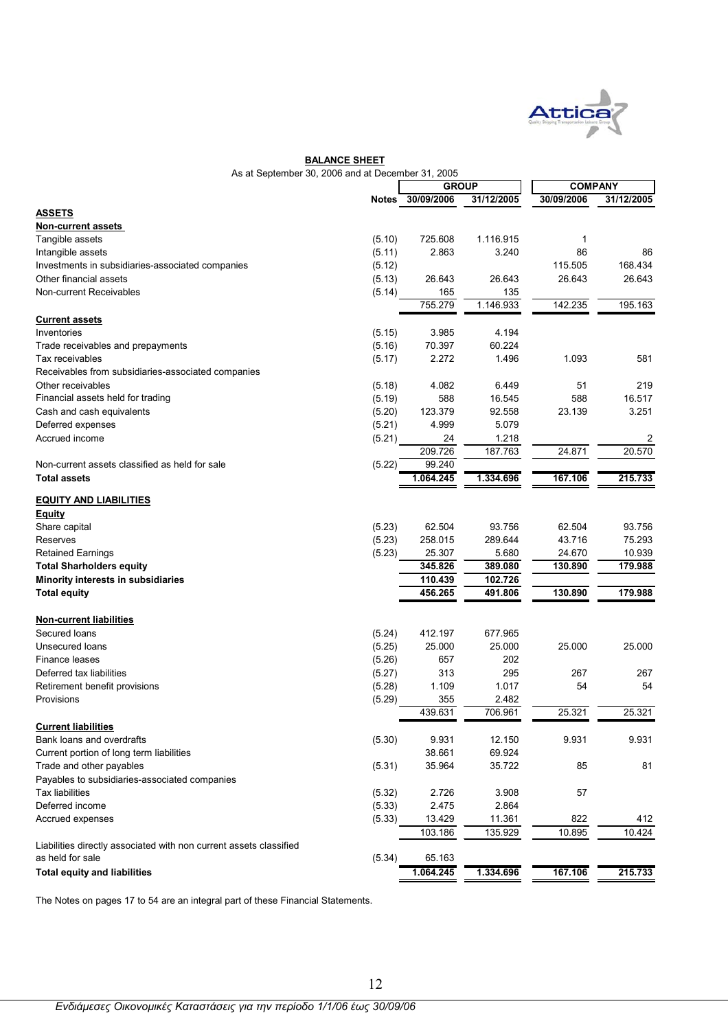## BALANCE SHEET

As at September 30, 2006 and at December 31, 2005

| | Notes | GROUP | | COMPANY | |
|---|---|---|---|---|---|
| | | 30/09/2006 | 31/12/2005 | 30/09/2006 | 31/12/2005 |
| **ASSETS** | | | | | |
| **Non-current assets** | | | | | |
| Tangible assets | (5.10) | 725.608 | 1.116.915 | 1 | |
| Intangible assets | (5.11) | 2.863 | 3.240 | 86 | 86 |
| Investments in subsidiaries-associated companies | (5.12) | | | 115.505 | 168.434 |
| Other financial assets | (5.13) | 26.643 | 26.643 | 26.643 | 26.643 |
| Non-current Receivables | (5.14) | 165 | 135 | | |
| | | 755.279 | 1.146.933 | 142.235 | 195.163 |
| **Current assets** | | | | | |
| Inventories | (5.15) | 3.985 | 4.194 | | |
| Trade receivables and prepayments | (5.16) | 70.397 | 60.224 | | |
| Tax receivables | (5.17) | 2.272 | 1.496 | 1.093 | 581 |
| Receivables from subsidiaries-associated companies | | | | | |
| Other receivables | (5.18) | 4.082 | 6.449 | 51 | 219 |
| Financial assets held for trading | (5.19) | 588 | 16.545 | 588 | 16.517 |
| Cash and cash equivalents | (5.20) | 123.379 | 92.558 | 23.139 | 3.251 |
| Deferred expenses | (5.21) | 4.999 | 5.079 | | |
| Accrued income | (5.21) | 24 | 1.218 | | 2 |
| | | 209.726 | 187.763 | 24.871 | 20.570 |
| Non-current assets classified as held for sale | (5.22) | 99.240 | | | |
| **Total assets** | | **1.064.245** | **1.334.696** | **167.106** | **215.733** |
| **EQUITY AND LIABILITIES** | | | | | |
| **Equity** | | | | | |
| Share capital | (5.23) | 62.504 | 93.756 | 62.504 | 93.756 |
| Reserves | (5.23) | 258.015 | 289.644 | 43.716 | 75.293 |
| Retained Earnings | (5.23) | 25.307 | 5.680 | 24.670 | 10.939 |
| **Total Sharholders equity** | | **345.826** | **389.080** | **130.890** | **179.988** |
| **Minority interests in subsidiaries** | | **110.439** | **102.726** | | |
| **Total equity** | | **456.265** | **491.806** | **130.890** | **179.988** |
| **Non-current liabilities** | | | | | |
| Secured loans | (5.24) | 412.197 | 677.965 | | |
| Unsecured loans | (5.25) | 25.000 | 25.000 | 25.000 | 25.000 |
| Finance leases | (5.26) | 657 | 202 | | |
| Deferred tax liabilities | (5.27) | 313 | 295 | 267 | 267 |
| Retirement benefit provisions | (5.28) | 1.109 | 1.017 | 54 | 54 |
| Provisions | (5.29) | 355 | 2.482 | | |
| | | 439.631 | 706.961 | 25.321 | 25.321 |
| **Current liabilities** | | | | | |
| Bank loans and overdrafts | (5.30) | 9.931 | 12.150 | 9.931 | 9.931 |
| Current portion of long term liabilities | | 38.661 | 69.924 | | |
| Trade and other payables | (5.31) | 35.964 | 35.722 | 85 | 81 |
| Payables to subsidiaries-associated companies | | | | | |
| Tax liabilities | (5.32) | 2.726 | 3.908 | 57 | |
| Deferred income | (5.33) | 2.475 | 2.864 | | |
| Accrued expenses | (5.33) | 13.429 | 11.361 | 822 | 412 |
| | | 103.186 | 135.929 | 10.895 | 10.424 |
| Liabilities directly associated with non current assets classified as held for sale | (5.34) | 65.163 | | | |
| **Total equity and liabilities** | | **1.064.245** | **1.334.696** | **167.106** | **215.733** |

The Notes on pages 17 to 54 are an integral part of these Financial Statements.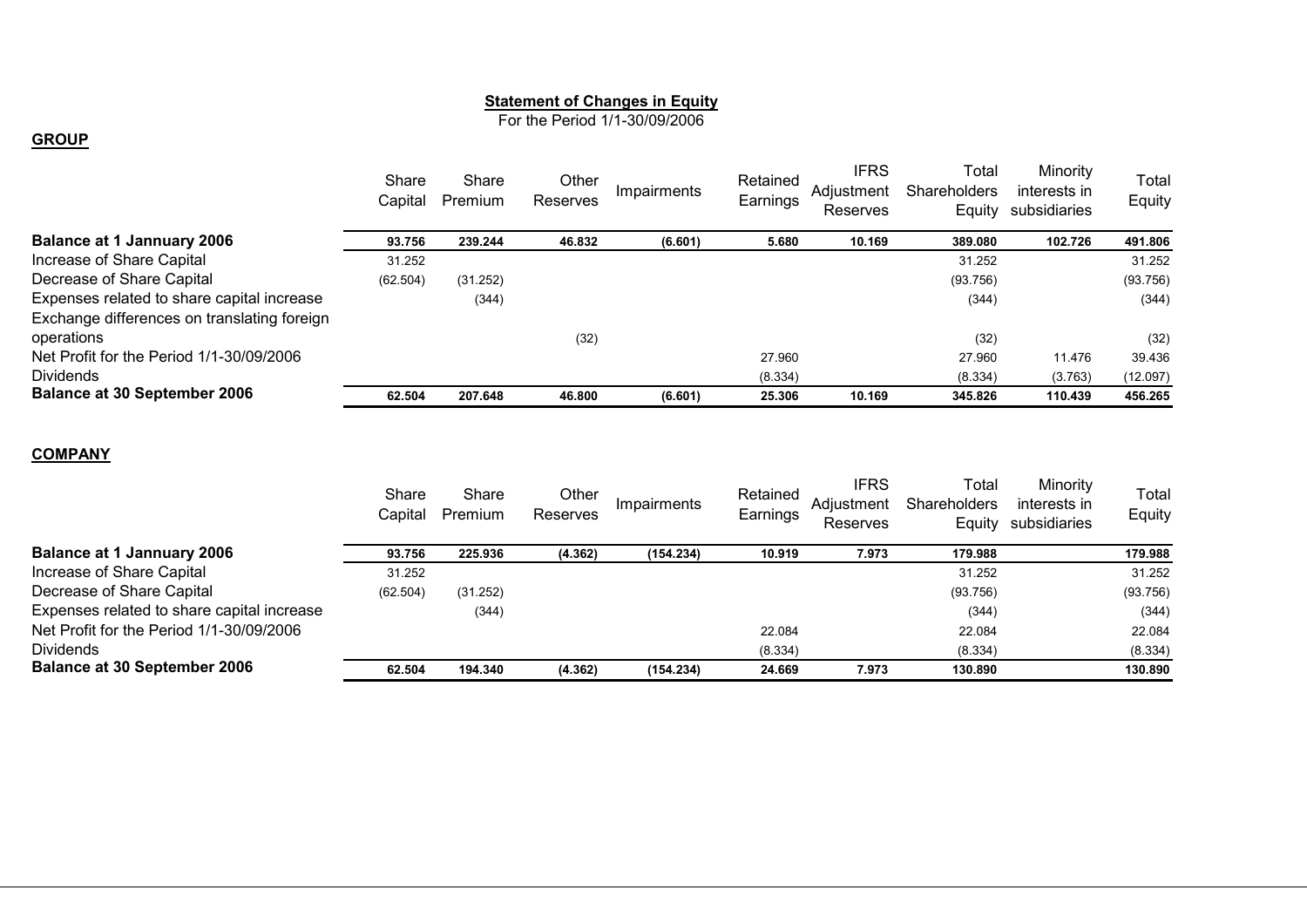## Statement of Changes in Equity

For the Period 1/1-30/09/2006

**GROUP**

| | Share Capital | Share Premium | Other Reserves | Impairments | Retained Earnings | IFRS Adjustment Reserves | Total Shareholders Equity | Minority interests in subsidiaries | Total Equity |
|---|---|---|---|---|---|---|---|---|---|
| **Balance at 1 Jannuary 2006** | **93.756** | **239.244** | **46.832** | **(6.601)** | **5.680** | **10.169** | **389.080** | **102.726** | **491.806** |
| Increase of Share Capital | 31.252 | | | | | | 31.252 | | 31.252 |
| Decrease of Share Capital | (62.504) | (31.252) | | | | | (93.756) | | (93.756) |
| Expenses related to share capital increase | | (344) | | | | | (344) | | (344) |
| Exchange differences on translating foreign operations | | | (32) | | | | (32) | | (32) |
| Net Profit for the Period 1/1-30/09/2006 | | | | | 27.960 | | 27.960 | 11.476 | 39.436 |
| Dividends | | | | | (8.334) | | (8.334) | (3.763) | (12.097) |
| **Balance at 30 September 2006** | **62.504** | **207.648** | **46.800** | **(6.601)** | **25.306** | **10.169** | **345.826** | **110.439** | **456.265** |

**COMPANY**

| | Share Capital | Share Premium | Other Reserves | Impairments | Retained Earnings | IFRS Adjustment Reserves | Total Shareholders Equity | Minority interests in subsidiaries | Total Equity |
|---|---|---|---|---|---|---|---|---|---|
| **Balance at 1 Jannuary 2006** | **93.756** | **225.936** | **(4.362)** | **(154.234)** | **10.919** | **7.973** | **179.988** | | **179.988** |
| Increase of Share Capital | 31.252 | | | | | | 31.252 | | 31.252 |
| Decrease of Share Capital | (62.504) | (31.252) | | | | | (93.756) | | (93.756) |
| Expenses related to share capital increase | | (344) | | | | | (344) | | (344) |
| Net Profit for the Period 1/1-30/09/2006 | | | | | 22.084 | | 22.084 | | 22.084 |
| Dividends | | | | | (8.334) | | (8.334) | | (8.334) |
| **Balance at 30 September 2006** | **62.504** | **194.340** | **(4.362)** | **(154.234)** | **24.669** | **7.973** | **130.890** | | **130.890** |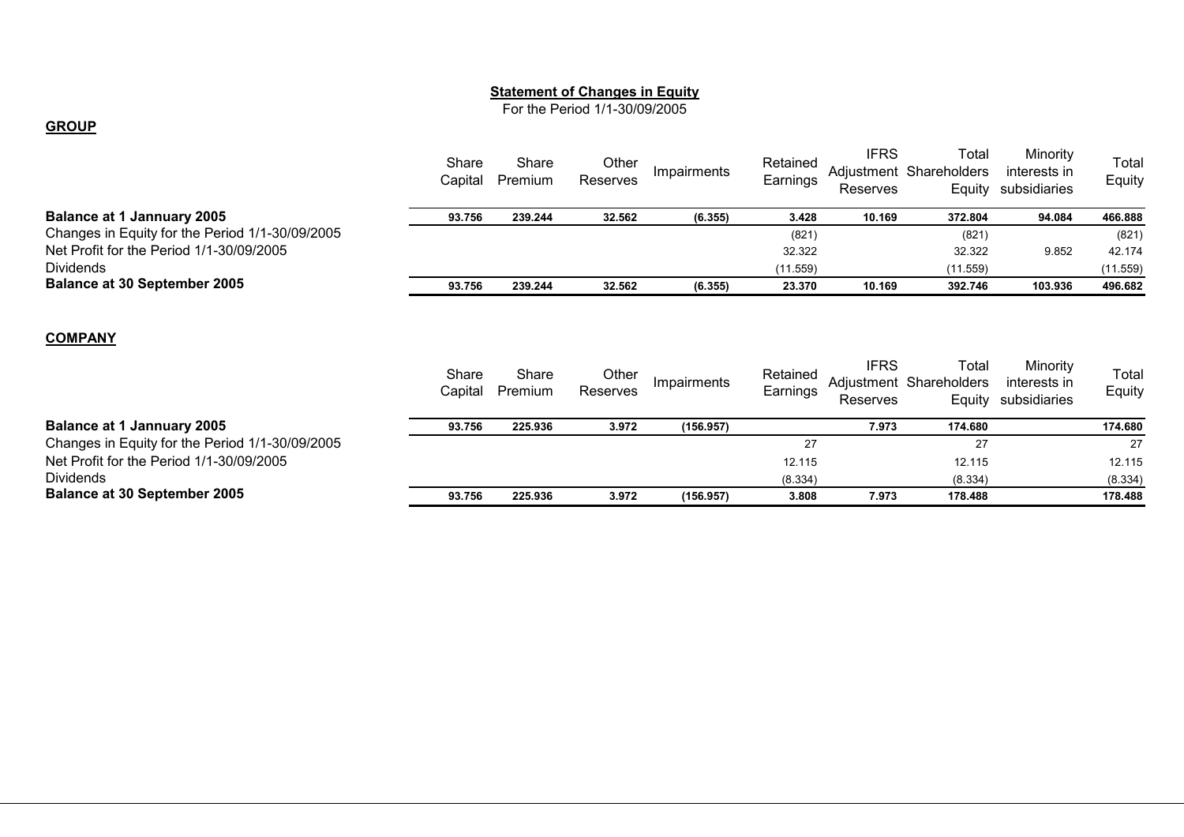**Statement of Changes in Equity**

For the Period 1/1-30/09/2005

**GROUP**

| | Share Capital | Share Premium | Other Reserves | Impairments | Retained Earnings | IFRS Adjustment Reserves | Total Shareholders Equity | Minority interests in subsidiaries | Total Equity |
|---|---|---|---|---|---|---|---|---|---|
| **Balance at 1 Jannuary 2005** | **93.756** | **239.244** | **32.562** | **(6.355)** | **3.428** | **10.169** | **372.804** | **94.084** | **466.888** |
| Changes in Equity for the Period 1/1-30/09/2005 | | | | | (821) | | (821) | | (821) |
| Net Profit for the Period 1/1-30/09/2005 | | | | | 32.322 | | 32.322 | 9.852 | 42.174 |
| Dividends | | | | | (11.559) | | (11.559) | | (11.559) |
| **Balance at 30 September 2005** | **93.756** | **239.244** | **32.562** | **(6.355)** | **23.370** | **10.169** | **392.746** | **103.936** | **496.682** |

**COMPANY**

| | Share Capital | Share Premium | Other Reserves | Impairments | Retained Earnings | IFRS Adjustment Reserves | Total Shareholders Equity | Minority interests in subsidiaries | Total Equity |
|---|---|---|---|---|---|---|---|---|---|
| **Balance at 1 Jannuary 2005** | **93.756** | **225.936** | **3.972** | **(156.957)** | | **7.973** | **174.680** | | **174.680** |
| Changes in Equity for the Period 1/1-30/09/2005 | | | | | 27 | | 27 | | 27 |
| Net Profit for the Period 1/1-30/09/2005 | | | | | 12.115 | | 12.115 | | 12.115 |
| Dividends | | | | | (8.334) | | (8.334) | | (8.334) |
| **Balance at 30 September 2005** | **93.756** | **225.936** | **3.972** | **(156.957)** | **3.808** | **7.973** | **178.488** | | **178.488** |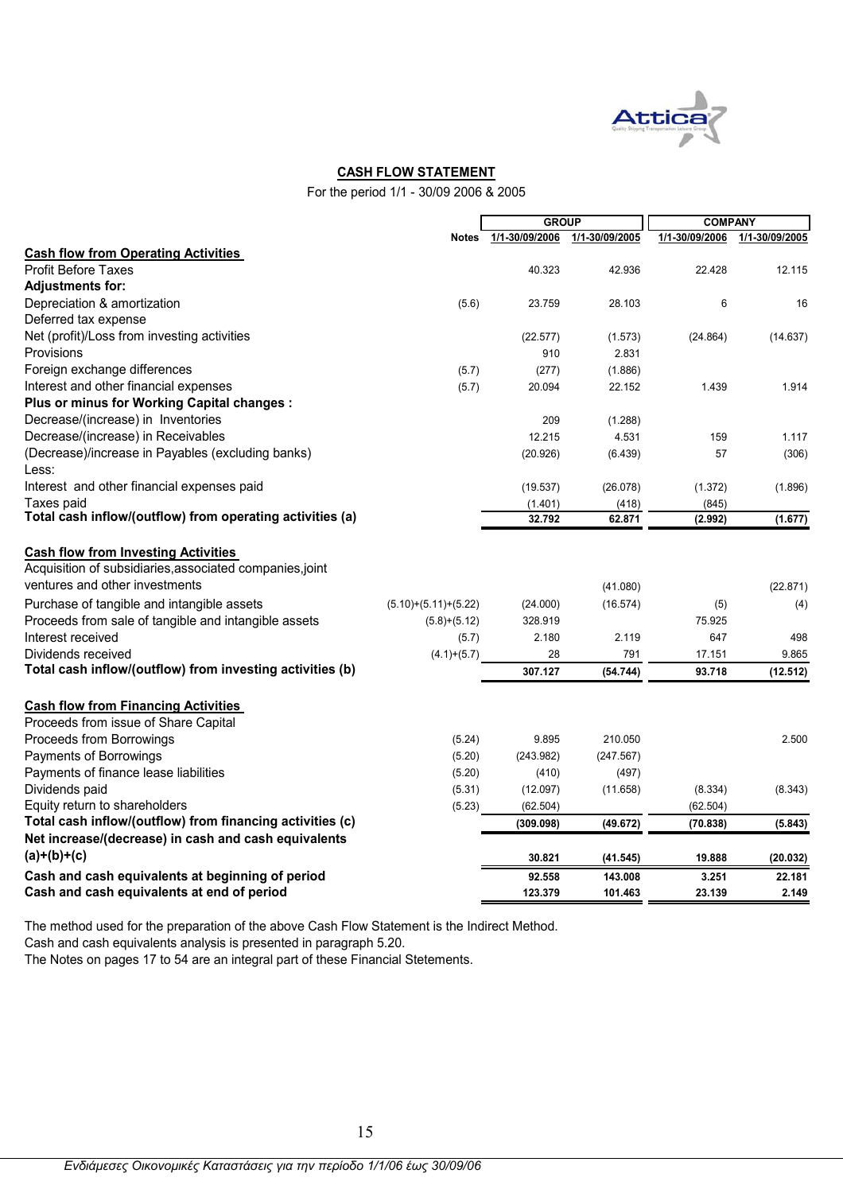## CASH FLOW STATEMENT

For the period 1/1 - 30/09 2006 & 2005

| | Notes | GROUP | | COMPANY | |
|---|---|---|---|---|---|
| | | 1/1-30/09/2006 | 1/1-30/09/2005 | 1/1-30/09/2006 | 1/1-30/09/2005 |
| **Cash flow from Operating Activities** | | | | | |
| Profit Before Taxes | | 40.323 | 42.936 | 22.428 | 12.115 |
| **Adjustments for:** | | | | | |
| Depreciation & amortization | (5.6) | 23.759 | 28.103 | 6 | 16 |
| Deferred tax expense | | | | | |
| Net (profit)/Loss from investing activities | | (22.577) | (1.573) | (24.864) | (14.637) |
| Provisions | | 910 | 2.831 | | |
| Foreign exchange differences | (5.7) | (277) | (1.886) | | |
| Interest and other financial expenses | (5.7) | 20.094 | 22.152 | 1.439 | 1.914 |
| **Plus or minus for Working Capital changes :** | | | | | |
| Decrease/(increase) in Inventories | | 209 | (1.288) | | |
| Decrease/(increase) in Receivables | | 12.215 | 4.531 | 159 | 1.117 |
| (Decrease)/increase in Payables (excluding banks) | | (20.926) | (6.439) | 57 | (306) |
| Less: | | | | | |
| Interest and other financial expenses paid | | (19.537) | (26.078) | (1.372) | (1.896) |
| Taxes paid | | (1.401) | (418) | (845) | |
| **Total cash inflow/(outflow) from operating activities (a)** | | **32.792** | **62.871** | **(2.992)** | **(1.677)** |
| **Cash flow from Investing Activities** | | | | | |
| Acquisition of subsidiaries,associated companies,joint ventures and other investments | | | (41.080) | | (22.871) |
| Purchase of tangible and intangible assets | (5.10)+(5.11)+(5.22) | (24.000) | (16.574) | (5) | (4) |
| Proceeds from sale of tangible and intangible assets | (5.8)+(5.12) | 328.919 | | 75.925 | |
| Interest received | (5.7) | 2.180 | 2.119 | 647 | 498 |
| Dividends received | (4.1)+(5.7) | 28 | 791 | 17.151 | 9.865 |
| **Total cash inflow/(outflow) from investing activities (b)** | | **307.127** | **(54.744)** | **93.718** | **(12.512)** |
| **Cash flow from Financing Activities** | | | | | |
| Proceeds from issue of Share Capital | | | | | |
| Proceeds from Borrowings | (5.24) | 9.895 | 210.050 | | 2.500 |
| Payments of Borrowings | (5.20) | (243.982) | (247.567) | | |
| Payments of finance lease liabilities | (5.20) | (410) | (497) | | |
| Dividends paid | (5.31) | (12.097) | (11.658) | (8.334) | (8.343) |
| Equity return to shareholders | (5.23) | (62.504) | | (62.504) | |
| **Total cash inflow/(outflow) from financing activities (c)** | | **(309.098)** | **(49.672)** | **(70.838)** | **(5.843)** |
| **Net increase/(decrease) in cash and cash equivalents (a)+(b)+(c)** | | **30.821** | **(41.545)** | **19.888** | **(20.032)** |
| **Cash and cash equivalents at beginning of period** | | **92.558** | **143.008** | **3.251** | **22.181** |
| **Cash and cash equivalents at end of period** | | **123.379** | **101.463** | **23.139** | **2.149** |

The method used for the preparation of the above Cash Flow Statement is the Indirect Method.
Cash and cash equivalents analysis is presented in paragraph 5.20.
The Notes on pages 17 to 54 are an integral part of these Financial Stetements.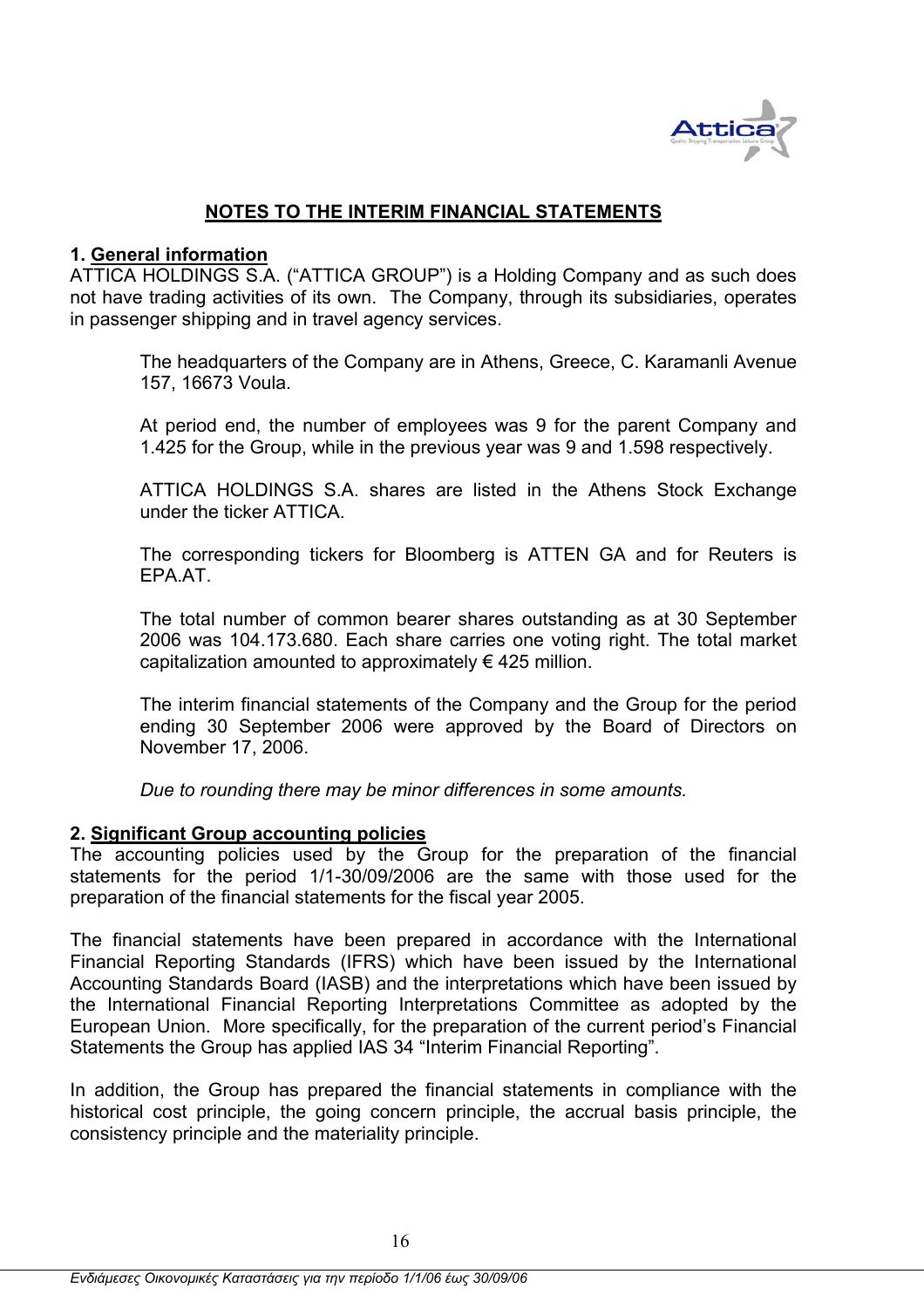# NOTES TO THE INTERIM FINANCIAL STATEMENTS

## 1. General information

ATTICA HOLDINGS S.A. ("ATTICA GROUP") is a Holding Company and as such does not have trading activities of its own. The Company, through its subsidiaries, operates in passenger shipping and in travel agency services.

The headquarters of the Company are in Athens, Greece, C. Karamanli Avenue 157, 16673 Voula.

At period end, the number of employees was 9 for the parent Company and 1.425 for the Group, while in the previous year was 9 and 1.598 respectively.

ATTICA HOLDINGS S.A. shares are listed in the Athens Stock Exchange under the ticker ATTICA.

The corresponding tickers for Bloomberg is ATTEN GA and for Reuters is EPA.AT.

The total number of common bearer shares outstanding as at 30 September 2006 was 104.173.680. Each share carries one voting right. The total market capitalization amounted to approximately € 425 million.

The interim financial statements of the Company and the Group for the period ending 30 September 2006 were approved by the Board of Directors on November 17, 2006.

*Due to rounding there may be minor differences in some amounts.*

## 2. Significant Group accounting policies

The accounting policies used by the Group for the preparation of the financial statements for the period 1/1-30/09/2006 are the same with those used for the preparation of the financial statements for the fiscal year 2005.

The financial statements have been prepared in accordance with the International Financial Reporting Standards (IFRS) which have been issued by the International Accounting Standards Board (IASB) and the interpretations which have been issued by the International Financial Reporting Interpretations Committee as adopted by the European Union. More specifically, for the preparation of the current period's Financial Statements the Group has applied IAS 34 "Interim Financial Reporting".

In addition, the Group has prepared the financial statements in compliance with the historical cost principle, the going concern principle, the accrual basis principle, the consistency principle and the materiality principle.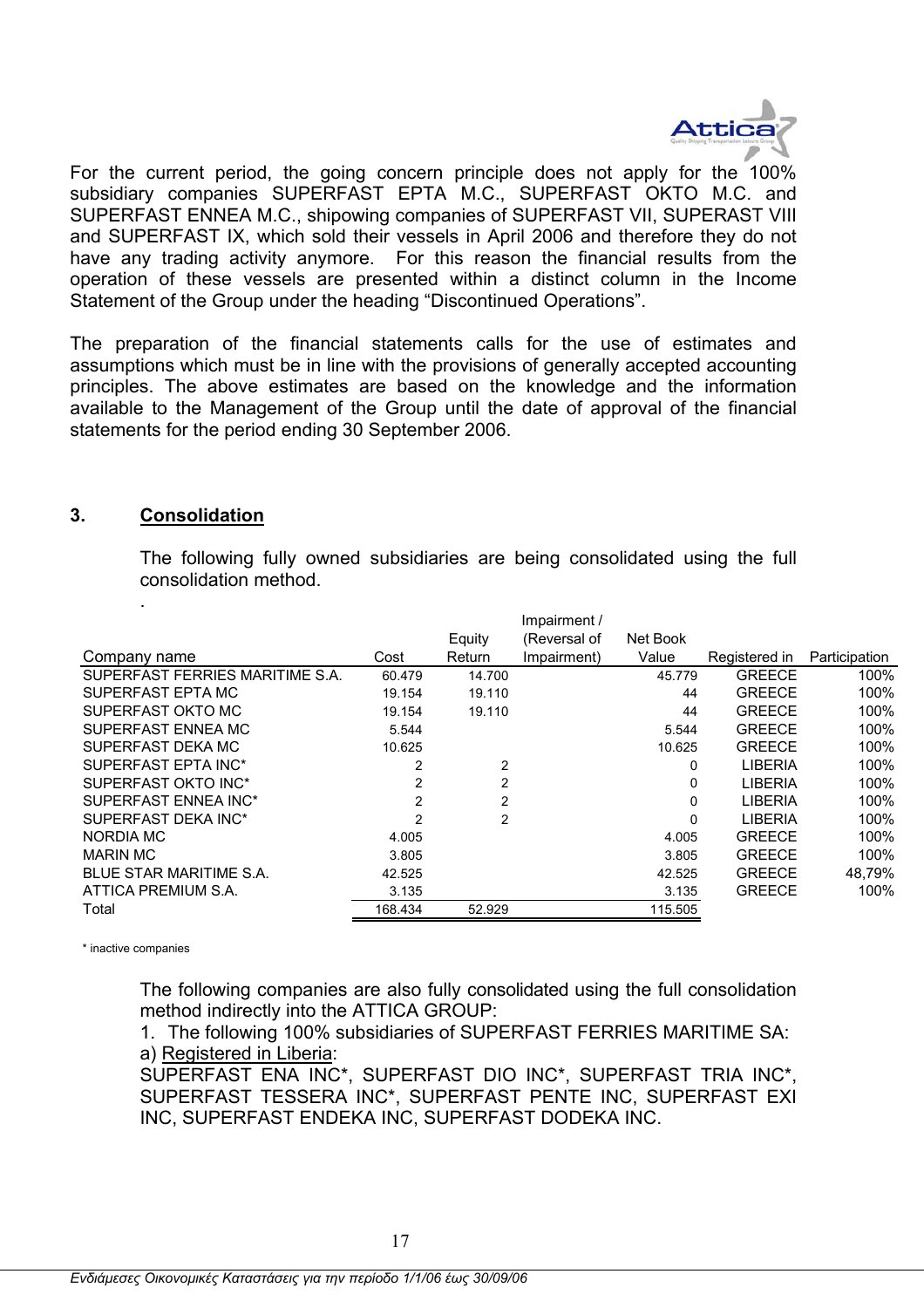For the current period, the going concern principle does not apply for the 100% subsidiary companies SUPERFAST EPTA M.C., SUPERFAST OKTO M.C. and SUPERFAST ENNEA M.C., shipowing companies of SUPERFAST VII, SUPERAST VIII and SUPERFAST IX, which sold their vessels in April 2006 and therefore they do not have any trading activity anymore. For this reason the financial results from the operation of these vessels are presented within a distinct column in the Income Statement of the Group under the heading "Discontinued Operations".

The preparation of the financial statements calls for the use of estimates and assumptions which must be in line with the provisions of generally accepted accounting principles. The above estimates are based on the knowledge and the information available to the Management of the Group until the date of approval of the financial statements for the period ending 30 September 2006.

## 3. Consolidation

The following fully owned subsidiaries are being consolidated using the full consolidation method.

.

| Company name | Cost | Equity Return | Impairment / (Reversal of Impairment) | Net Book Value | Registered in | Participation |
|---|---|---|---|---|---|---|
| SUPERFAST FERRIES MARITIME S.A. | 60.479 | 14.700 | | 45.779 | GREECE | 100% |
| SUPERFAST EPTA MC | 19.154 | 19.110 | | 44 | GREECE | 100% |
| SUPERFAST OKTO MC | 19.154 | 19.110 | | 44 | GREECE | 100% |
| SUPERFAST ENNEA MC | 5.544 | | | 5.544 | GREECE | 100% |
| SUPERFAST DEKA MC | 10.625 | | | 10.625 | GREECE | 100% |
| SUPERFAST EPTA INC* | 2 | 2 | | 0 | LIBERIA | 100% |
| SUPERFAST OKTO INC* | 2 | 2 | | 0 | LIBERIA | 100% |
| SUPERFAST ENNEA INC* | 2 | 2 | | 0 | LIBERIA | 100% |
| SUPERFAST DEKA INC* | 2 | 2 | | 0 | LIBERIA | 100% |
| NORDIA MC | 4.005 | | | 4.005 | GREECE | 100% |
| MARIN MC | 3.805 | | | 3.805 | GREECE | 100% |
| BLUE STAR MARITIME S.A. | 42.525 | | | 42.525 | GREECE | 48,79% |
| ATTICA PREMIUM S.A. | 3.135 | | | 3.135 | GREECE | 100% |
| Total | 168.434 | 52.929 | | 115.505 | | |

\* inactive companies

The following companies are also fully consolidated using the full consolidation method indirectly into the ATTICA GROUP:

1. The following 100% subsidiaries of SUPERFAST FERRIES MARITIME SA:

a) Registered in Liberia:

SUPERFAST ENA INC*, SUPERFAST DIO INC*, SUPERFAST TRIA INC*, SUPERFAST TESSERA INC*, SUPERFAST PENTE INC, SUPERFAST EXI INC, SUPERFAST ENDEKA INC, SUPERFAST DODEKA INC.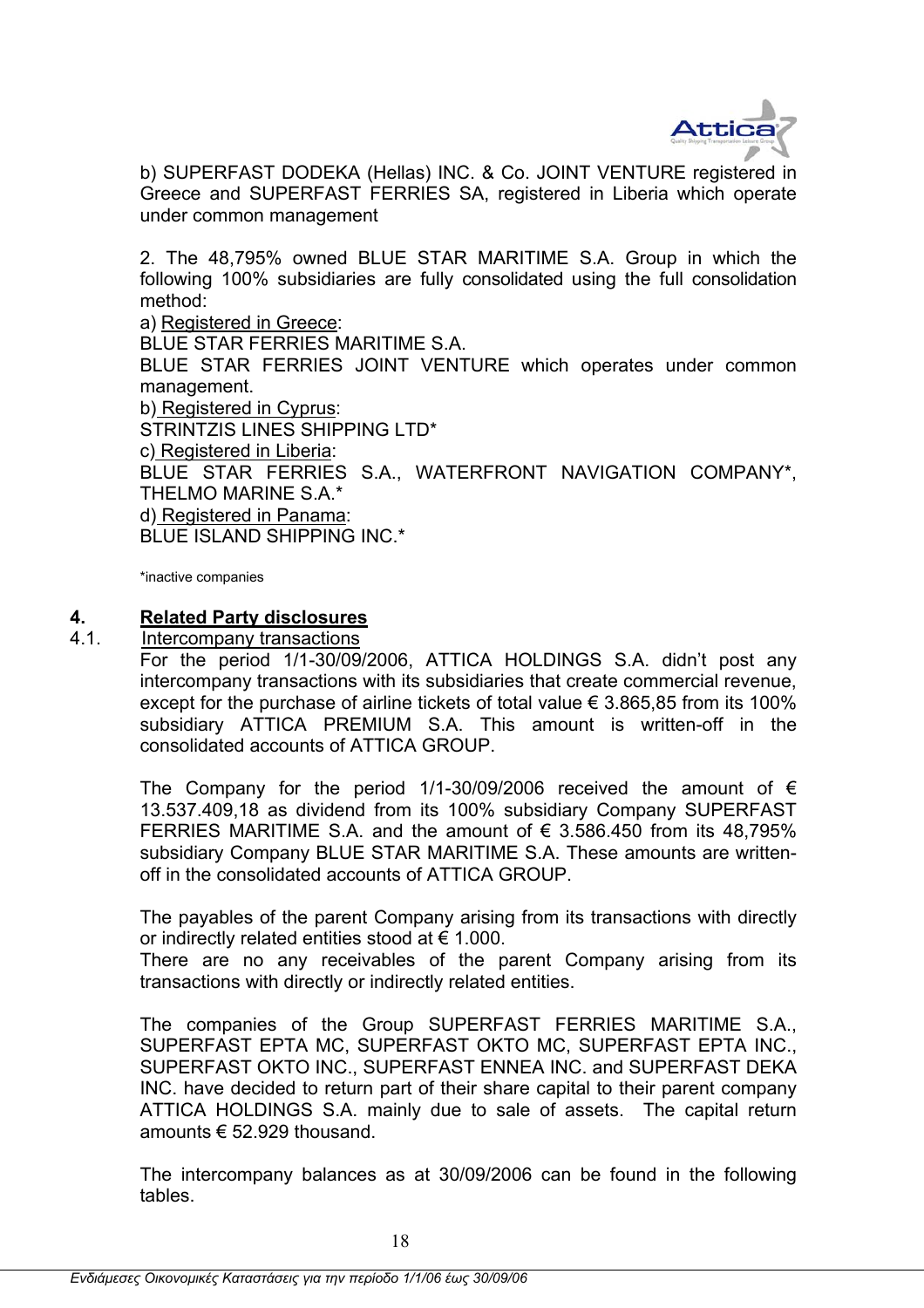b) SUPERFAST DODEKA (Hellas) INC. & Co. JOINT VENTURE registered in Greece and SUPERFAST FERRIES SA, registered in Liberia which operate under common management

2. The 48,795% owned BLUE STAR MARITIME S.A. Group in which the following 100% subsidiaries are fully consolidated using the full consolidation method:

a) Registered in Greece:
BLUE STAR FERRIES MARITIME S.A.
BLUE STAR FERRIES JOINT VENTURE which operates under common management.

b) Registered in Cyprus:
STRINTZIS LINES SHIPPING LTD*

c) Registered in Liberia:
BLUE STAR FERRIES S.A., WATERFRONT NAVIGATION COMPANY*, THELMO MARINE S.A.*

d) Registered in Panama:
BLUE ISLAND SHIPPING INC.*

*inactive companies

## 4. Related Party disclosures

### 4.1. Intercompany transactions

For the period 1/1-30/09/2006, ATTICA HOLDINGS S.A. didn't post any intercompany transactions with its subsidiaries that create commercial revenue, except for the purchase of airline tickets of total value € 3.865,85 from its 100% subsidiary ATTICA PREMIUM S.A. This amount is written-off in the consolidated accounts of ATTICA GROUP.

The Company for the period 1/1-30/09/2006 received the amount of € 13.537.409,18 as dividend from its 100% subsidiary Company SUPERFAST FERRIES MARITIME S.A. and the amount of € 3.586.450 from its 48,795% subsidiary Company BLUE STAR MARITIME S.A. These amounts are written-off in the consolidated accounts of ATTICA GROUP.

The payables of the parent Company arising from its transactions with directly or indirectly related entities stood at € 1.000.
There are no any receivables of the parent Company arising from its transactions with directly or indirectly related entities.

The companies of the Group SUPERFAST FERRIES MARITIME S.A., SUPERFAST EPTA MC, SUPERFAST OKTO MC, SUPERFAST EPTA INC., SUPERFAST OKTO INC., SUPERFAST ENNEA INC. and SUPERFAST DEKA INC. have decided to return part of their share capital to their parent company ATTICA HOLDINGS S.A. mainly due to sale of assets. The capital return amounts € 52.929 thousand.

The intercompany balances as at 30/09/2006 can be found in the following tables.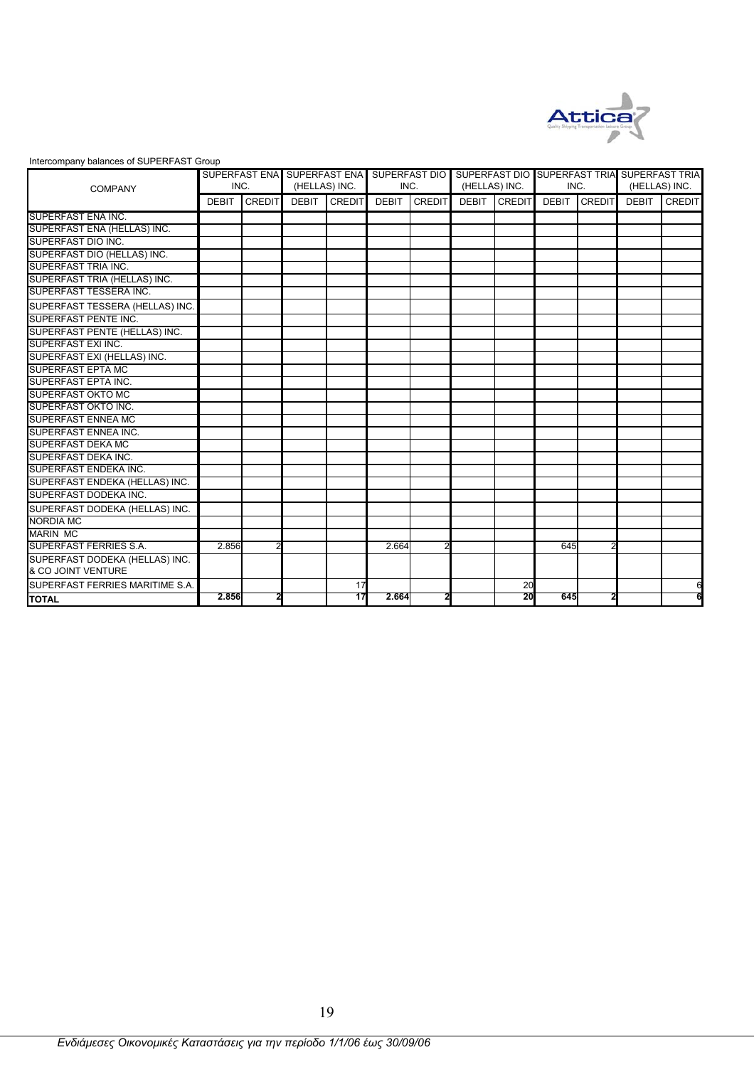Intercompany balances of SUPERFAST Group

| COMPANY | SUPERFAST ENA INC. | | SUPERFAST ENA (HELLAS) INC. | | SUPERFAST DIO INC. | | SUPERFAST DIO (HELLAS) INC. | | SUPERFAST TRIA INC. | | SUPERFAST TRIA (HELLAS) INC. | |
|---|---|---|---|---|---|---|---|---|---|---|---|---|
| | DEBIT | CREDIT | DEBIT | CREDIT | DEBIT | CREDIT | DEBIT | CREDIT | DEBIT | CREDIT | DEBIT | CREDIT |
| SUPERFAST ENA INC. | | | | | | | | | | | | |
| SUPERFAST ENA (HELLAS) INC. | | | | | | | | | | | | |
| SUPERFAST DIO INC. | | | | | | | | | | | | |
| SUPERFAST DIO (HELLAS) INC. | | | | | | | | | | | | |
| SUPERFAST TRIA INC. | | | | | | | | | | | | |
| SUPERFAST TRIA (HELLAS) INC. | | | | | | | | | | | | |
| SUPERFAST TESSERA INC. | | | | | | | | | | | | |
| SUPERFAST TESSERA (HELLAS) INC. | | | | | | | | | | | | |
| SUPERFAST PENTE INC. | | | | | | | | | | | | |
| SUPERFAST PENTE (HELLAS) INC. | | | | | | | | | | | | |
| SUPERFAST EXI INC. | | | | | | | | | | | | |
| SUPERFAST EXI (HELLAS) INC. | | | | | | | | | | | | |
| SUPERFAST EPTA MC | | | | | | | | | | | | |
| SUPERFAST EPTA INC. | | | | | | | | | | | | |
| SUPERFAST OKTO MC | | | | | | | | | | | | |
| SUPERFAST OKTO INC. | | | | | | | | | | | | |
| SUPERFAST ENNEA MC | | | | | | | | | | | | |
| SUPERFAST ENNEA INC. | | | | | | | | | | | | |
| SUPERFAST DEKA MC | | | | | | | | | | | | |
| SUPERFAST DEKA INC. | | | | | | | | | | | | |
| SUPERFAST ENDEKA INC. | | | | | | | | | | | | |
| SUPERFAST ENDEKA (HELLAS) INC. | | | | | | | | | | | | |
| SUPERFAST DODEKA INC. | | | | | | | | | | | | |
| SUPERFAST DODEKA (HELLAS) INC. | | | | | | | | | | | | |
| NORDIA MC | | | | | | | | | | | | |
| MARIN MC | | | | | | | | | | | | |
| SUPERFAST FERRIES S.A. | 2.856 | 2 | | | 2.664 | 2 | | | 645 | 2 | | |
| SUPERFAST DODEKA (HELLAS) INC. & CO JOINT VENTURE | | | | | | | | | | | | |
| SUPERFAST FERRIES MARITIME S.A. | | | | 17 | | | | 20 | | | | 6 |
| **TOTAL** | **2.856** | **2** | | **17** | **2.664** | **2** | | **20** | **645** | **2** | | **6** |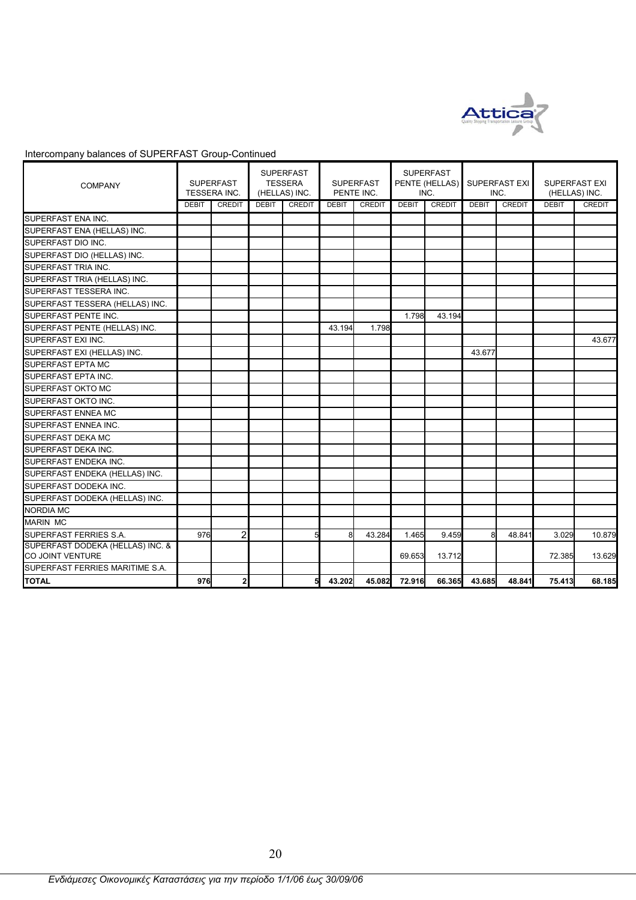Intercompany balances of SUPERFAST Group-Continued

| COMPANY | SUPERFAST TESSERA INC. | | SUPERFAST TESSERA (HELLAS) INC. | | SUPERFAST PENTE INC. | | SUPERFAST PENTE (HELLAS) INC. | | SUPERFAST EXI INC. | | SUPERFAST EXI (HELLAS) INC. | |
|---|---|---|---|---|---|---|---|---|---|---|---|---|
| | DEBIT | CREDIT | DEBIT | CREDIT | DEBIT | CREDIT | DEBIT | CREDIT | DEBIT | CREDIT | DEBIT | CREDIT |
| SUPERFAST ENA INC. | | | | | | | | | | | | |
| SUPERFAST ENA (HELLAS) INC. | | | | | | | | | | | | |
| SUPERFAST DIO INC. | | | | | | | | | | | | |
| SUPERFAST DIO (HELLAS) INC. | | | | | | | | | | | | |
| SUPERFAST TRIA INC. | | | | | | | | | | | | |
| SUPERFAST TRIA (HELLAS) INC. | | | | | | | | | | | | |
| SUPERFAST TESSERA INC. | | | | | | | | | | | | |
| SUPERFAST TESSERA (HELLAS) INC. | | | | | | | | | | | | |
| SUPERFAST PENTE INC. | | | | | | | 1.798 | 43.194 | | | | |
| SUPERFAST PENTE (HELLAS) INC. | | | | | 43.194 | 1.798 | | | | | | |
| SUPERFAST EXI INC. | | | | | | | | | | | | 43.677 |
| SUPERFAST EXI (HELLAS) INC. | | | | | | | | | 43.677 | | | |
| SUPERFAST EPTA MC | | | | | | | | | | | | |
| SUPERFAST EPTA INC. | | | | | | | | | | | | |
| SUPERFAST OKTO MC | | | | | | | | | | | | |
| SUPERFAST OKTO INC. | | | | | | | | | | | | |
| SUPERFAST ENNEA MC | | | | | | | | | | | | |
| SUPERFAST ENNEA INC. | | | | | | | | | | | | |
| SUPERFAST DEKA MC | | | | | | | | | | | | |
| SUPERFAST DEKA INC. | | | | | | | | | | | | |
| SUPERFAST ENDEKA INC. | | | | | | | | | | | | |
| SUPERFAST ENDEKA (HELLAS) INC. | | | | | | | | | | | | |
| SUPERFAST DODEKA INC. | | | | | | | | | | | | |
| SUPERFAST DODEKA (HELLAS) INC. | | | | | | | | | | | | |
| NORDIA MC | | | | | | | | | | | | |
| MARIN MC | | | | | | | | | | | | |
| SUPERFAST FERRIES S.A. | 976 | 2 | | 5 | 8 | 43.284 | 1.465 | 9.459 | 8 | 48.841 | 3.029 | 10.879 |
| SUPERFAST DODEKA (HELLAS) INC. & CO JOINT VENTURE | | | | | | | 69.653 | 13.712 | | | 72.385 | 13.629 |
| SUPERFAST FERRIES MARITIME S.A. | | | | | | | | | | | | |
| **TOTAL** | **976** | **2** | | **5** | **43.202** | **45.082** | **72.916** | **66.365** | **43.685** | **48.841** | **75.413** | **68.185** |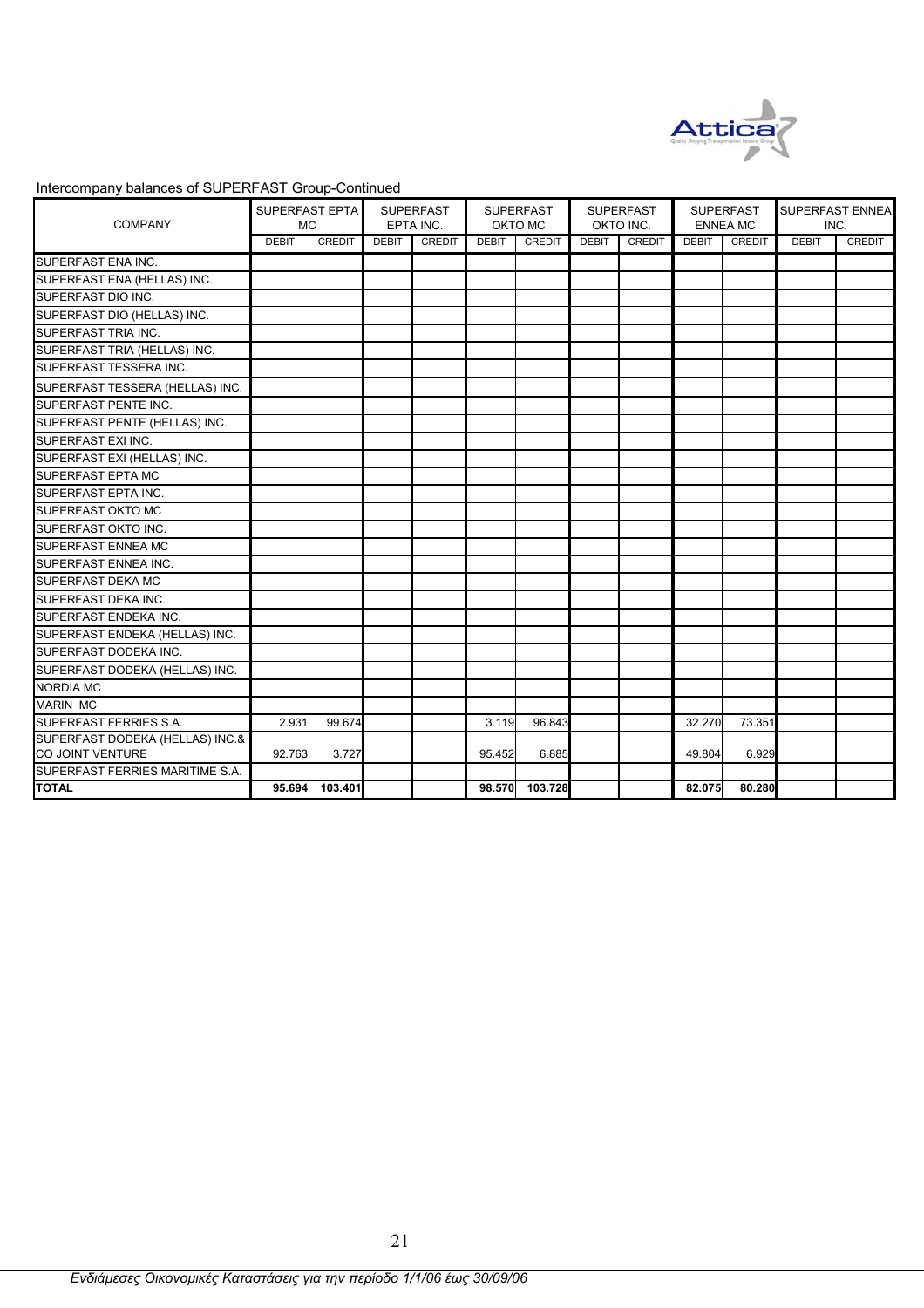Intercompany balances of SUPERFAST Group-Continued

| COMPANY | SUPERFAST EPTA MC | | SUPERFAST EPTA INC. | | SUPERFAST OKTO MC | | SUPERFAST OKTO INC. | | SUPERFAST ENNEA MC | | SUPERFAST ENNEA INC. | |
|---|---|---|---|---|---|---|---|---|---|---|---|---|
| | DEBIT | CREDIT | DEBIT | CREDIT | DEBIT | CREDIT | DEBIT | CREDIT | DEBIT | CREDIT | DEBIT | CREDIT |
| SUPERFAST ENA INC. | | | | | | | | | | | | |
| SUPERFAST ENA (HELLAS) INC. | | | | | | | | | | | | |
| SUPERFAST DIO INC. | | | | | | | | | | | | |
| SUPERFAST DIO (HELLAS) INC. | | | | | | | | | | | | |
| SUPERFAST TRIA INC. | | | | | | | | | | | | |
| SUPERFAST TRIA (HELLAS) INC. | | | | | | | | | | | | |
| SUPERFAST TESSERA INC. | | | | | | | | | | | | |
| SUPERFAST TESSERA (HELLAS) INC. | | | | | | | | | | | | |
| SUPERFAST PENTE INC. | | | | | | | | | | | | |
| SUPERFAST PENTE (HELLAS) INC. | | | | | | | | | | | | |
| SUPERFAST EXI INC. | | | | | | | | | | | | |
| SUPERFAST EXI (HELLAS) INC. | | | | | | | | | | | | |
| SUPERFAST EPTA MC | | | | | | | | | | | | |
| SUPERFAST EPTA INC. | | | | | | | | | | | | |
| SUPERFAST OKTO MC | | | | | | | | | | | | |
| SUPERFAST OKTO INC. | | | | | | | | | | | | |
| SUPERFAST ENNEA MC | | | | | | | | | | | | |
| SUPERFAST ENNEA INC. | | | | | | | | | | | | |
| SUPERFAST DEKA MC | | | | | | | | | | | | |
| SUPERFAST DEKA INC. | | | | | | | | | | | | |
| SUPERFAST ENDEKA INC. | | | | | | | | | | | | |
| SUPERFAST ENDEKA (HELLAS) INC. | | | | | | | | | | | | |
| SUPERFAST DODEKA INC. | | | | | | | | | | | | |
| SUPERFAST DODEKA (HELLAS) INC. | | | | | | | | | | | | |
| NORDIA MC | | | | | | | | | | | | |
| MARIN MC | | | | | | | | | | | | |
| SUPERFAST FERRIES S.A. | 2.931 | 99.674 | | | 3.119 | 96.843 | | | 32.270 | 73.351 | | |
| SUPERFAST DODEKA (HELLAS) INC.& CO JOINT VENTURE | 92.763 | 3.727 | | | 95.452 | 6.885 | | | 49.804 | 6.929 | | |
| SUPERFAST FERRIES MARITIME S.A. | | | | | | | | | | | | |
| **TOTAL** | **95.694** | **103.401** | | | **98.570** | **103.728** | | | **82.075** | **80.280** | | |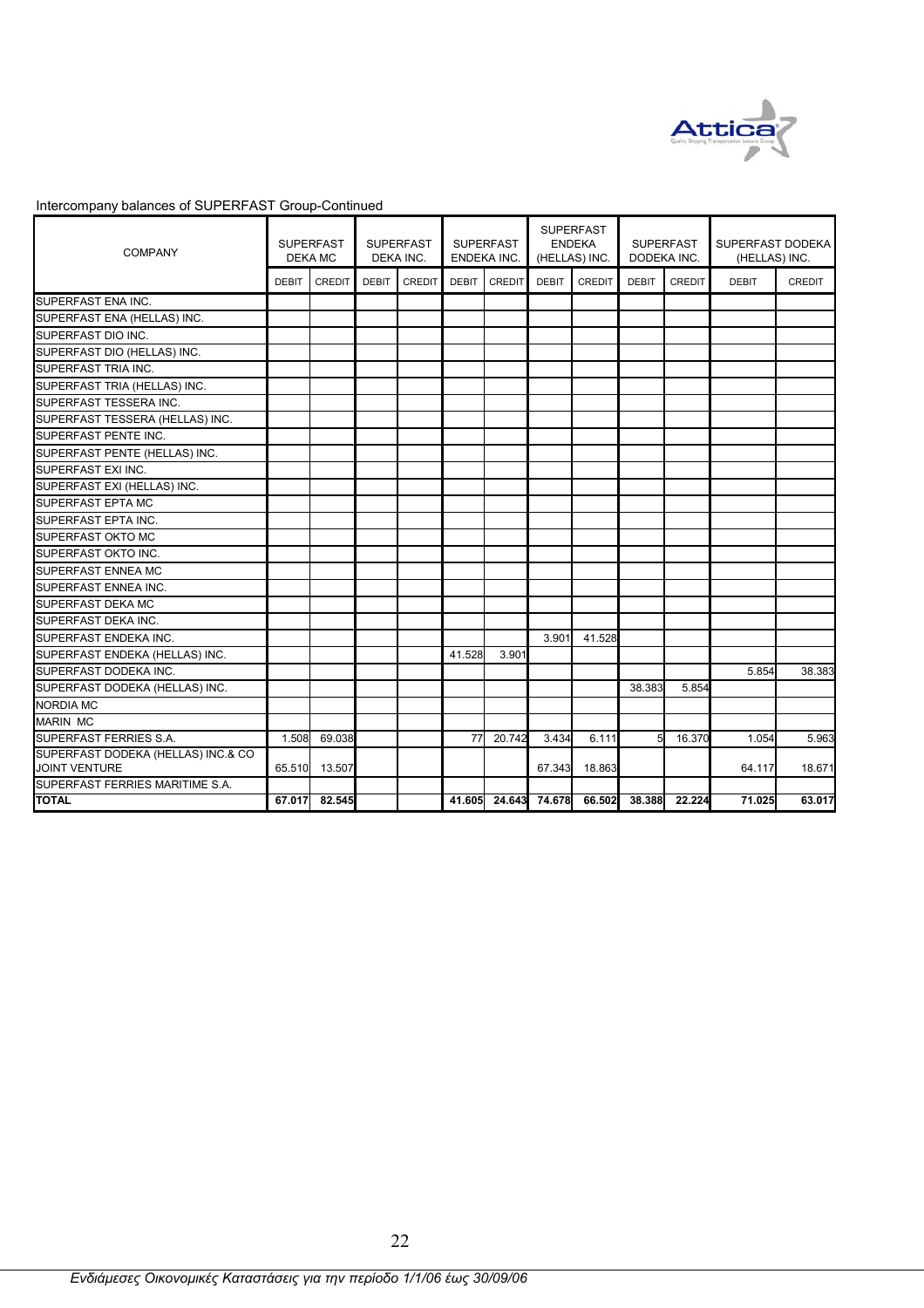Intercompany balances of SUPERFAST Group-Continued

| COMPANY | SUPERFAST DEKA MC | | SUPERFAST DEKA INC. | | SUPERFAST ENDEKA INC. | | SUPERFAST ENDEKA (HELLAS) INC. | | SUPERFAST DODEKA INC. | | SUPERFAST DODEKA (HELLAS) INC. | |
|---|---|---|---|---|---|---|---|---|---|---|---|---|
| | DEBIT | CREDIT | DEBIT | CREDIT | DEBIT | CREDIT | DEBIT | CREDIT | DEBIT | CREDIT | DEBIT | CREDIT |
| SUPERFAST ENA INC. | | | | | | | | | | | | |
| SUPERFAST ENA (HELLAS) INC. | | | | | | | | | | | | |
| SUPERFAST DIO INC. | | | | | | | | | | | | |
| SUPERFAST DIO (HELLAS) INC. | | | | | | | | | | | | |
| SUPERFAST TRIA INC. | | | | | | | | | | | | |
| SUPERFAST TRIA (HELLAS) INC. | | | | | | | | | | | | |
| SUPERFAST TESSERA INC. | | | | | | | | | | | | |
| SUPERFAST TESSERA (HELLAS) INC. | | | | | | | | | | | | |
| SUPERFAST PENTE INC. | | | | | | | | | | | | |
| SUPERFAST PENTE (HELLAS) INC. | | | | | | | | | | | | |
| SUPERFAST EXI INC. | | | | | | | | | | | | |
| SUPERFAST EXI (HELLAS) INC. | | | | | | | | | | | | |
| SUPERFAST EPTA MC | | | | | | | | | | | | |
| SUPERFAST EPTA INC. | | | | | | | | | | | | |
| SUPERFAST OKTO MC | | | | | | | | | | | | |
| SUPERFAST OKTO INC. | | | | | | | | | | | | |
| SUPERFAST ENNEA MC | | | | | | | | | | | | |
| SUPERFAST ENNEA INC. | | | | | | | | | | | | |
| SUPERFAST DEKA MC | | | | | | | | | | | | |
| SUPERFAST DEKA INC. | | | | | | | | | | | | |
| SUPERFAST ENDEKA INC. | | | | | | | 3.901 | 41.528 | | | | |
| SUPERFAST ENDEKA (HELLAS) INC. | | | | | 41.528 | 3.901 | | | | | | |
| SUPERFAST DODEKA INC. | | | | | | | | | | | 5.854 | 38.383 |
| SUPERFAST DODEKA (HELLAS) INC. | | | | | | | | | 38.383 | 5.854 | | |
| NORDIA MC | | | | | | | | | | | | |
| MARIN MC | | | | | | | | | | | | |
| SUPERFAST FERRIES S.A. | 1.508 | 69.038 | | | 77 | 20.742 | 3.434 | 6.111 | 5 | 16.370 | 1.054 | 5.963 |
| SUPERFAST DODEKA (HELLAS) INC.& CO JOINT VENTURE | 65.510 | 13.507 | | | | | 67.343 | 18.863 | | | 64.117 | 18.671 |
| SUPERFAST FERRIES MARITIME S.A. | | | | | | | | | | | | |
| **TOTAL** | **67.017** | **82.545** | | | **41.605** | **24.643** | **74.678** | **66.502** | **38.388** | **22.224** | **71.025** | **63.017** |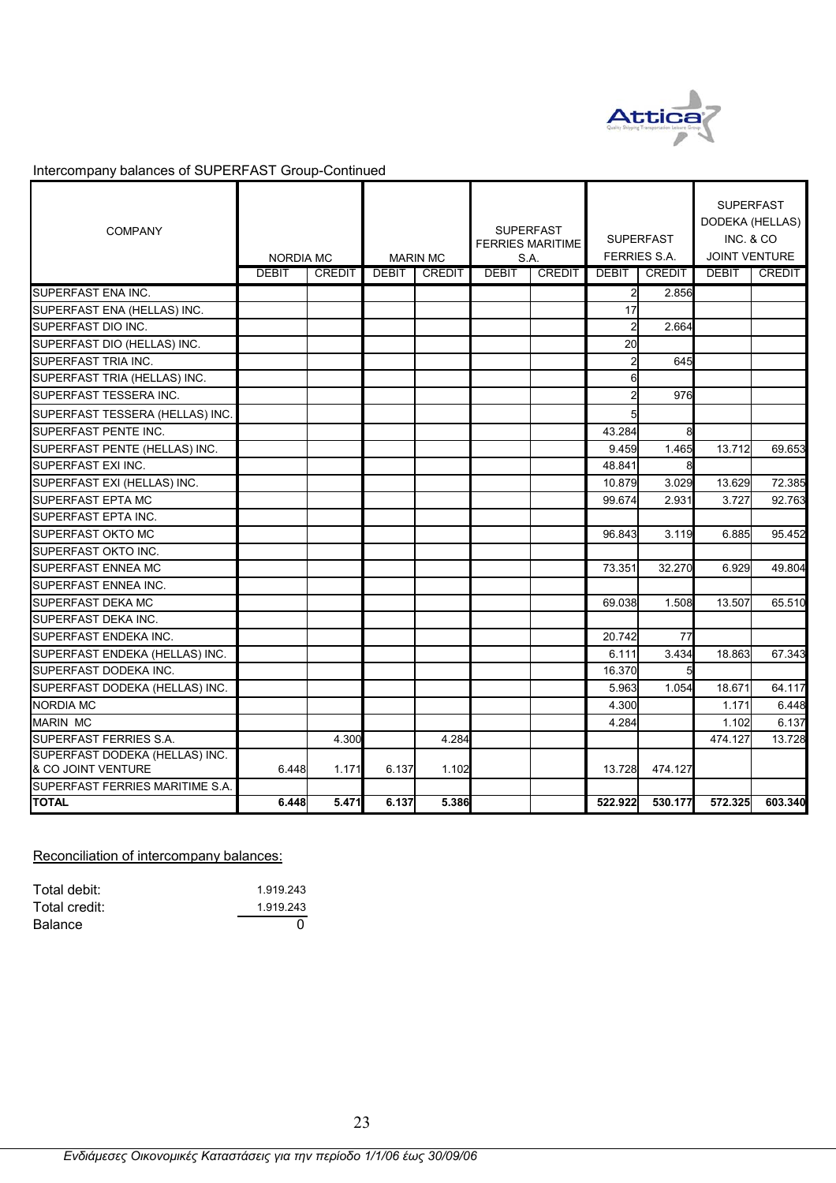Intercompany balances of SUPERFAST Group-Continued

| COMPANY | NORDIA MC | | MARIN MC | | SUPERFAST FERRIES MARITIME S.A. | | SUPERFAST FERRIES S.A. | | SUPERFAST DODEKA (HELLAS) INC. & CO JOINT VENTURE | |
|---|---|---|---|---|---|---|---|---|---|---|
| | DEBIT | CREDIT | DEBIT | CREDIT | DEBIT | CREDIT | DEBIT | CREDIT | DEBIT | CREDIT |
| SUPERFAST ENA INC. | | | | | | | 2 | 2.856 | | |
| SUPERFAST ENA (HELLAS) INC. | | | | | | | 17 | | | |
| SUPERFAST DIO INC. | | | | | | | 2 | 2.664 | | |
| SUPERFAST DIO (HELLAS) INC. | | | | | | | 20 | | | |
| SUPERFAST TRIA INC. | | | | | | | 2 | 645 | | |
| SUPERFAST TRIA (HELLAS) INC. | | | | | | | 6 | | | |
| SUPERFAST TESSERA INC. | | | | | | | 2 | 976 | | |
| SUPERFAST TESSERA (HELLAS) INC. | | | | | | | 5 | | | |
| SUPERFAST PENTE INC. | | | | | | | 43.284 | 8 | | |
| SUPERFAST PENTE (HELLAS) INC. | | | | | | | 9.459 | 1.465 | 13.712 | 69.653 |
| SUPERFAST EXI INC. | | | | | | | 48.841 | 8 | | |
| SUPERFAST EXI (HELLAS) INC. | | | | | | | 10.879 | 3.029 | 13.629 | 72.385 |
| SUPERFAST EPTA MC | | | | | | | 99.674 | 2.931 | 3.727 | 92.763 |
| SUPERFAST EPTA INC. | | | | | | | | | | |
| SUPERFAST OKTO MC | | | | | | | 96.843 | 3.119 | 6.885 | 95.452 |
| SUPERFAST OKTO INC. | | | | | | | | | | |
| SUPERFAST ENNEA MC | | | | | | | 73.351 | 32.270 | 6.929 | 49.804 |
| SUPERFAST ENNEA INC. | | | | | | | | | | |
| SUPERFAST DEKA MC | | | | | | | 69.038 | 1.508 | 13.507 | 65.510 |
| SUPERFAST DEKA INC. | | | | | | | | | | |
| SUPERFAST ENDEKA INC. | | | | | | | 20.742 | 77 | | |
| SUPERFAST ENDEKA (HELLAS) INC. | | | | | | | 6.111 | 3.434 | 18.863 | 67.343 |
| SUPERFAST DODEKA INC. | | | | | | | 16.370 | 5 | | |
| SUPERFAST DODEKA (HELLAS) INC. | | | | | | | 5.963 | 1.054 | 18.671 | 64.117 |
| NORDIA MC | | | | | | | 4.300 | | 1.171 | 6.448 |
| MARIN MC | | | | | | | 4.284 | | 1.102 | 6.137 |
| SUPERFAST FERRIES S.A. | | 4.300 | | 4.284 | | | | | 474.127 | 13.728 |
| SUPERFAST DODEKA (HELLAS) INC. & CO JOINT VENTURE | 6.448 | 1.171 | 6.137 | 1.102 | | | 13.728 | 474.127 | | |
| SUPERFAST FERRIES MARITIME S.A. | | | | | | | | | | |
| **TOTAL** | **6.448** | **5.471** | **6.137** | **5.386** | | | **522.922** | **530.177** | **572.325** | **603.340** |

Reconciliation of intercompany balances:

| | |
|---|---|
| Total debit: | 1.919.243 |
| Total credit: | 1.919.243 |
| Balance | 0 |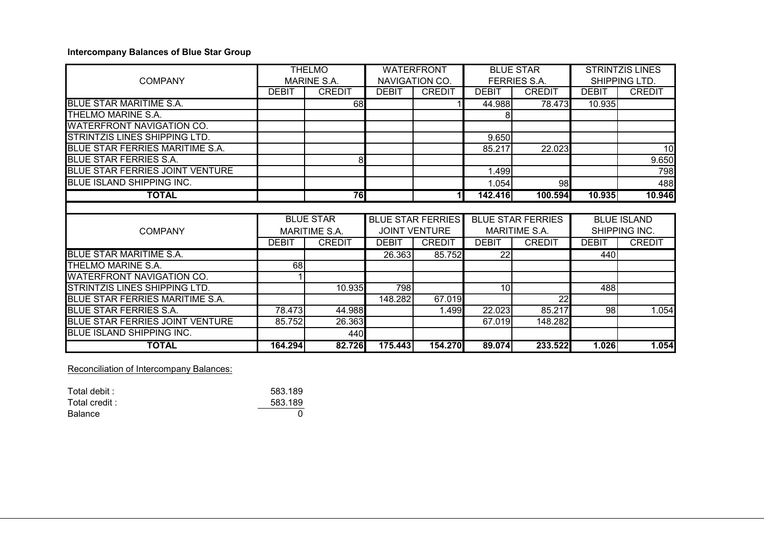**Intercompany Balances of Blue Star Group**

| COMPANY | THELMO MARINE S.A. | | WATERFRONT NAVIGATION CO. | | BLUE STAR FERRIES S.A. | | STRINTZIS LINES SHIPPING LTD. | |
|---|---|---|---|---|---|---|---|---|
| | DEBIT | CREDIT | DEBIT | CREDIT | DEBIT | CREDIT | DEBIT | CREDIT |
| BLUE STAR MARITIME S.A. | | 68 | | 1 | 44.988 | 78.473 | 10.935 | |
| THELMO MARINE S.A. | | | | | 8 | | | |
| WATERFRONT NAVIGATION CO. | | | | | | | | |
| STRINTZIS LINES SHIPPING LTD. | | | | | 9.650 | | | |
| BLUE STAR FERRIES MARITIME S.A. | | | | | 85.217 | 22.023 | | 10 |
| BLUE STAR FERRIES S.A. | | 8 | | | | | | 9.650 |
| BLUE STAR FERRIES JOINT VENTURE | | | | | 1.499 | | | 798 |
| BLUE ISLAND SHIPPING INC. | | | | | 1.054 | 98 | | 488 |
| **TOTAL** | | **76** | | **1** | **142.416** | **100.594** | **10.935** | **10.946** |

| COMPANY | BLUE STAR MARITIME S.A. | | BLUE STAR FERRIES JOINT VENTURE | | BLUE STAR FERRIES MARITIME S.A. | | BLUE ISLAND SHIPPING INC. | |
|---|---|---|---|---|---|---|---|---|
| | DEBIT | CREDIT | DEBIT | CREDIT | DEBIT | CREDIT | DEBIT | CREDIT |
| BLUE STAR MARITIME S.A. | | | 26.363 | 85.752 | 22 | | 440 | |
| THELMO MARINE S.A. | 68 | | | | | | | |
| WATERFRONT NAVIGATION CO. | 1 | | | | | | | |
| STRINTZIS LINES SHIPPING LTD. | | 10.935 | 798 | | 10 | | 488 | |
| BLUE STAR FERRIES MARITIME S.A. | | | 148.282 | 67.019 | | 22 | | |
| BLUE STAR FERRIES S.A. | 78.473 | 44.988 | | 1.499 | 22.023 | 85.217 | 98 | 1.054 |
| BLUE STAR FERRIES JOINT VENTURE | 85.752 | 26.363 | | | 67.019 | 148.282 | | |
| BLUE ISLAND SHIPPING INC. | | 440 | | | | | | |
| **TOTAL** | **164.294** | **82.726** | **175.443** | **154.270** | **89.074** | **233.522** | **1.026** | **1.054** |

Reconciliation of Intercompany Balances:

| | |
|---|---|
| Total debit : | 583.189 |
| Total credit : | 583.189 |
| Balance | 0 |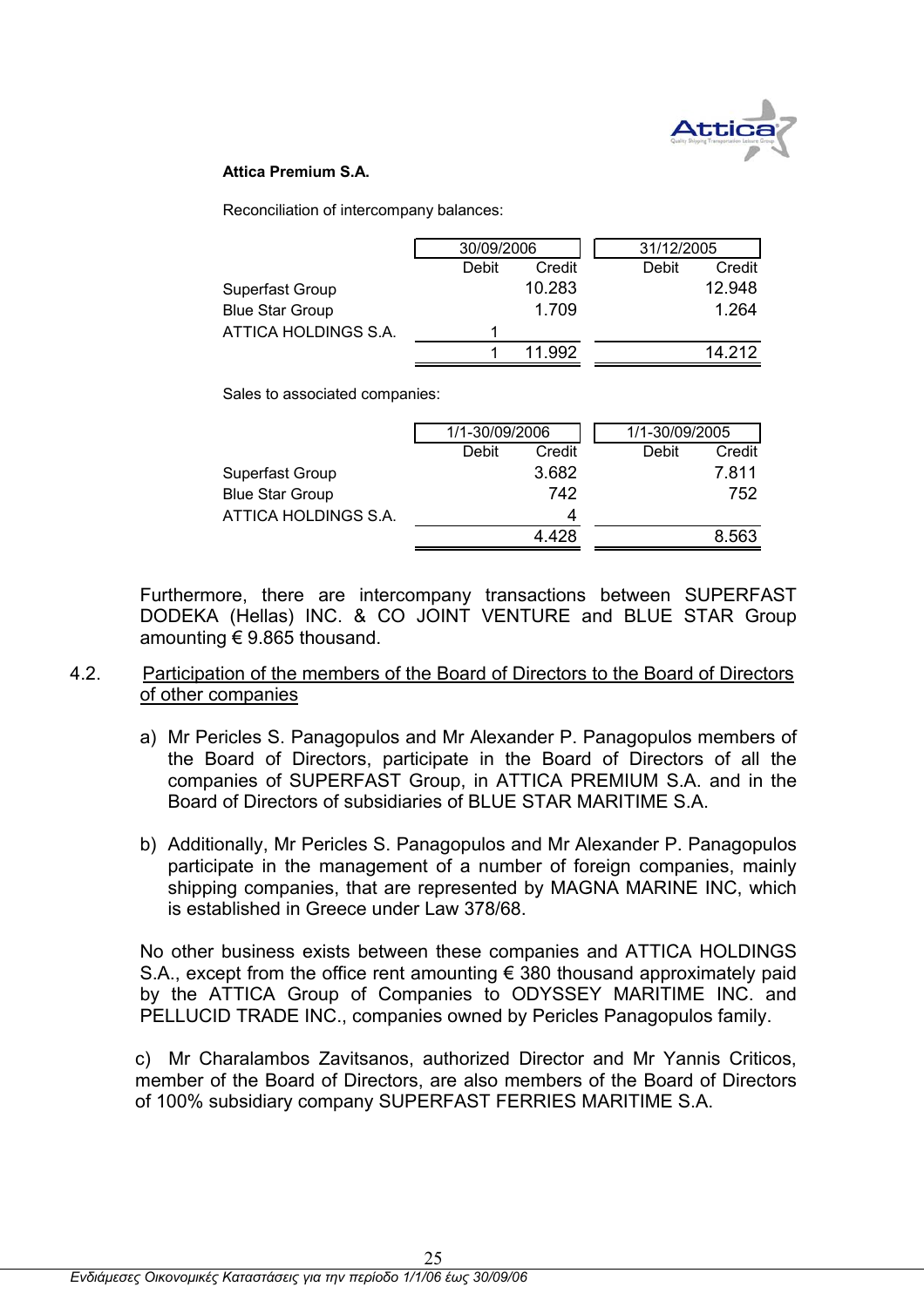**Attica Premium S.A.**

Reconciliation of intercompany balances:

| | 30/09/2006 | | 31/12/2005 | |
|---|---|---|---|---|
| | Debit | Credit | Debit | Credit |
| Superfast Group | | 10.283 | | 12.948 |
| Blue Star Group | | 1.709 | | 1.264 |
| ATTICA HOLDINGS S.A. | 1 | | | |
| | 1 | 11.992 | | 14.212 |

Sales to associated companies:

| | 1/1-30/09/2006 | | 1/1-30/09/2005 | |
|---|---|---|---|---|
| | Debit | Credit | Debit | Credit |
| Superfast Group | | 3.682 | | 7.811 |
| Blue Star Group | | 742 | | 752 |
| ATTICA HOLDINGS S.A. | | 4 | | |
| | | 4.428 | | 8.563 |

Furthermore, there are intercompany transactions between SUPERFAST DODEKA (Hellas) INC. & CO JOINT VENTURE and BLUE STAR Group amounting € 9.865 thousand.

## 4.2. Participation of the members of the Board of Directors to the Board of Directors of other companies

a) Mr Pericles S. Panagopulos and Mr Alexander P. Panagopulos members of the Board of Directors, participate in the Board of Directors of all the companies of SUPERFAST Group, in ATTICA PREMIUM S.A. and in the Board of Directors of subsidiaries of BLUE STAR MARITIME S.A.

b) Additionally, Mr Pericles S. Panagopulos and Mr Alexander P. Panagopulos participate in the management of a number of foreign companies, mainly shipping companies, that are represented by MAGNA MARINE INC, which is established in Greece under Law 378/68.

No other business exists between these companies and ATTICA HOLDINGS S.A., except from the office rent amounting € 380 thousand approximately paid by the ATTICA Group of Companies to ODYSSEY MARITIME INC. and PELLUCID TRADE INC., companies owned by Pericles Panagopulos family.

c) Mr Charalambos Zavitsanos, authorized Director and Mr Yannis Criticos, member of the Board of Directors, are also members of the Board of Directors of 100% subsidiary company SUPERFAST FERRIES MARITIME S.A.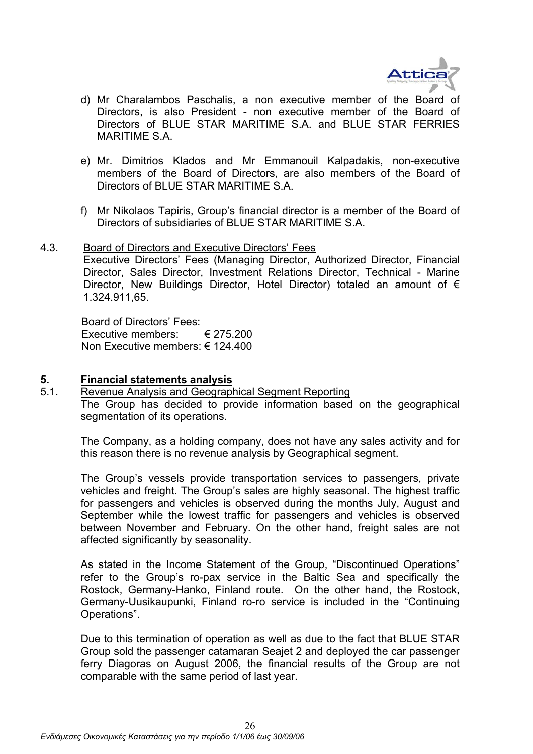d) Mr Charalambos Paschalis, a non executive member of the Board of Directors, is also President - non executive member of the Board of Directors of BLUE STAR MARITIME S.A. and BLUE STAR FERRIES MARITIME S.A.

e) Mr. Dimitrios Klados and Mr Emmanouil Kalpadakis, non-executive members of the Board of Directors, are also members of the Board of Directors of BLUE STAR MARITIME S.A.

f) Mr Nikolaos Tapiris, Group's financial director is a member of the Board of Directors of subsidiaries of BLUE STAR MARITIME S.A.

4.3. Board of Directors and Executive Directors' Fees

Executive Directors' Fees (Managing Director, Authorized Director, Financial Director, Sales Director, Investment Relations Director, Technical - Marine Director, New Buildings Director, Hotel Director) totaled an amount of € 1.324.911,65.

Board of Directors' Fees:
Executive members: € 275.200
Non Executive members: € 124.400

## 5. Financial statements analysis

### 5.1. Revenue Analysis and Geographical Segment Reporting

The Group has decided to provide information based on the geographical segmentation of its operations.

The Company, as a holding company, does not have any sales activity and for this reason there is no revenue analysis by Geographical segment.

The Group's vessels provide transportation services to passengers, private vehicles and freight. The Group's sales are highly seasonal. The highest traffic for passengers and vehicles is observed during the months July, August and September while the lowest traffic for passengers and vehicles is observed between November and February. On the other hand, freight sales are not affected significantly by seasonality.

As stated in the Income Statement of the Group, "Discontinued Operations" refer to the Group's ro-pax service in the Baltic Sea and specifically the Rostock, Germany-Hanko, Finland route. On the other hand, the Rostock, Germany-Uusikaupunki, Finland ro-ro service is included in the "Continuing Operations".

Due to this termination of operation as well as due to the fact that BLUE STAR Group sold the passenger catamaran Seajet 2 and deployed the car passenger ferry Diagoras on August 2006, the financial results of the Group are not comparable with the same period of last year.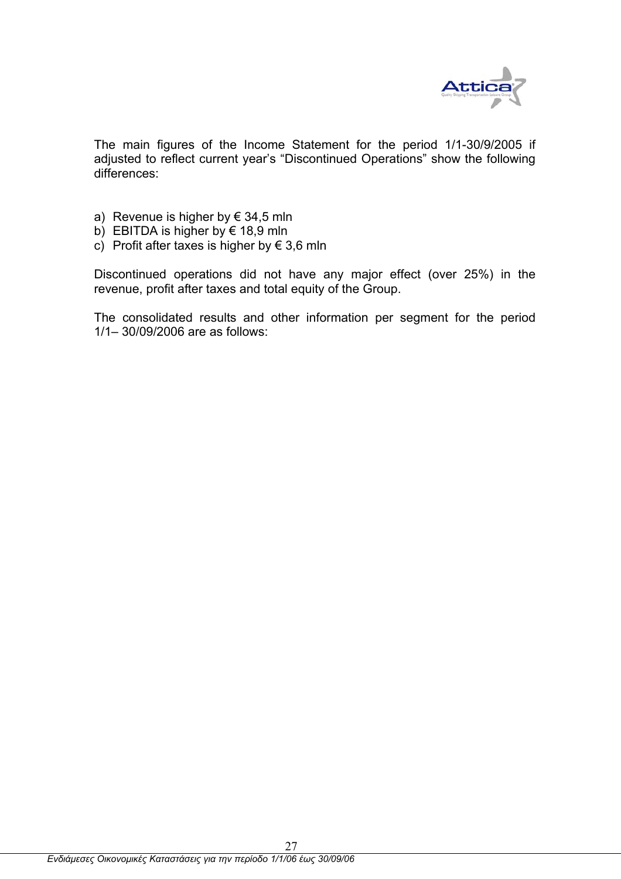The main figures of the Income Statement for the period 1/1-30/9/2005 if adjusted to reflect current year's "Discontinued Operations" show the following differences:

a) Revenue is higher by € 34,5 mln
b) EBITDA is higher by € 18,9 mln
c) Profit after taxes is higher by € 3,6 mln

Discontinued operations did not have any major effect (over 25%) in the revenue, profit after taxes and total equity of the Group.

The consolidated results and other information per segment for the period 1/1– 30/09/2006 are as follows: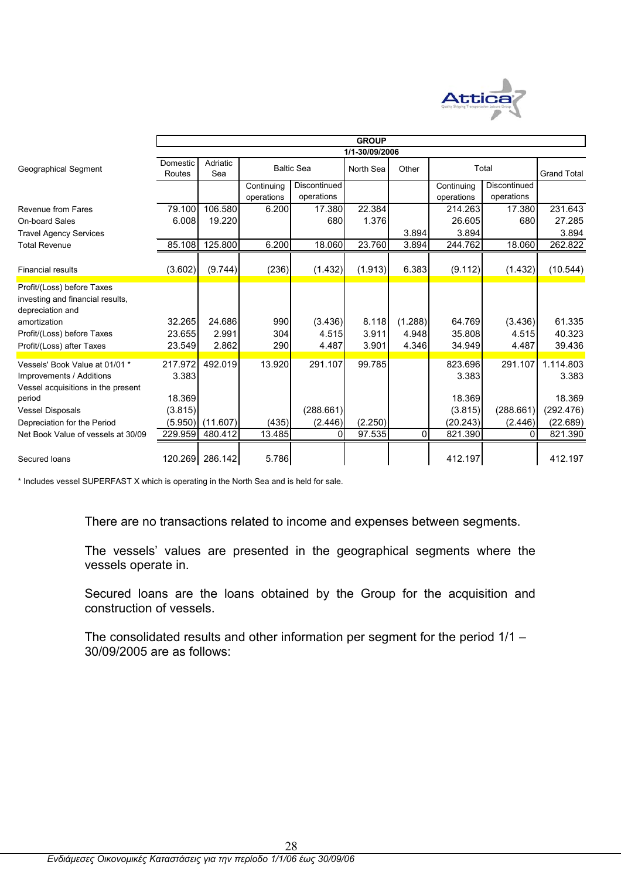| Geographical Segment | GROUP 1/1-30/09/2006 | | | | | | | | |
|---|---|---|---|---|---|---|---|---|---|
| | Domestic Routes | Adriatic Sea | Baltic Sea | | North Sea | Other | Total | | Grand Total |
| | | | Continuing operations | Discontinued operations | | | Continuing operations | Discontinued operations | |
| Revenue from Fares | 79.100 | 106.580 | 6.200 | 17.380 | 22.384 | | 214.263 | 17.380 | 231.643 |
| On-board Sales | 6.008 | 19.220 | | 680 | 1.376 | | 26.605 | 680 | 27.285 |
| Travel Agency Services | | | | | | 3.894 | 3.894 | | 3.894 |
| Total Revenue | 85.108 | 125.800 | 6.200 | 18.060 | 23.760 | 3.894 | 244.762 | 18.060 | 262.822 |
| Financial results | (3.602) | (9.744) | (236) | (1.432) | (1.913) | 6.383 | (9.112) | (1.432) | (10.544) |
| Profit/(Loss) before Taxes investing and financial results, depreciation and amortization | 32.265 | 24.686 | 990 | (3.436) | 8.118 | (1.288) | 64.769 | (3.436) | 61.335 |
| Profit/(Loss) before Taxes | 23.655 | 2.991 | 304 | 4.515 | 3.911 | 4.948 | 35.808 | 4.515 | 40.323 |
| Profit/(Loss) after Taxes | 23.549 | 2.862 | 290 | 4.487 | 3.901 | 4.346 | 34.949 | 4.487 | 39.436 |
| Vessels' Book Value at 01/01 * | 217.972 | 492.019 | 13.920 | 291.107 | 99.785 | | 823.696 | 291.107 | 1.114.803 |
| Improvements / Additions | 3.383 | | | | | | 3.383 | | 3.383 |
| Vessel acquisitions in the present period | 18.369 | | | | | | 18.369 | | 18.369 |
| Vessel Disposals | (3.815) | | | (288.661) | | | (3.815) | (288.661) | (292.476) |
| Depreciation for the Period | (5.950) | (11.607) | (435) | (2.446) | (2.250) | | (20.243) | (2.446) | (22.689) |
| Net Book Value of vessels at 30/09 | 229.959 | 480.412 | 13.485 | 0 | 97.535 | 0 | 821.390 | 0 | 821.390 |
| Secured loans | 120.269 | 286.142 | 5.786 | | | | 412.197 | | 412.197 |

* Includes vessel SUPERFAST X which is operating in the North Sea and is held for sale.

There are no transactions related to income and expenses between segments.

The vessels' values are presented in the geographical segments where the vessels operate in.

Secured loans are the loans obtained by the Group for the acquisition and construction of vessels.

The consolidated results and other information per segment for the period 1/1 – 30/09/2005 are as follows: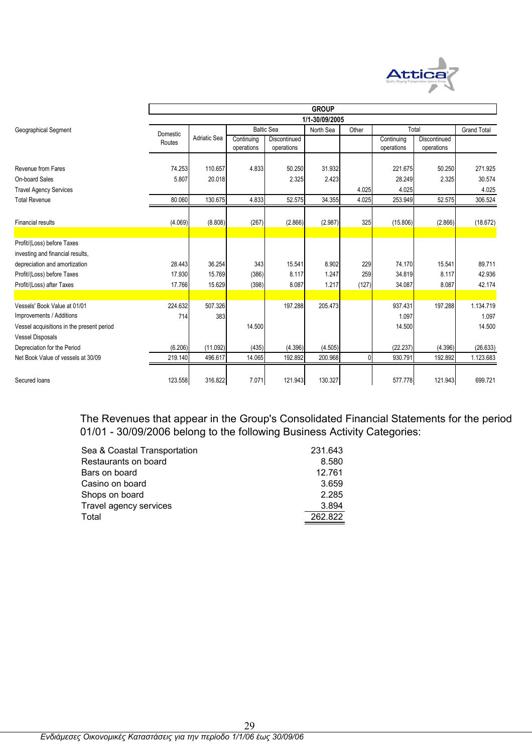| Geographical Segment | GROUP 1/1-30/09/2005 | | | | | | | | |
|---|---|---|---|---|---|---|---|---|---|
| | Domestic Routes | Adriatic Sea | Baltic Sea | | North Sea | Other | Total | | Grand Total |
| | | | Continuing operations | Discontinued operations | | | Continuing operations | Discontinued operations | |
| Revenue from Fares | 74.253 | 110.657 | 4.833 | 50.250 | 31.932 | | 221.675 | 50.250 | 271.925 |
| On-board Sales | 5.807 | 20.018 | | 2.325 | 2.423 | | 28.249 | 2.325 | 30.574 |
| Travel Agency Services | | | | | | 4.025 | 4.025 | | 4.025 |
| Total Revenue | 80.060 | 130.675 | 4.833 | 52.575 | 34.355 | 4.025 | 253.949 | 52.575 | 306.524 |
| Financial results | (4.069) | (8.808) | (267) | (2.866) | (2.987) | 325 | (15.806) | (2.866) | (18.672) |
| Profit/(Loss) before Taxes investing and financial results, depreciation and amortization | 28.443 | 36.254 | 343 | 15.541 | 8.902 | 229 | 74.170 | 15.541 | 89.711 |
| Profit/(Loss) before Taxes | 17.930 | 15.769 | (386) | 8.117 | 1.247 | 259 | 34.819 | 8.117 | 42.936 |
| Profit/(Loss) after Taxes | 17.766 | 15.629 | (398) | 8.087 | 1.217 | (127) | 34.087 | 8.087 | 42.174 |
| Vessels' Book Value at 01/01 | 224.632 | 507.326 | | 197.288 | 205.473 | | 937.431 | 197.288 | 1.134.719 |
| Improvements / Additions | 714 | 383 | | | | | 1.097 | | 1.097 |
| Vessel acquisitions in the present period | | | 14.500 | | | | 14.500 | | 14.500 |
| Vessel Disposals | | | | | | | | | |
| Depreciation for the Period | (6.206) | (11.092) | (435) | (4.396) | (4.505) | | (22.237) | (4.396) | (26.633) |
| Net Book Value of vessels at 30/09 | 219.140 | 496.617 | 14.065 | 192.892 | 200.968 | 0 | 930.791 | 192.892 | 1.123.683 |
| Secured loans | 123.558 | 316.822 | 7.071 | 121.943 | 130.327 | | 577.778 | 121.943 | 699.721 |

The Revenues that appear in the Group's Consolidated Financial Statements for the period 01/01 - 30/09/2006 belong to the following Business Activity Categories:

| | |
|---|---|
| Sea & Coastal Transportation | 231.643 |
| Restaurants on board | 8.580 |
| Bars on board | 12.761 |
| Casino on board | 3.659 |
| Shops on board | 2.285 |
| Travel agency services | 3.894 |
| Total | 262.822 |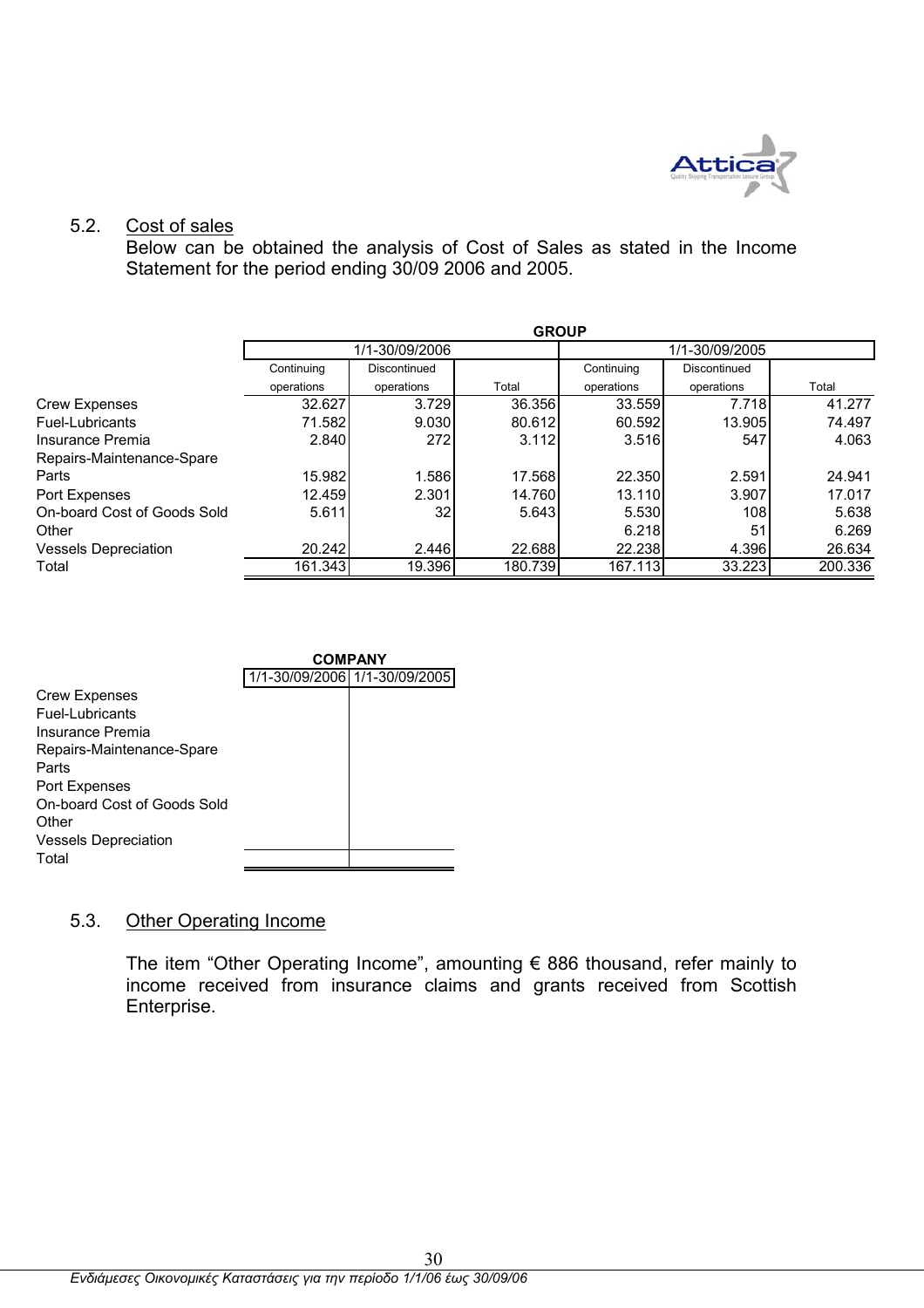## 5.2. Cost of sales

Below can be obtained the analysis of Cost of Sales as stated in the Income Statement for the period ending 30/09 2006 and 2005.

| | GROUP | | | | | |
|---|---|---|---|---|---|---|
| | 1/1-30/09/2006 | | | 1/1-30/09/2005 | | |
| | Continuing operations | Discontinued operations | Total | Continuing operations | Discontinued operations | Total |
| Crew Expenses | 32.627 | 3.729 | 36.356 | 33.559 | 7.718 | 41.277 |
| Fuel-Lubricants | 71.582 | 9.030 | 80.612 | 60.592 | 13.905 | 74.497 |
| Insurance Premia | 2.840 | 272 | 3.112 | 3.516 | 547 | 4.063 |
| Repairs-Maintenance-Spare Parts | 15.982 | 1.586 | 17.568 | 22.350 | 2.591 | 24.941 |
| Port Expenses | 12.459 | 2.301 | 14.760 | 13.110 | 3.907 | 17.017 |
| On-board Cost of Goods Sold | 5.611 | 32 | 5.643 | 5.530 | 108 | 5.638 |
| Other | | | | 6.218 | 51 | 6.269 |
| Vessels Depreciation | 20.242 | 2.446 | 22.688 | 22.238 | 4.396 | 26.634 |
| Total | 161.343 | 19.396 | 180.739 | 167.113 | 33.223 | 200.336 |

| | COMPANY | |
|---|---|---|
| | 1/1-30/09/2006 | 1/1-30/09/2005 |
| Crew Expenses | | |
| Fuel-Lubricants | | |
| Insurance Premia | | |
| Repairs-Maintenance-Spare Parts | | |
| Port Expenses | | |
| On-board Cost of Goods Sold | | |
| Other | | |
| Vessels Depreciation | | |
| Total | | |

## 5.3. Other Operating Income

The item "Other Operating Income", amounting € 886 thousand, refer mainly to income received from insurance claims and grants received from Scottish Enterprise.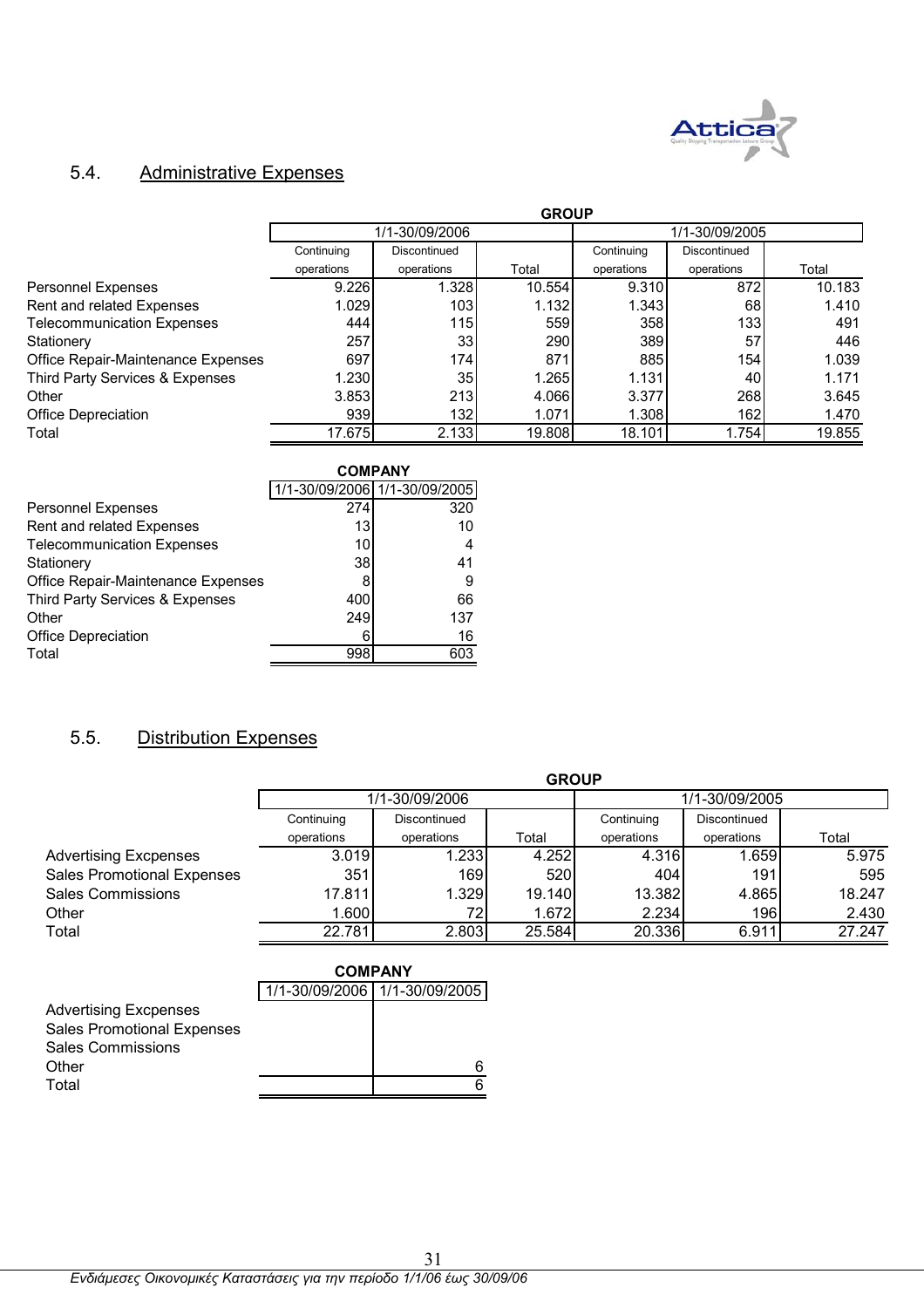## 5.4. Administrative Expenses

| | GROUP | | | | | |
|---|---|---|---|---|---|---|
| | 1/1-30/09/2006 | | | 1/1-30/09/2005 | | |
| | Continuing operations | Discontinued operations | Total | Continuing operations | Discontinued operations | Total |
| Personnel Expenses | 9.226 | 1.328 | 10.554 | 9.310 | 872 | 10.183 |
| Rent and related Expenses | 1.029 | 103 | 1.132 | 1.343 | 68 | 1.410 |
| Telecommunication Expenses | 444 | 115 | 559 | 358 | 133 | 491 |
| Stationery | 257 | 33 | 290 | 389 | 57 | 446 |
| Office Repair-Maintenance Expenses | 697 | 174 | 871 | 885 | 154 | 1.039 |
| Third Party Services & Expenses | 1.230 | 35 | 1.265 | 1.131 | 40 | 1.171 |
| Other | 3.853 | 213 | 4.066 | 3.377 | 268 | 3.645 |
| Office Depreciation | 939 | 132 | 1.071 | 1.308 | 162 | 1.470 |
| Total | 17.675 | 2.133 | 19.808 | 18.101 | 1.754 | 19.855 |

| | COMPANY | |
|---|---|---|
| | 1/1-30/09/2006 | 1/1-30/09/2005 |
| Personnel Expenses | 274 | 320 |
| Rent and related Expenses | 13 | 10 |
| Telecommunication Expenses | 10 | 4 |
| Stationery | 38 | 41 |
| Office Repair-Maintenance Expenses | 8 | 9 |
| Third Party Services & Expenses | 400 | 66 |
| Other | 249 | 137 |
| Office Depreciation | 6 | 16 |
| Total | 998 | 603 |

## 5.5. Distribution Expenses

| | GROUP | | | | | |
|---|---|---|---|---|---|---|
| | 1/1-30/09/2006 | | | 1/1-30/09/2005 | | |
| | Continuing operations | Discontinued operations | Total | Continuing operations | Discontinued operations | Total |
| Advertising Excpenses | 3.019 | 1.233 | 4.252 | 4.316 | 1.659 | 5.975 |
| Sales Promotional Expenses | 351 | 169 | 520 | 404 | 191 | 595 |
| Sales Commissions | 17.811 | 1.329 | 19.140 | 13.382 | 4.865 | 18.247 |
| Other | 1.600 | 72 | 1.672 | 2.234 | 196 | 2.430 |
| Total | 22.781 | 2.803 | 25.584 | 20.336 | 6.911 | 27.247 |

| | COMPANY | |
|---|---|---|
| | 1/1-30/09/2006 | 1/1-30/09/2005 |
| Advertising Excpenses | | |
| Sales Promotional Expenses | | |
| Sales Commissions | | |
| Other | | 6 |
| Total | | 6 |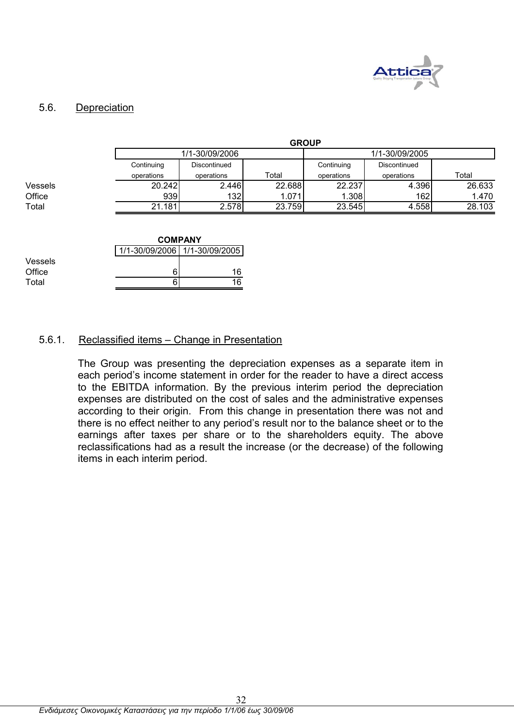## 5.6. Depreciation

**GROUP**

| | 1/1-30/09/2006 | | | 1/1-30/09/2005 | | |
|---|---|---|---|---|---|---|
| | Continuing operations | Discontinued operations | Total | Continuing operations | Discontinued operations | Total |
| Vessels | 20.242 | 2.446 | 22.688 | 22.237 | 4.396 | 26.633 |
| Office | 939 | 132 | 1.071 | 1.308 | 162 | 1.470 |
| Total | 21.181 | 2.578 | 23.759 | 23.545 | 4.558 | 28.103 |

**COMPANY**

| | 1/1-30/09/2006 | 1/1-30/09/2005 |
|---|---|---|
| Vessels | | |
| Office | 6 | 16 |
| Total | 6 | 16 |

### 5.6.1. Reclassified items – Change in Presentation

The Group was presenting the depreciation expenses as a separate item in each period's income statement in order for the reader to have a direct access to the EBITDA information. By the previous interim period the depreciation expenses are distributed on the cost of sales and the administrative expenses according to their origin. From this change in presentation there was not and there is no effect neither to any period's result nor to the balance sheet or to the earnings after taxes per share or to the shareholders equity. The above reclassifications had as a result the increase (or the decrease) of the following items in each interim period.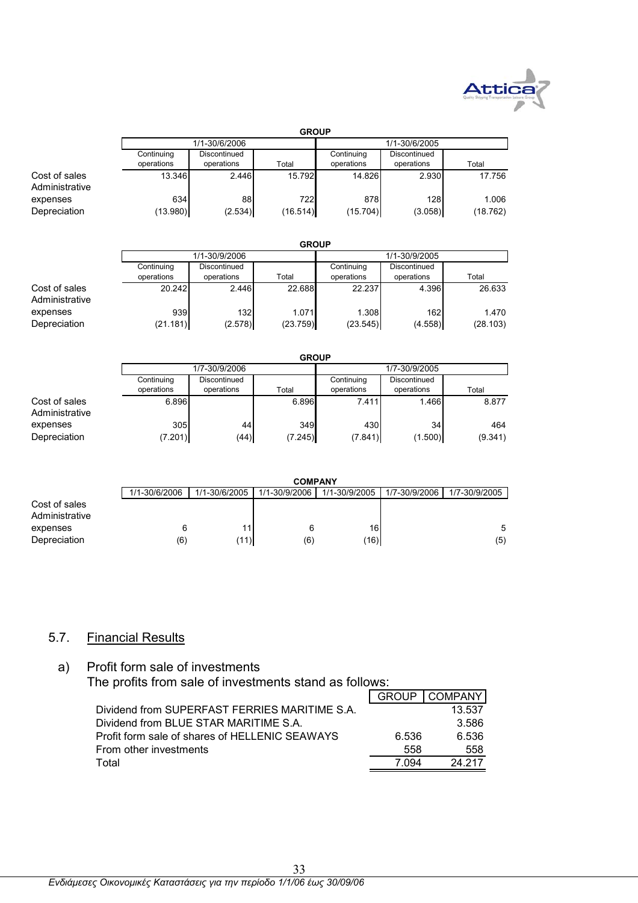| | GROUP | | | | | |
|---|---|---|---|---|---|---|
| | 1/1-30/6/2006 | | | 1/1-30/6/2005 | | |
| | Continuing operations | Discontinued operations | Total | Continuing operations | Discontinued operations | Total |
| Cost of sales | 13.346 | 2.446 | 15.792 | 14.826 | 2.930 | 17.756 |
| Administrative expenses | 634 | 88 | 722 | 878 | 128 | 1.006 |
| Depreciation | (13.980) | (2.534) | (16.514) | (15.704) | (3.058) | (18.762) |

| | GROUP | | | | | |
|---|---|---|---|---|---|---|
| | 1/1-30/9/2006 | | | 1/1-30/9/2005 | | |
| | Continuing operations | Discontinued operations | Total | Continuing operations | Discontinued operations | Total |
| Cost of sales | 20.242 | 2.446 | 22.688 | 22.237 | 4.396 | 26.633 |
| Administrative expenses | 939 | 132 | 1.071 | 1.308 | 162 | 1.470 |
| Depreciation | (21.181) | (2.578) | (23.759) | (23.545) | (4.558) | (28.103) |

| | GROUP | | | | | |
|---|---|---|---|---|---|---|
| | 1/7-30/9/2006 | | | 1/7-30/9/2005 | | |
| | Continuing operations | Discontinued operations | Total | Continuing operations | Discontinued operations | Total |
| Cost of sales | 6.896 | | 6.896 | 7.411 | 1.466 | 8.877 |
| Administrative expenses | 305 | 44 | 349 | 430 | 34 | 464 |
| Depreciation | (7.201) | (44) | (7.245) | (7.841) | (1.500) | (9.341) |

| | COMPANY | | | | | |
|---|---|---|---|---|---|---|
| | 1/1-30/6/2006 | 1/1-30/6/2005 | 1/1-30/9/2006 | 1/1-30/9/2005 | 1/7-30/9/2006 | 1/7-30/9/2005 |
| Cost of sales | | | | | | |
| Administrative expenses | 6 | 11 | 6 | 16 | | 5 |
| Depreciation | (6) | (11) | (6) | (16) | | (5) |

## 5.7. Financial Results

a) Profit form sale of investments

The profits from sale of investments stand as follows:

| | GROUP | COMPANY |
|---|---|---|
| Dividend from SUPERFAST FERRIES MARITIME S.A. | | 13.537 |
| Dividend from BLUE STAR MARITIME S.A. | | 3.586 |
| Profit form sale of shares of HELLENIC SEAWAYS | 6.536 | 6.536 |
| From other investments | 558 | 558 |
| Total | 7.094 | 24.217 |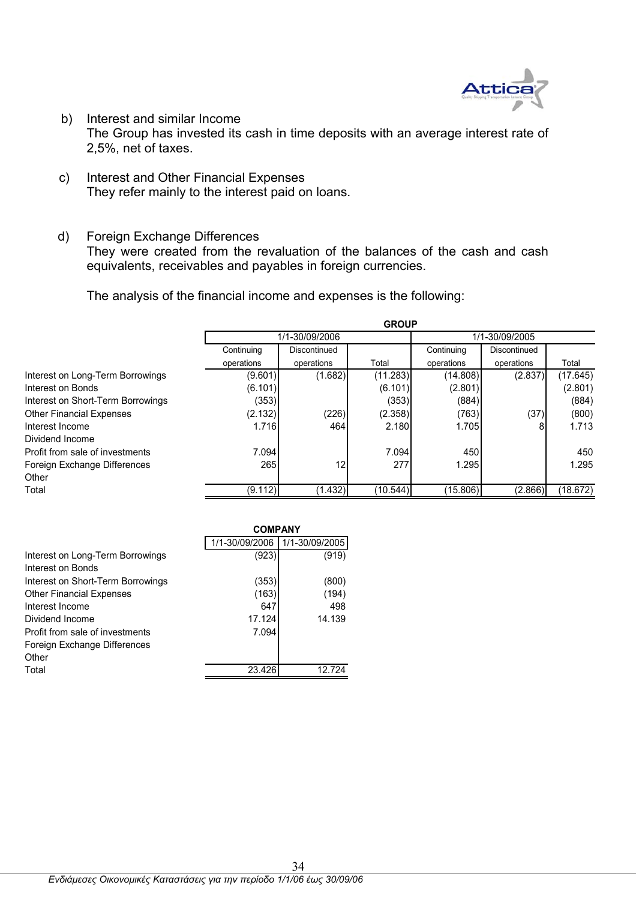b) Interest and similar Income
The Group has invested its cash in time deposits with an average interest rate of 2,5%, net of taxes.

c) Interest and Other Financial Expenses
They refer mainly to the interest paid on loans.

d) Foreign Exchange Differences
They were created from the revaluation of the balances of the cash and cash equivalents, receivables and payables in foreign currencies.

The analysis of the financial income and expenses is the following:

| | GROUP | | | | | |
|---|---|---|---|---|---|---|
| | 1/1-30/09/2006 | | | 1/1-30/09/2005 | | |
| | Continuing operations | Discontinued operations | Total | Continuing operations | Discontinued operations | Total |
| Interest on Long-Term Borrowings | (9.601) | (1.682) | (11.283) | (14.808) | (2.837) | (17.645) |
| Interest on Bonds | (6.101) | | (6.101) | (2.801) | | (2.801) |
| Interest on Short-Term Borrowings | (353) | | (353) | (884) | | (884) |
| Other Financial Expenses | (2.132) | (226) | (2.358) | (763) | (37) | (800) |
| Interest Income | 1.716 | 464 | 2.180 | 1.705 | 8 | 1.713 |
| Dividend Income | | | | | | |
| Profit from sale of investments | 7.094 | | 7.094 | 450 | | 450 |
| Foreign Exchange Differences | 265 | 12 | 277 | 1.295 | | 1.295 |
| Other | | | | | | |
| Total | (9.112) | (1.432) | (10.544) | (15.806) | (2.866) | (18.672) |

| | COMPANY | |
|---|---|---|
| | 1/1-30/09/2006 | 1/1-30/09/2005 |
| Interest on Long-Term Borrowings | (923) | (919) |
| Interest on Bonds | | |
| Interest on Short-Term Borrowings | (353) | (800) |
| Other Financial Expenses | (163) | (194) |
| Interest Income | 647 | 498 |
| Dividend Income | 17.124 | 14.139 |
| Profit from sale of investments | 7.094 | |
| Foreign Exchange Differences | | |
| Other | | |
| Total | 23.426 | 12.724 |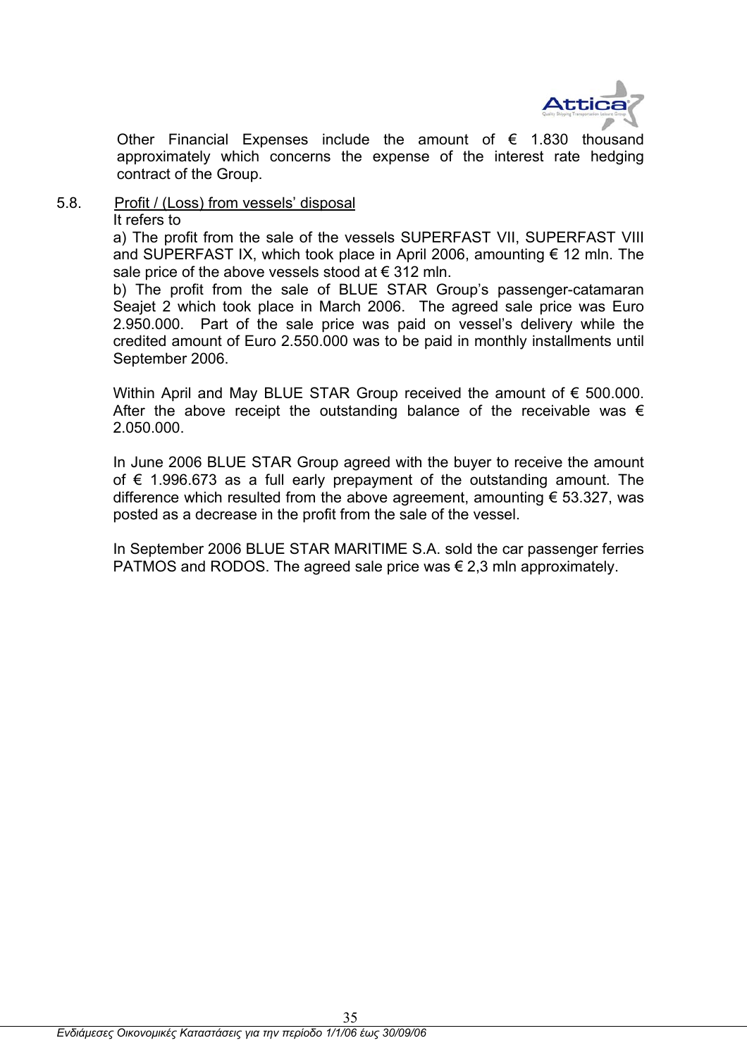Other Financial Expenses include the amount of € 1.830 thousand approximately which concerns the expense of the interest rate hedging contract of the Group.

5.8. Profit / (Loss) from vessels' disposal

It refers to

a) The profit from the sale of the vessels SUPERFAST VII, SUPERFAST VIII and SUPERFAST IX, which took place in April 2006, amounting € 12 mln. The sale price of the above vessels stood at € 312 mln.

b) The profit from the sale of BLUE STAR Group's passenger-catamaran Seajet 2 which took place in March 2006. The agreed sale price was Euro 2.950.000. Part of the sale price was paid on vessel's delivery while the credited amount of Euro 2.550.000 was to be paid in monthly installments until September 2006.

Within April and May BLUE STAR Group received the amount of € 500.000. After the above receipt the outstanding balance of the receivable was € 2.050.000.

In June 2006 BLUE STAR Group agreed with the buyer to receive the amount of € 1.996.673 as a full early prepayment of the outstanding amount. The difference which resulted from the above agreement, amounting € 53.327, was posted as a decrease in the profit from the sale of the vessel.

In September 2006 BLUE STAR MARITIME S.A. sold the car passenger ferries PATMOS and RODOS. The agreed sale price was € 2,3 mln approximately.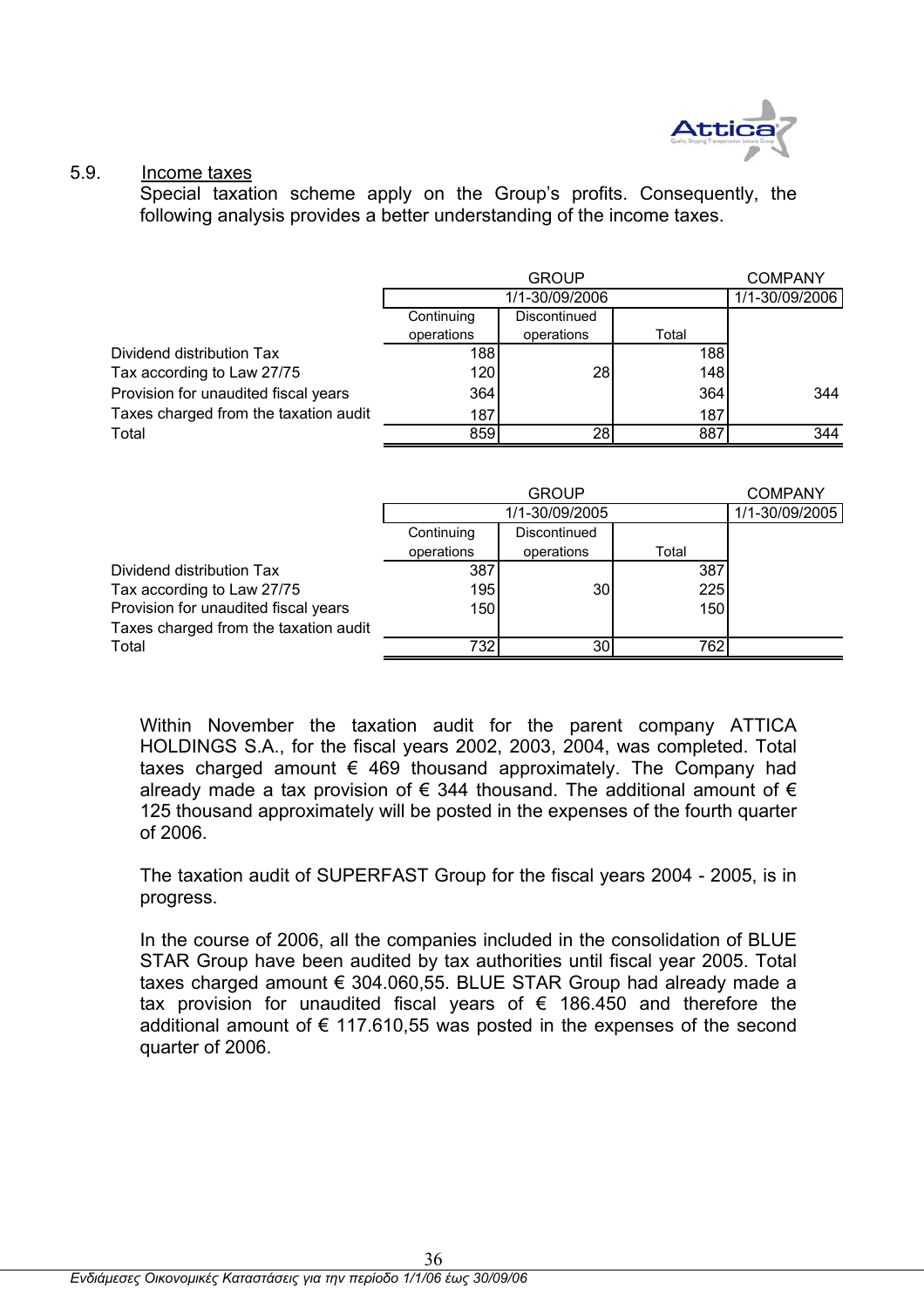## 5.9. Income taxes

Special taxation scheme apply on the Group's profits. Consequently, the following analysis provides a better understanding of the income taxes.

| | GROUP | | | COMPANY |
|---|---|---|---|---|
| | 1/1-30/09/2006 | | | 1/1-30/09/2006 |
| | Continuing operations | Discontinued operations | Total | |
| Dividend distribution Tax | 188 | | 188 | |
| Tax according to Law 27/75 | 120 | 28 | 148 | |
| Provision for unaudited fiscal years | 364 | | 364 | 344 |
| Taxes charged from the taxation audit | 187 | | 187 | |
| Total | 859 | 28 | 887 | 344 |

| | GROUP | | | COMPANY |
|---|---|---|---|---|
| | 1/1-30/09/2005 | | | 1/1-30/09/2005 |
| | Continuing operations | Discontinued operations | Total | |
| Dividend distribution Tax | 387 | | 387 | |
| Tax according to Law 27/75 | 195 | 30 | 225 | |
| Provision for unaudited fiscal years | 150 | | 150 | |
| Taxes charged from the taxation audit | | | | |
| Total | 732 | 30 | 762 | |

Within November the taxation audit for the parent company ATTICA HOLDINGS S.A., for the fiscal years 2002, 2003, 2004, was completed. Total taxes charged amount € 469 thousand approximately. The Company had already made a tax provision of € 344 thousand. The additional amount of € 125 thousand approximately will be posted in the expenses of the fourth quarter of 2006.

The taxation audit of SUPERFAST Group for the fiscal years 2004 - 2005, is in progress.

In the course of 2006, all the companies included in the consolidation of BLUE STAR Group have been audited by tax authorities until fiscal year 2005. Total taxes charged amount € 304.060,55. BLUE STAR Group had already made a tax provision for unaudited fiscal years of € 186.450 and therefore the additional amount of € 117.610,55 was posted in the expenses of the second quarter of 2006.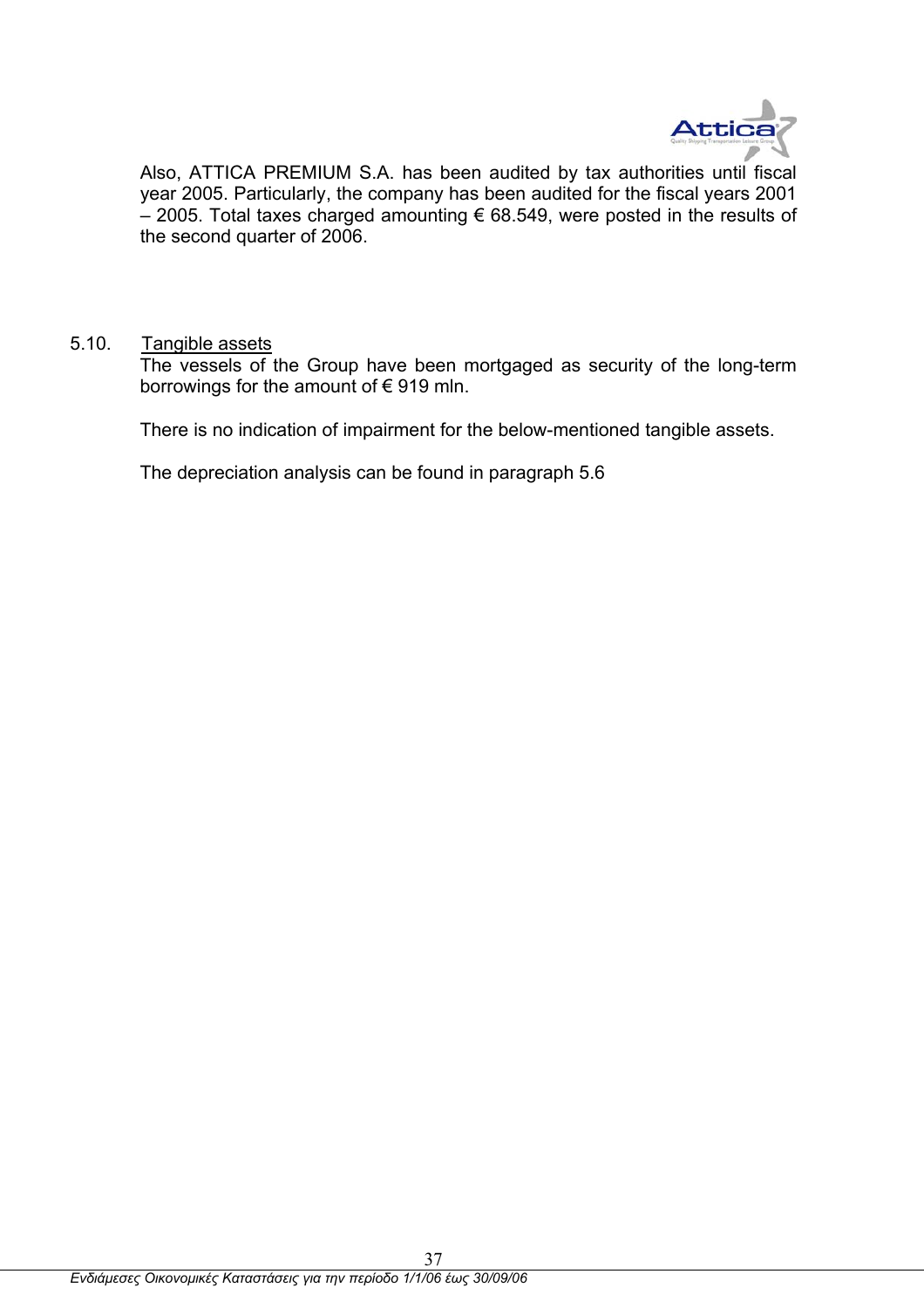Also, ATTICA PREMIUM S.A. has been audited by tax authorities until fiscal year 2005. Particularly, the company has been audited for the fiscal years 2001 – 2005. Total taxes charged amounting € 68.549, were posted in the results of the second quarter of 2006.

## 5.10. Tangible assets

The vessels of the Group have been mortgaged as security of the long-term borrowings for the amount of € 919 mln.

There is no indication of impairment for the below-mentioned tangible assets.

The depreciation analysis can be found in paragraph 5.6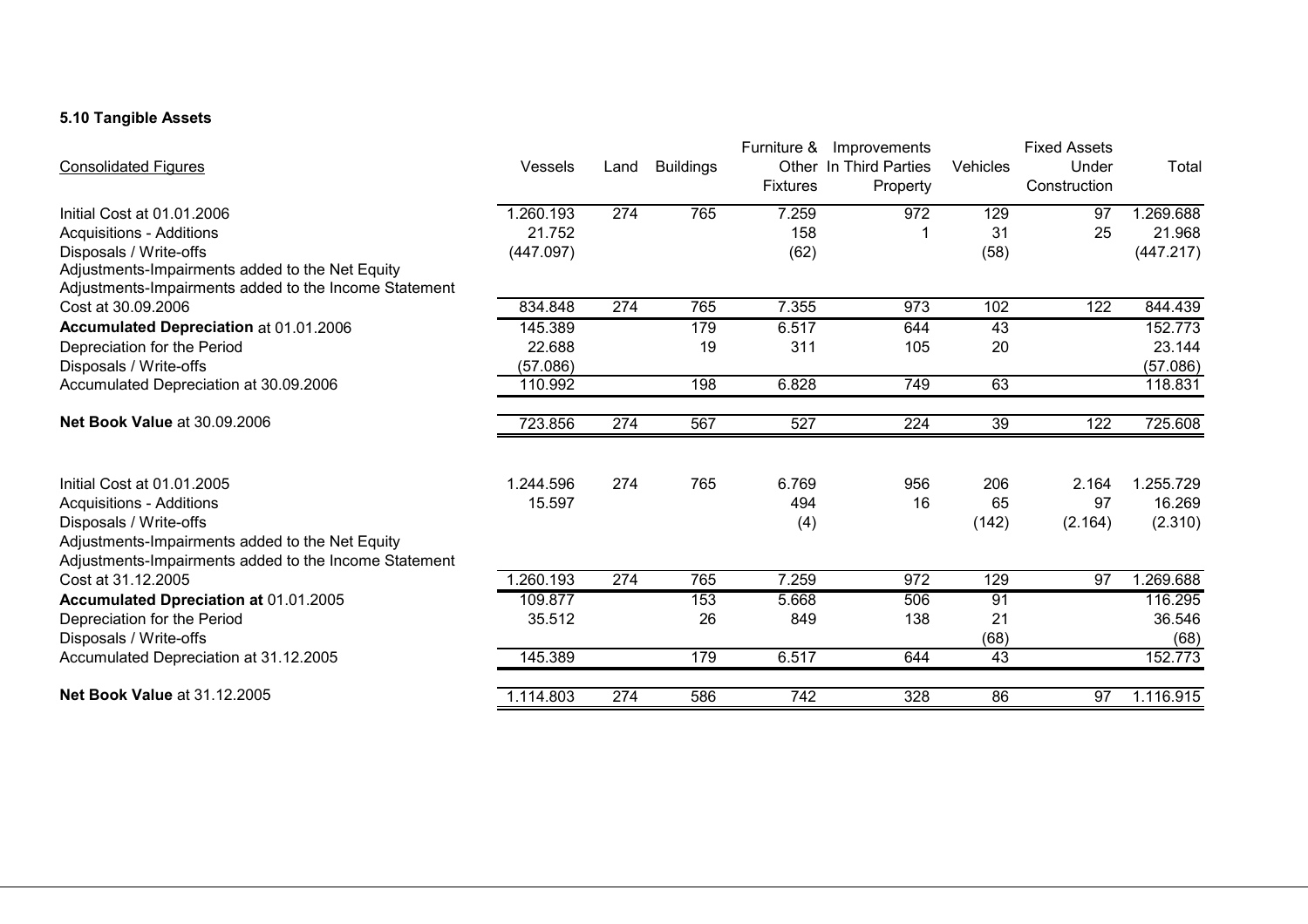### 5.10 Tangible Assets

| Consolidated Figures | Vessels | Land | Buildings | Furniture & Other Fixtures | Improvements In Third Parties Property | Vehicles | Fixed Assets Under Construction | Total |
|---|---|---|---|---|---|---|---|---|
| Initial Cost at 01.01.2006 | 1.260.193 | 274 | 765 | 7.259 | 972 | 129 | 97 | 1.269.688 |
| Acquisitions - Additions | 21.752 | | | 158 | 1 | 31 | 25 | 21.968 |
| Disposals / Write-offs | (447.097) | | | (62) | | (58) | | (447.217) |
| Adjustments-Impairments added to the Net Equity | | | | | | | | |
| Adjustments-Impairments added to the Income Statement | | | | | | | | |
| Cost at 30.09.2006 | 834.848 | 274 | 765 | 7.355 | 973 | 102 | 122 | 844.439 |
| **Accumulated Depreciation** at 01.01.2006 | 145.389 | | 179 | 6.517 | 644 | 43 | | 152.773 |
| Depreciation for the Period | 22.688 | | 19 | 311 | 105 | 20 | | 23.144 |
| Disposals / Write-offs | (57.086) | | | | | | | (57.086) |
| Accumulated Depreciation at 30.09.2006 | 110.992 | | 198 | 6.828 | 749 | 63 | | 118.831 |
| **Net Book Value** at 30.09.2006 | 723.856 | 274 | 567 | 527 | 224 | 39 | 122 | 725.608 |
| | | | | | | | | |
| Initial Cost at 01.01.2005 | 1.244.596 | 274 | 765 | 6.769 | 956 | 206 | 2.164 | 1.255.729 |
| Acquisitions - Additions | 15.597 | | | 494 | 16 | 65 | 97 | 16.269 |
| Disposals / Write-offs | | | | (4) | | (142) | (2.164) | (2.310) |
| Adjustments-Impairments added to the Net Equity | | | | | | | | |
| Adjustments-Impairments added to the Income Statement | | | | | | | | |
| Cost at 31.12.2005 | 1.260.193 | 274 | 765 | 7.259 | 972 | 129 | 97 | 1.269.688 |
| **Accumulated Dpreciation at** 01.01.2005 | 109.877 | | 153 | 5.668 | 506 | 91 | | 116.295 |
| Depreciation for the Period | 35.512 | | 26 | 849 | 138 | 21 | | 36.546 |
| Disposals / Write-offs | | | | | | (68) | | (68) |
| Accumulated Depreciation at 31.12.2005 | 145.389 | | 179 | 6.517 | 644 | 43 | | 152.773 |
| **Net Book Value** at 31.12.2005 | 1.114.803 | 274 | 586 | 742 | 328 | 86 | 97 | 1.116.915 |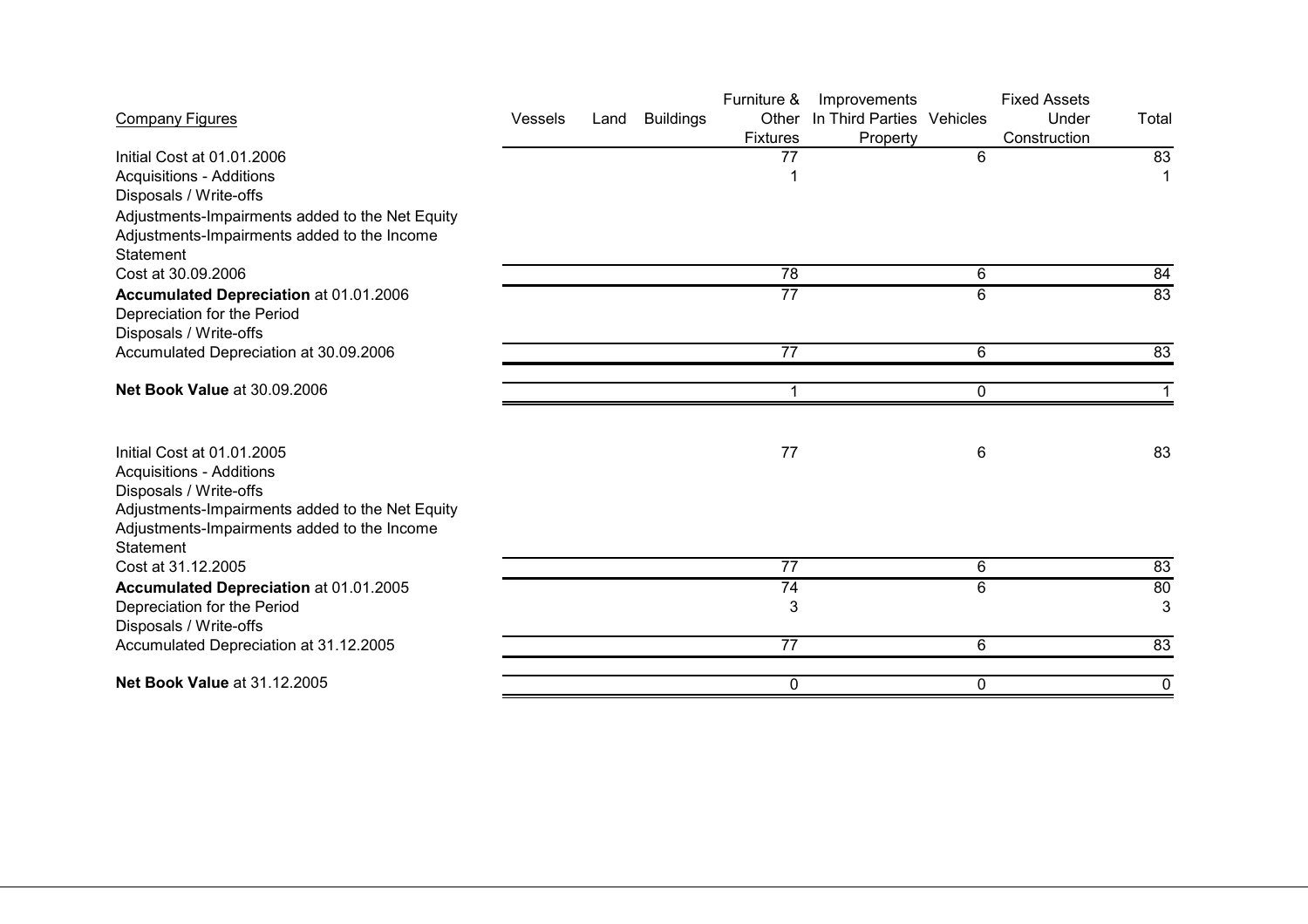| Company Figures | Vessels | Land | Buildings | Furniture & Other Fixtures | Improvements In Third Parties Property | Vehicles | Fixed Assets Under Construction | Total |
|---|---|---|---|---|---|---|---|---|
| Initial Cost at 01.01.2006 | | | | 77 | | 6 | | 83 |
| Acquisitions - Additions | | | | 1 | | | | 1 |
| Disposals / Write-offs | | | | | | | | |
| Adjustments-Impairments added to the Net Equity | | | | | | | | |
| Adjustments-Impairments added to the Income Statement | | | | | | | | |
| Cost at 30.09.2006 | | | | 78 | | 6 | | 84 |
| **Accumulated Depreciation** at 01.01.2006 | | | | 77 | | 6 | | 83 |
| Depreciation for the Period | | | | | | | | |
| Disposals / Write-offs | | | | | | | | |
| Accumulated Depreciation at 30.09.2006 | | | | 77 | | 6 | | 83 |
| **Net Book Value** at 30.09.2006 | | | | 1 | | 0 | | 1 |
| | | | | | | | | |
| Initial Cost at 01.01.2005 | | | | 77 | | 6 | | 83 |
| Acquisitions - Additions | | | | | | | | |
| Disposals / Write-offs | | | | | | | | |
| Adjustments-Impairments added to the Net Equity | | | | | | | | |
| Adjustments-Impairments added to the Income Statement | | | | | | | | |
| Cost at 31.12.2005 | | | | 77 | | 6 | | 83 |
| **Accumulated Depreciation** at 01.01.2005 | | | | 74 | | 6 | | 80 |
| Depreciation for the Period | | | | 3 | | | | 3 |
| Disposals / Write-offs | | | | | | | | |
| Accumulated Depreciation at 31.12.2005 | | | | 77 | | 6 | | 83 |
| **Net Book Value** at 31.12.2005 | | | | 0 | | 0 | | 0 |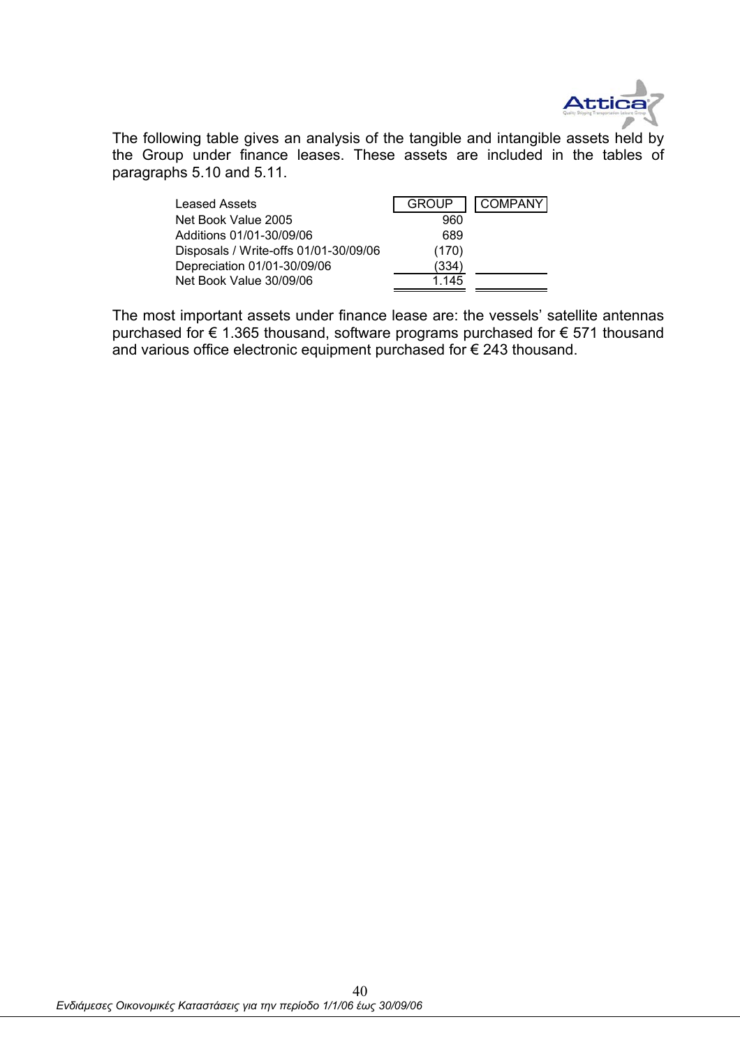The following table gives an analysis of the tangible and intangible assets held by the Group under finance leases. These assets are included in the tables of paragraphs 5.10 and 5.11.

| Leased Assets | GROUP | COMPANY |
|---|---|---|
| Net Book Value 2005 | 960 | |
| Additions 01/01-30/09/06 | 689 | |
| Disposals / Write-offs 01/01-30/09/06 | (170) | |
| Depreciation 01/01-30/09/06 | (334) | |
| Net Book Value 30/09/06 | 1.145 | |

The most important assets under finance lease are: the vessels' satellite antennas purchased for € 1.365 thousand, software programs purchased for € 571 thousand and various office electronic equipment purchased for € 243 thousand.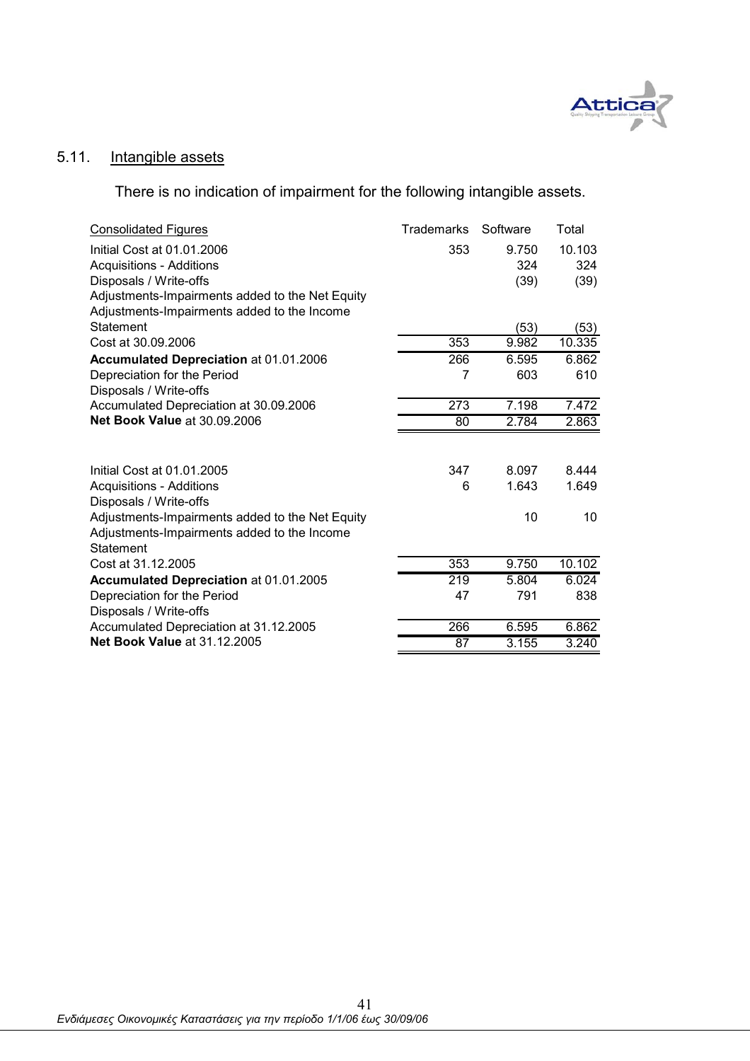## 5.11. Intangible assets

There is no indication of impairment for the following intangible assets.

| Consolidated Figures | Trademarks | Software | Total |
|---|---|---|---|
| Initial Cost at 01.01.2006 | 353 | 9.750 | 10.103 |
| Acquisitions - Additions | | 324 | 324 |
| Disposals / Write-offs | | (39) | (39) |
| Adjustments-Impairments added to the Net Equity | | | |
| Adjustments-Impairments added to the Income Statement | | (53) | (53) |
| Cost at 30.09.2006 | 353 | 9.982 | 10.335 |
| **Accumulated Depreciation** at 01.01.2006 | 266 | 6.595 | 6.862 |
| Depreciation for the Period | 7 | 603 | 610 |
| Disposals / Write-offs | | | |
| Accumulated Depreciation at 30.09.2006 | 273 | 7.198 | 7.472 |
| **Net Book Value** at 30.09.2006 | 80 | 2.784 | 2.863 |
| | | | |
| Initial Cost at 01.01.2005 | 347 | 8.097 | 8.444 |
| Acquisitions - Additions | 6 | 1.643 | 1.649 |
| Disposals / Write-offs | | | |
| Adjustments-Impairments added to the Net Equity | | 10 | 10 |
| Adjustments-Impairments added to the Income Statement | | | |
| Cost at 31.12.2005 | 353 | 9.750 | 10.102 |
| **Accumulated Depreciation** at 01.01.2005 | 219 | 5.804 | 6.024 |
| Depreciation for the Period | 47 | 791 | 838 |
| Disposals / Write-offs | | | |
| Accumulated Depreciation at 31.12.2005 | 266 | 6.595 | 6.862 |
| **Net Book Value** at 31.12.2005 | 87 | 3.155 | 3.240 |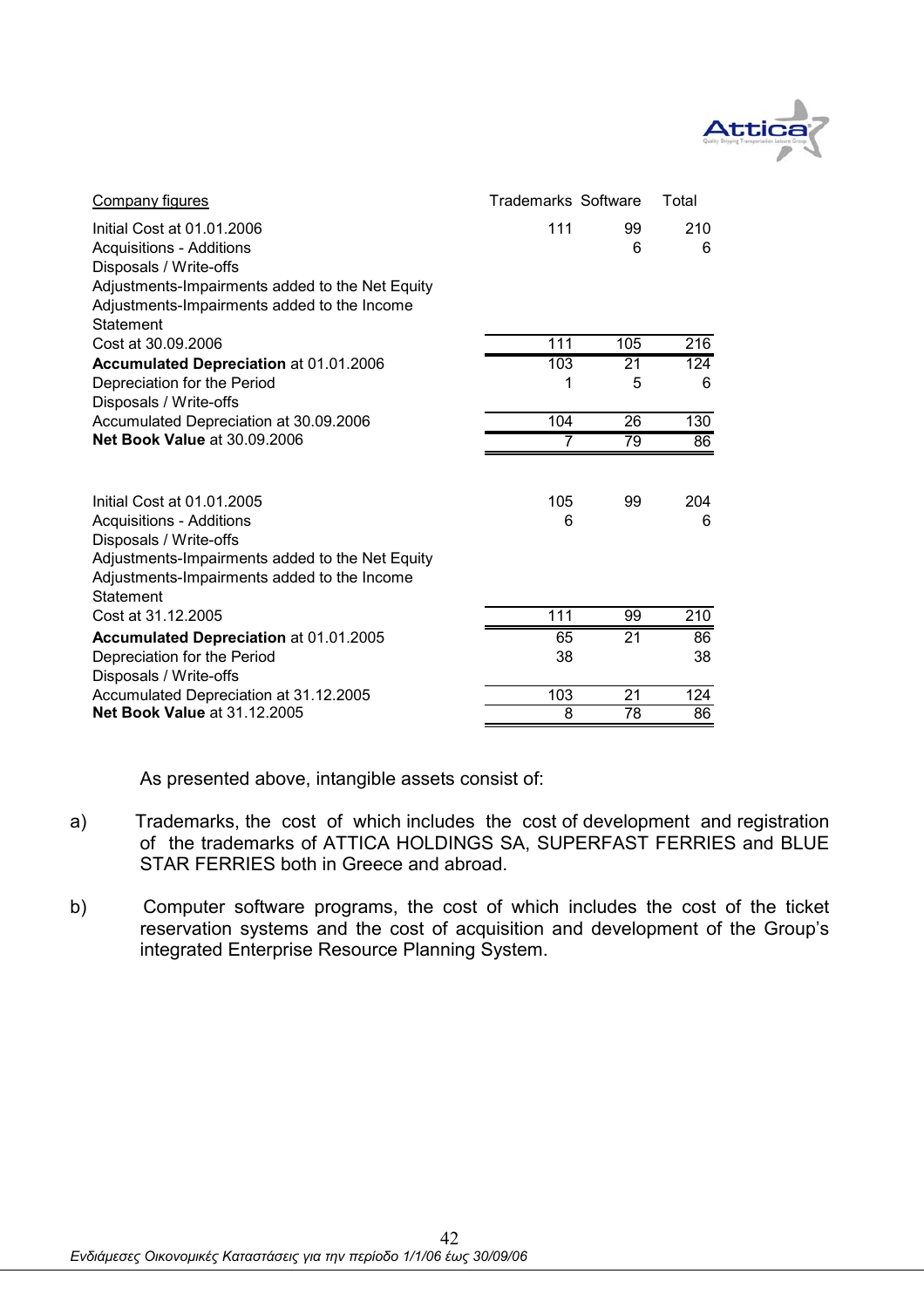| Company figures | Trademarks | Software | Total |
|---|---|---|---|
| Initial Cost at 01.01.2006 | 111 | 99 | 210 |
| Acquisitions - Additions | | 6 | 6 |
| Disposals / Write-offs | | | |
| Adjustments-Impairments added to the Net Equity | | | |
| Adjustments-Impairments added to the Income Statement | | | |
| Cost at 30.09.2006 | 111 | 105 | 216 |
| **Accumulated Depreciation** at 01.01.2006 | 103 | 21 | 124 |
| Depreciation for the Period | 1 | 5 | 6 |
| Disposals / Write-offs | | | |
| Accumulated Depreciation at 30.09.2006 | 104 | 26 | 130 |
| **Net Book Value** at 30.09.2006 | 7 | 79 | 86 |
| | | | |
| Initial Cost at 01.01.2005 | 105 | 99 | 204 |
| Acquisitions - Additions | 6 | | 6 |
| Disposals / Write-offs | | | |
| Adjustments-Impairments added to the Net Equity | | | |
| Adjustments-Impairments added to the Income Statement | | | |
| Cost at 31.12.2005 | 111 | 99 | 210 |
| **Accumulated Depreciation** at 01.01.2005 | 65 | 21 | 86 |
| Depreciation for the Period | 38 | | 38 |
| Disposals / Write-offs | | | |
| Accumulated Depreciation at 31.12.2005 | 103 | 21 | 124 |
| **Net Book Value** at 31.12.2005 | 8 | 78 | 86 |

As presented above, intangible assets consist of:

a) Trademarks, the cost of which includes the cost of development and registration of the trademarks of ATTICA HOLDINGS SA, SUPERFAST FERRIES and BLUE STAR FERRIES both in Greece and abroad.

b) Computer software programs, the cost of which includes the cost of the ticket reservation systems and the cost of acquisition and development of the Group's integrated Enterprise Resource Planning System.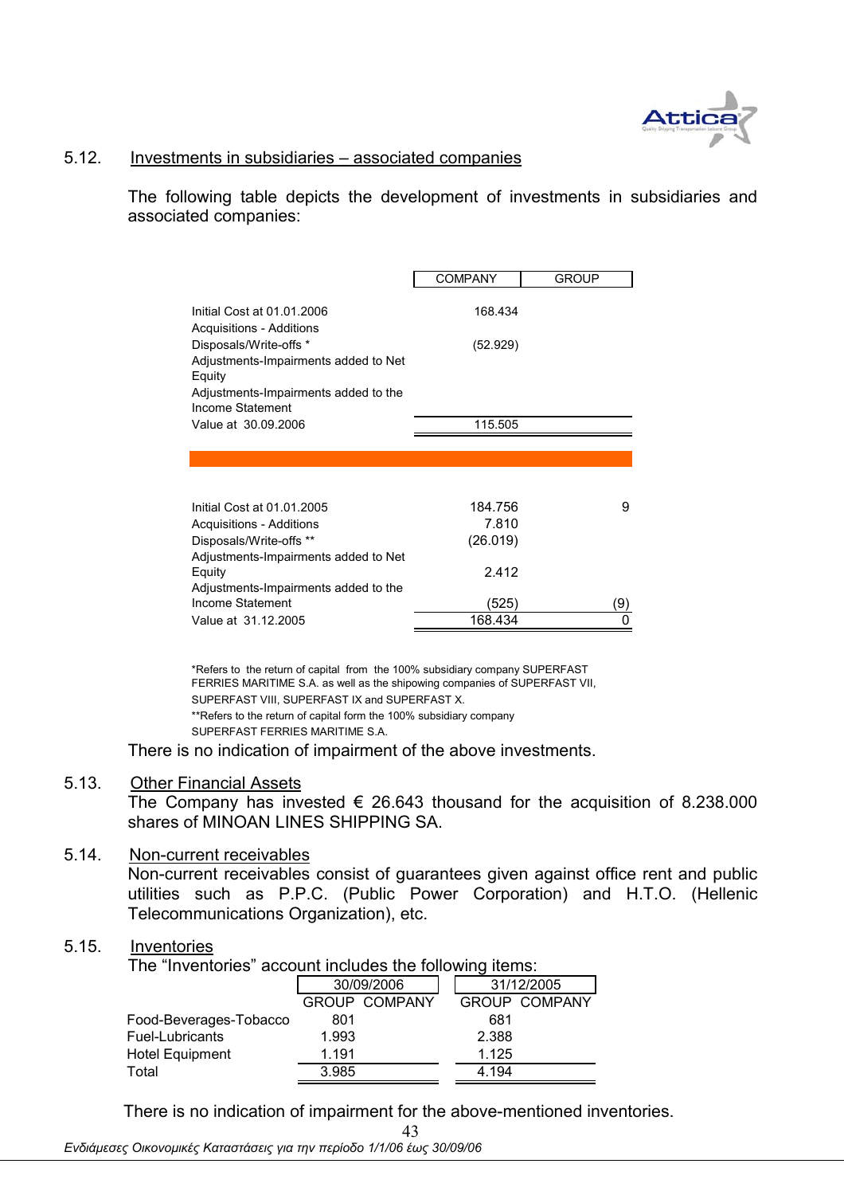## 5.12. Investments in subsidiaries – associated companies

The following table depicts the development of investments in subsidiaries and associated companies:

| | COMPANY | GROUP |
|---|---|---|
| Initial Cost at 01.01.2006 | 168.434 | |
| Acquisitions - Additions | | |
| Disposals/Write-offs * | (52.929) | |
| Adjustments-Impairments added to Net Equity | | |
| Adjustments-Impairments added to the Income Statement | | |
| Value at 30.09.2006 | 115.505 | |
| | | |
| Initial Cost at 01.01.2005 | 184.756 | 9 |
| Acquisitions - Additions | 7.810 | |
| Disposals/Write-offs ** | (26.019) | |
| Adjustments-Impairments added to Net Equity | 2.412 | |
| Adjustments-Impairments added to the Income Statement | (525) | (9) |
| Value at 31.12.2005 | 168.434 | 0 |

*Refers to the return of capital from the 100% subsidiary company SUPERFAST FERRIES MARITIME S.A. as well as the shipowing companies of SUPERFAST VII, SUPERFAST VIII, SUPERFAST IX and SUPERFAST X.

**Refers to the return of capital form the 100% subsidiary company SUPERFAST FERRIES MARITIME S.A.

There is no indication of impairment of the above investments.

## 5.13. Other Financial Assets

The Company has invested € 26.643 thousand for the acquisition of 8.238.000 shares of MINOAN LINES SHIPPING SA.

## 5.14. Non-current receivables

Non-current receivables consist of guarantees given against office rent and public utilities such as P.P.C. (Public Power Corporation) and H.T.O. (Hellenic Telecommunications Organization), etc.

## 5.15. Inventories

The "Inventories" account includes the following items:

| | 30/09/2006 | | 31/12/2005 | |
|---|---|---|---|---|
| | GROUP | COMPANY | GROUP | COMPANY |
| Food-Beverages-Tobacco | 801 | | 681 | |
| Fuel-Lubricants | 1.993 | | 2.388 | |
| Hotel Equipment | 1.191 | | 1.125 | |
| Total | 3.985 | | 4.194 | |

There is no indication of impairment for the above-mentioned inventories.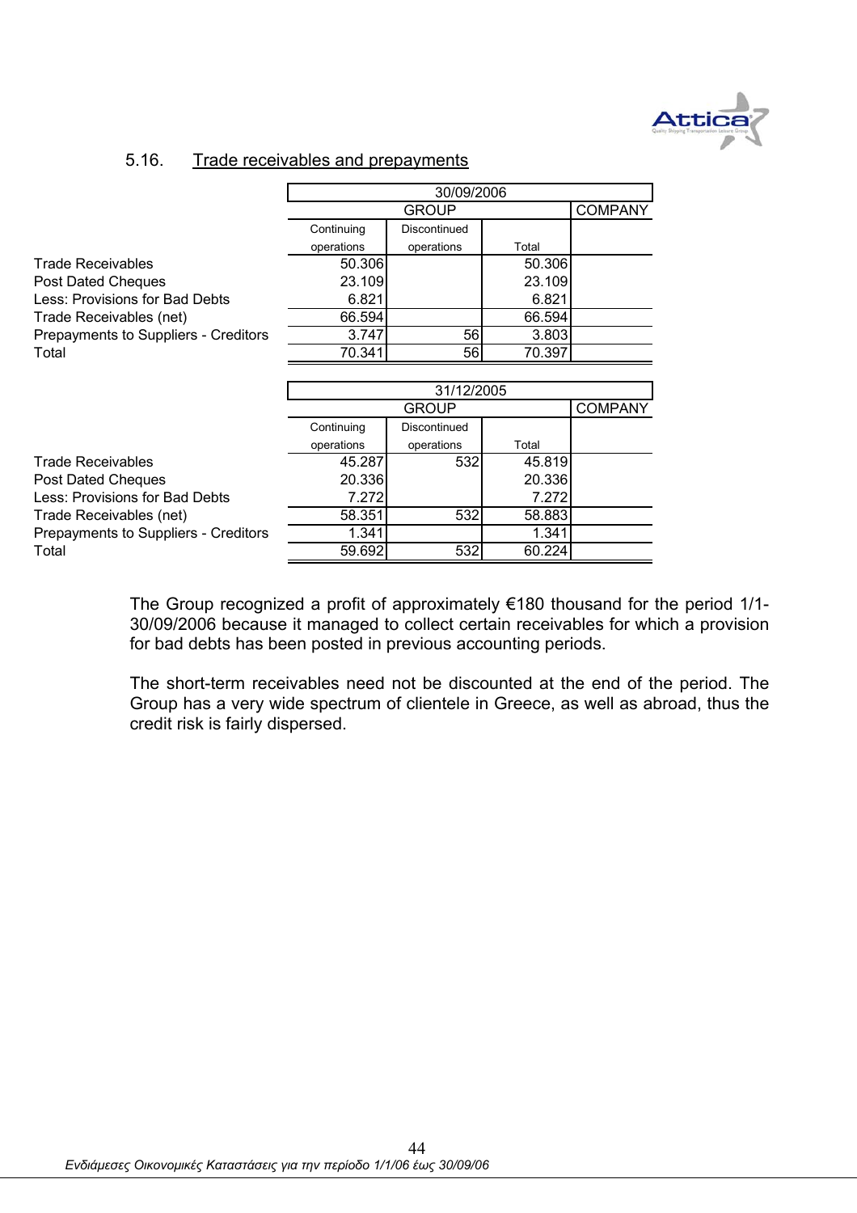## 5.16. Trade receivables and prepayments

| | 30/09/2006 | | | |
|---|---|---|---|---|
| | GROUP | | | COMPANY |
| | Continuing operations | Discontinued operations | Total | |
| Trade Receivables | 50.306 | | 50.306 | |
| Post Dated Cheques | 23.109 | | 23.109 | |
| Less: Provisions for Bad Debts | 6.821 | | 6.821 | |
| Trade Receivables (net) | 66.594 | | 66.594 | |
| Prepayments to Suppliers - Creditors | 3.747 | 56 | 3.803 | |
| Total | 70.341 | 56 | 70.397 | |

| | 31/12/2005 | | | |
|---|---|---|---|---|
| | GROUP | | | COMPANY |
| | Continuing operations | Discontinued operations | Total | |
| Trade Receivables | 45.287 | 532 | 45.819 | |
| Post Dated Cheques | 20.336 | | 20.336 | |
| Less: Provisions for Bad Debts | 7.272 | | 7.272 | |
| Trade Receivables (net) | 58.351 | 532 | 58.883 | |
| Prepayments to Suppliers - Creditors | 1.341 | | 1.341 | |
| Total | 59.692 | 532 | 60.224 | |

The Group recognized a profit of approximately €180 thousand for the period 1/1-30/09/2006 because it managed to collect certain receivables for which a provision for bad debts has been posted in previous accounting periods.

The short-term receivables need not be discounted at the end of the period. The Group has a very wide spectrum of clientele in Greece, as well as abroad, thus the credit risk is fairly dispersed.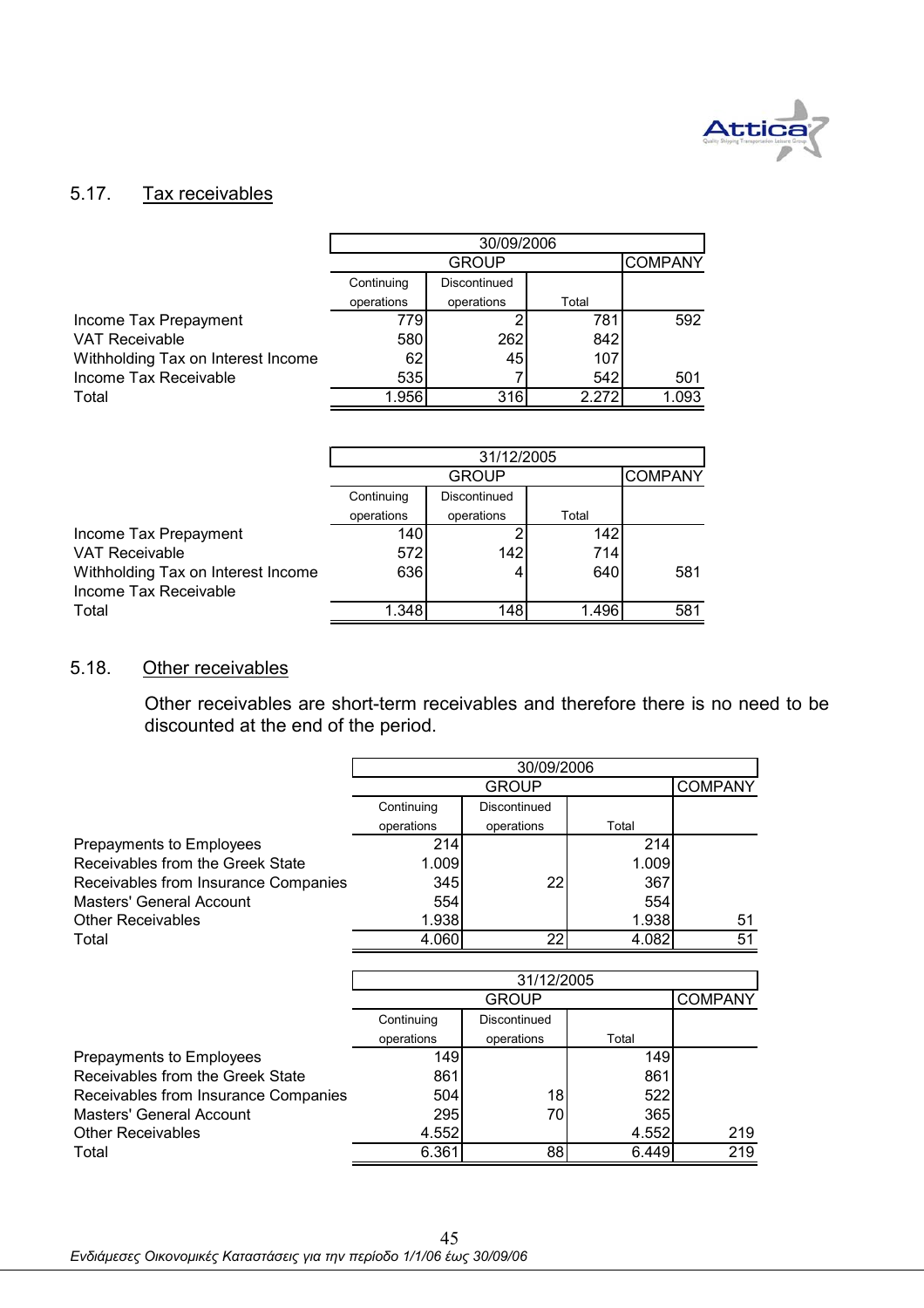## 5.17. Tax receivables

| | 30/09/2006 | | | |
|---|---|---|---|---|
| | GROUP | | | COMPANY |
| | Continuing operations | Discontinued operations | Total | |
| Income Tax Prepayment | 779 | 2 | 781 | 592 |
| VAT Receivable | 580 | 262 | 842 | |
| Withholding Tax on Interest Income | 62 | 45 | 107 | |
| Income Tax Receivable | 535 | 7 | 542 | 501 |
| Total | 1.956 | 316 | 2.272 | 1.093 |

| | 31/12/2005 | | | |
|---|---|---|---|---|
| | GROUP | | | COMPANY |
| | Continuing operations | Discontinued operations | Total | |
| Income Tax Prepayment | 140 | 2 | 142 | |
| VAT Receivable | 572 | 142 | 714 | |
| Withholding Tax on Interest Income | 636 | 4 | 640 | 581 |
| Income Tax Receivable | | | | |
| Total | 1.348 | 148 | 1.496 | 581 |

## 5.18. Other receivables

Other receivables are short-term receivables and therefore there is no need to be discounted at the end of the period.

| | 30/09/2006 | | | |
|---|---|---|---|---|
| | GROUP | | | COMPANY |
| | Continuing operations | Discontinued operations | Total | |
| Prepayments to Employees | 214 | | 214 | |
| Receivables from the Greek State | 1.009 | | 1.009 | |
| Receivables from Insurance Companies | 345 | 22 | 367 | |
| Masters' General Account | 554 | | 554 | |
| Other Receivables | 1.938 | | 1.938 | 51 |
| Total | 4.060 | 22 | 4.082 | 51 |

| | 31/12/2005 | | | |
|---|---|---|---|---|
| | GROUP | | | COMPANY |
| | Continuing operations | Discontinued operations | Total | |
| Prepayments to Employees | 149 | | 149 | |
| Receivables from the Greek State | 861 | | 861 | |
| Receivables from Insurance Companies | 504 | 18 | 522 | |
| Masters' General Account | 295 | 70 | 365 | |
| Other Receivables | 4.552 | | 4.552 | 219 |
| Total | 6.361 | 88 | 6.449 | 219 |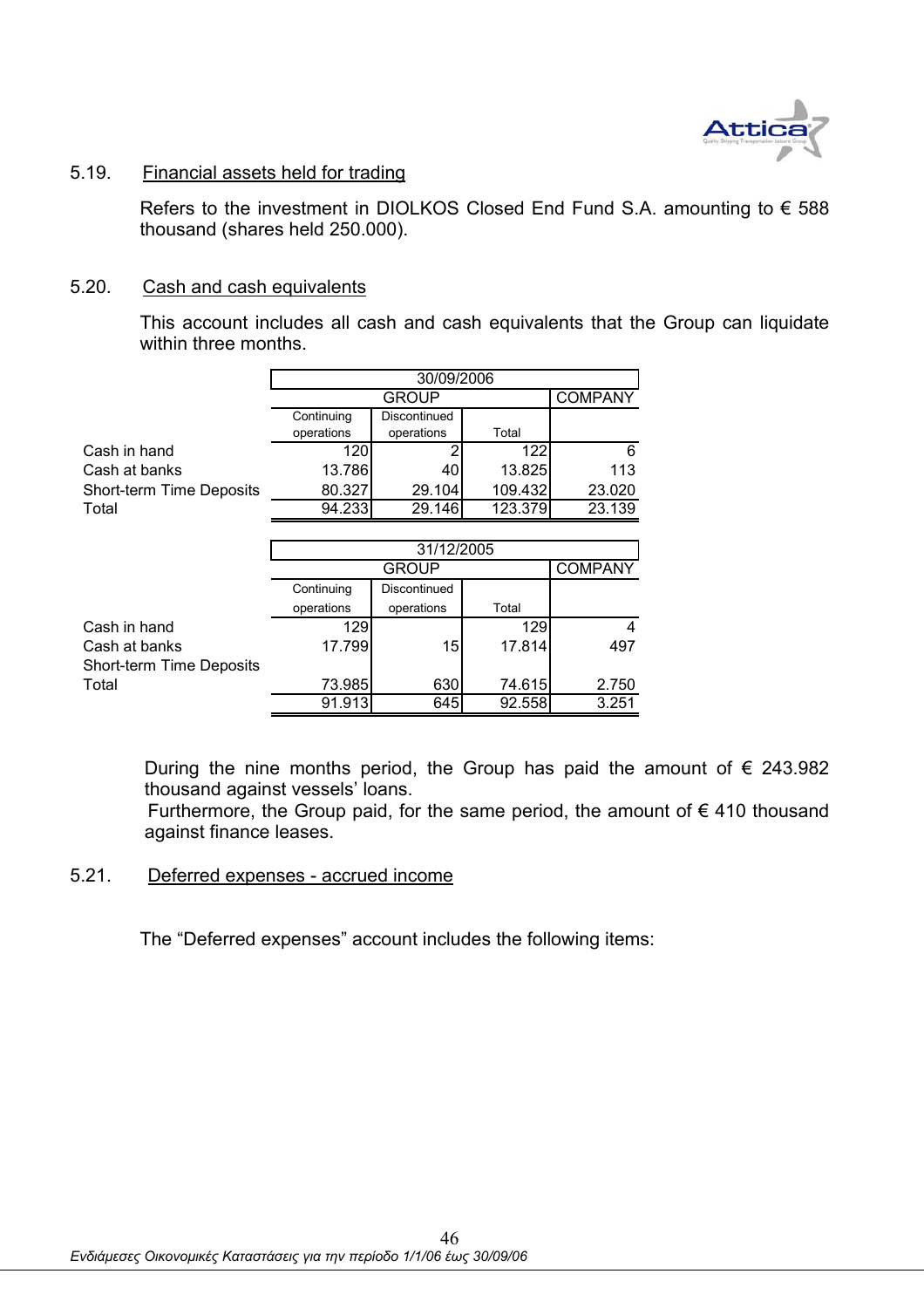### 5.19. Financial assets held for trading

Refers to the investment in DIOLKOS Closed End Fund S.A. amounting to € 588 thousand (shares held 250.000).

### 5.20. Cash and cash equivalents

This account includes all cash and cash equivalents that the Group can liquidate within three months.

| | 30/09/2006 | | | |
|---|---|---|---|---|
| | GROUP | | | COMPANY |
| | Continuing operations | Discontinued operations | Total | |
| Cash in hand | 120 | 2 | 122 | 6 |
| Cash at banks | 13.786 | 40 | 13.825 | 113 |
| Short-term Time Deposits | 80.327 | 29.104 | 109.432 | 23.020 |
| Total | 94.233 | 29.146 | 123.379 | 23.139 |

| | 31/12/2005 | | | |
|---|---|---|---|---|
| | GROUP | | | COMPANY |
| | Continuing operations | Discontinued operations | Total | |
| Cash in hand | 129 | | 129 | 4 |
| Cash at banks | 17.799 | 15 | 17.814 | 497 |
| Short-term Time Deposits | 73.985 | 630 | 74.615 | 2.750 |
| Total | 91.913 | 645 | 92.558 | 3.251 |

During the nine months period, the Group has paid the amount of € 243.982 thousand against vessels' loans.
Furthermore, the Group paid, for the same period, the amount of € 410 thousand against finance leases.

### 5.21. Deferred expenses - accrued income

The "Deferred expenses" account includes the following items: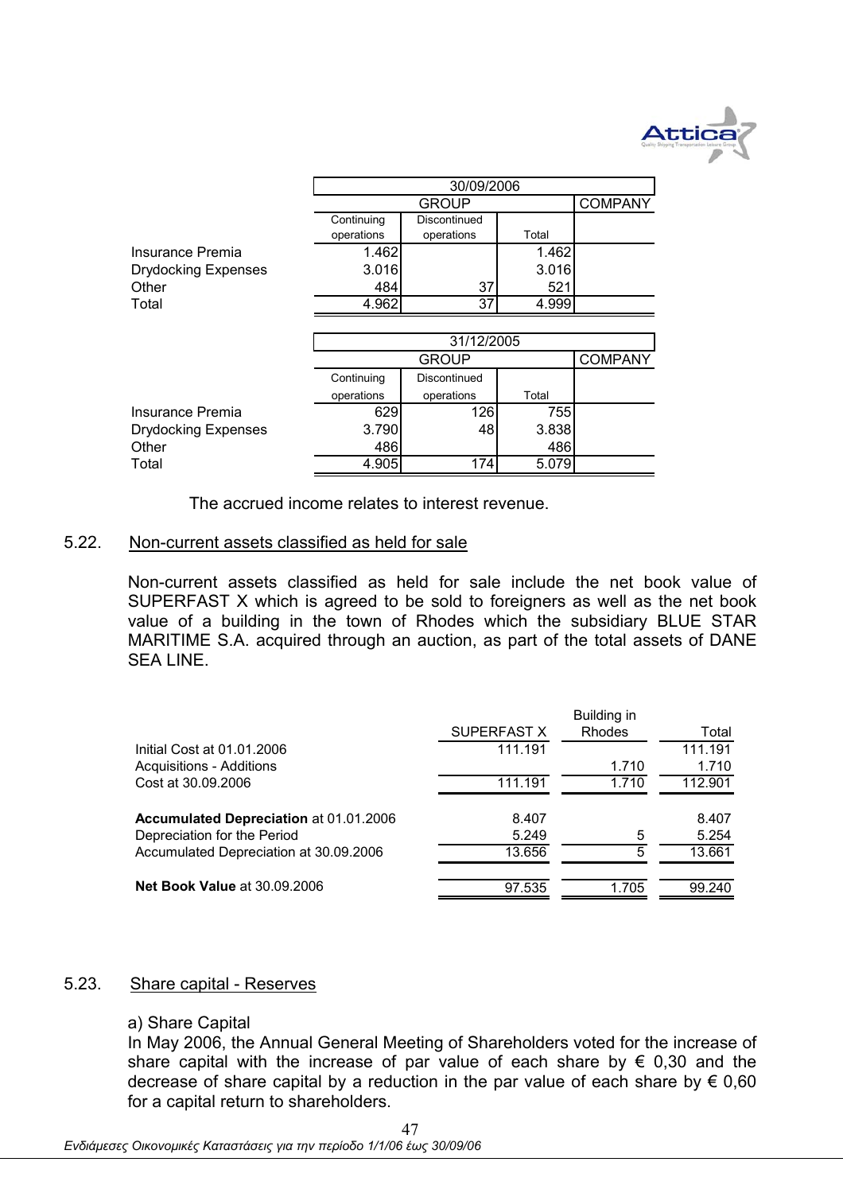| | 30/09/2006 | | | |
|---|---|---|---|---|
| | GROUP | | | COMPANY |
| | Continuing operations | Discontinued operations | Total | |
| Insurance Premia | 1.462 | | 1.462 | |
| Drydocking Expenses | 3.016 | | 3.016 | |
| Other | 484 | 37 | 521 | |
| Total | 4.962 | 37 | 4.999 | |

| | 31/12/2005 | | | |
|---|---|---|---|---|
| | GROUP | | | COMPANY |
| | Continuing operations | Discontinued operations | Total | |
| Insurance Premia | 629 | 126 | 755 | |
| Drydocking Expenses | 3.790 | 48 | 3.838 | |
| Other | 486 | | 486 | |
| Total | 4.905 | 174 | 5.079 | |

The accrued income relates to interest revenue.

## 5.22. Non-current assets classified as held for sale

Non-current assets classified as held for sale include the net book value of SUPERFAST X which is agreed to be sold to foreigners as well as the net book value of a building in the town of Rhodes which the subsidiary BLUE STAR MARITIME S.A. acquired through an auction, as part of the total assets of DANE SEA LINE.

| | SUPERFAST X | Building in Rhodes | Total |
|---|---|---|---|
| Initial Cost at 01.01.2006 | 111.191 | | 111.191 |
| Acquisitions - Additions | | 1.710 | 1.710 |
| Cost at 30.09.2006 | 111.191 | 1.710 | 112.901 |
| | | | |
| **Accumulated Depreciation** at 01.01.2006 | 8.407 | | 8.407 |
| Depreciation for the Period | 5.249 | 5 | 5.254 |
| Accumulated Depreciation at 30.09.2006 | 13.656 | 5 | 13.661 |
| | | | |
| **Net Book Value** at 30.09.2006 | 97.535 | 1.705 | 99.240 |

## 5.23. Share capital - Reserves

a) Share Capital

In May 2006, the Annual General Meeting of Shareholders voted for the increase of share capital with the increase of par value of each share by € 0,30 and the decrease of share capital by a reduction in the par value of each share by € 0,60 for a capital return to shareholders.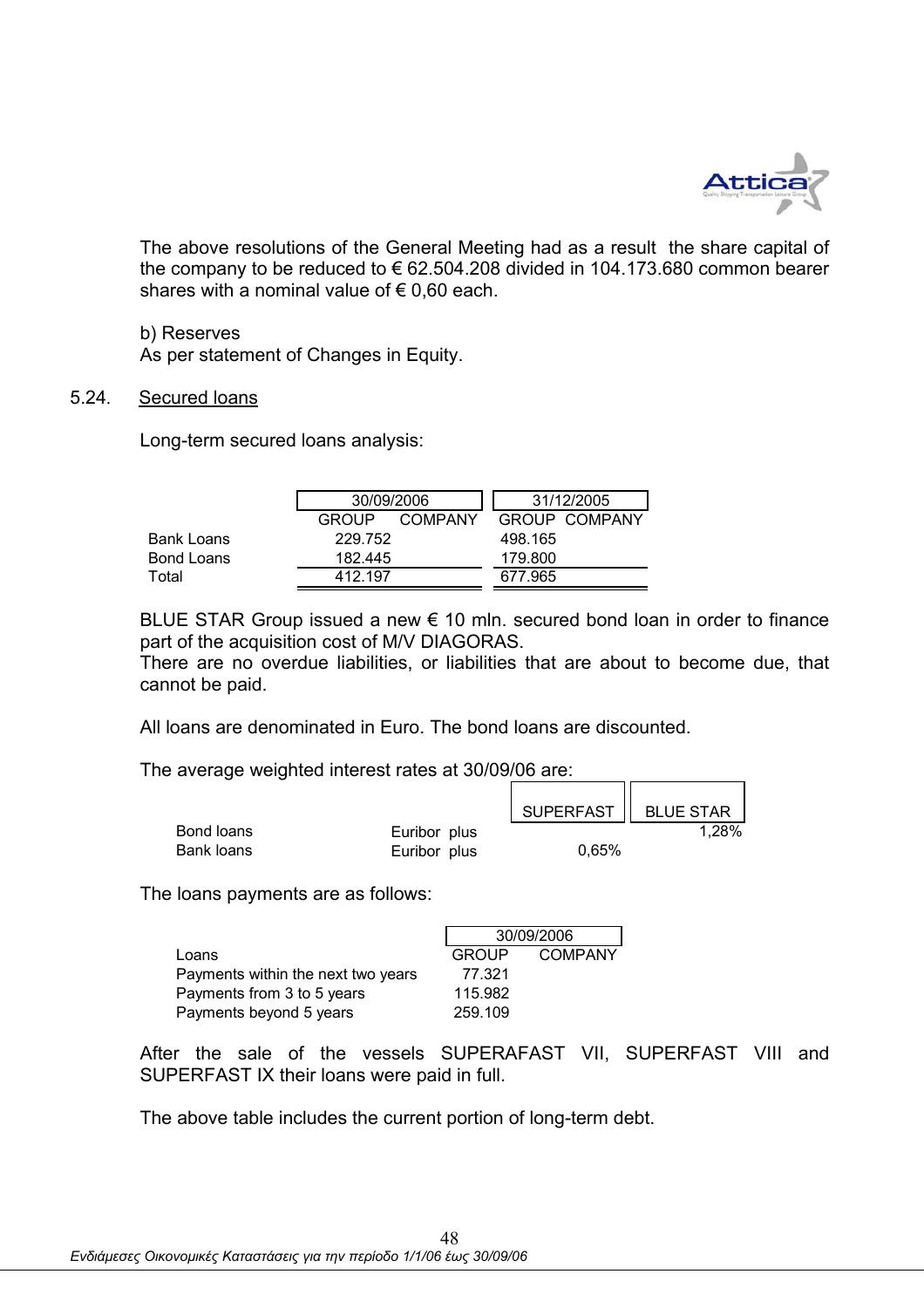The above resolutions of the General Meeting had as a result the share capital of the company to be reduced to € 62.504.208 divided in 104.173.680 common bearer shares with a nominal value of € 0,60 each.

b) Reserves
As per statement of Changes in Equity.

5.24. Secured loans

Long-term secured loans analysis:

| | 30/09/2006 | | 31/12/2005 | |
|---|---|---|---|---|
| | GROUP | COMPANY | GROUP | COMPANY |
| Bank Loans | 229.752 | | 498.165 | |
| Bond Loans | 182.445 | | 179.800 | |
| Total | 412.197 | | 677.965 | |

BLUE STAR Group issued a new € 10 mln. secured bond loan in order to finance part of the acquisition cost of M/V DIAGORAS.
There are no overdue liabilities, or liabilities that are about to become due, that cannot be paid.

All loans are denominated in Euro. The bond loans are discounted.

The average weighted interest rates at 30/09/06 are:

| | | SUPERFAST | BLUE STAR |
|---|---|---|---|
| Bond loans | Euribor plus | | 1,28% |
| Bank loans | Euribor plus | 0,65% | |

The loans payments are as follows:

| | 30/09/2006 | |
|---|---|---|
| Loans | GROUP | COMPANY |
| Payments within the next two years | 77.321 | |
| Payments from 3 to 5 years | 115.982 | |
| Payments beyond 5 years | 259.109 | |

After the sale of the vessels SUPERAFAST VII, SUPERFAST VIII and SUPERFAST IX their loans were paid in full.

The above table includes the current portion of long-term debt.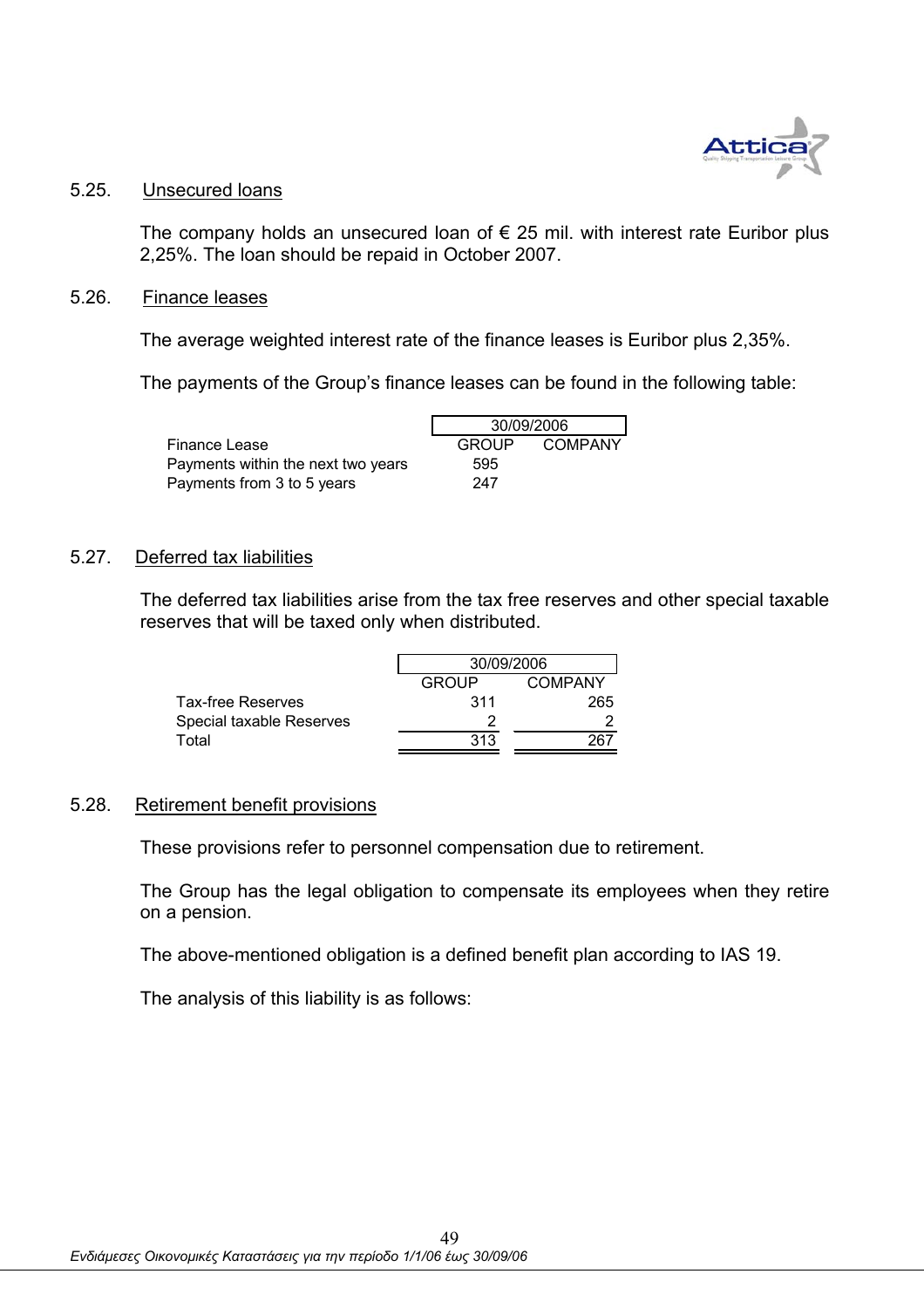## 5.25. Unsecured loans

The company holds an unsecured loan of € 25 mil. with interest rate Euribor plus 2,25%. The loan should be repaid in October 2007.

## 5.26. Finance leases

The average weighted interest rate of the finance leases is Euribor plus 2,35%.

The payments of the Group's finance leases can be found in the following table:

| | 30/09/2006 | |
|---|---|---|
| Finance Lease | GROUP | COMPANY |
| Payments within the next two years | 595 | |
| Payments from 3 to 5 years | 247 | |

## 5.27. Deferred tax liabilities

The deferred tax liabilities arise from the tax free reserves and other special taxable reserves that will be taxed only when distributed.

| | 30/09/2006 | |
|---|---|---|
| | GROUP | COMPANY |
| Tax-free Reserves | 311 | 265 |
| Special taxable Reserves | 2 | 2 |
| Total | 313 | 267 |

## 5.28. Retirement benefit provisions

These provisions refer to personnel compensation due to retirement.

The Group has the legal obligation to compensate its employees when they retire on a pension.

The above-mentioned obligation is a defined benefit plan according to IAS 19.

The analysis of this liability is as follows: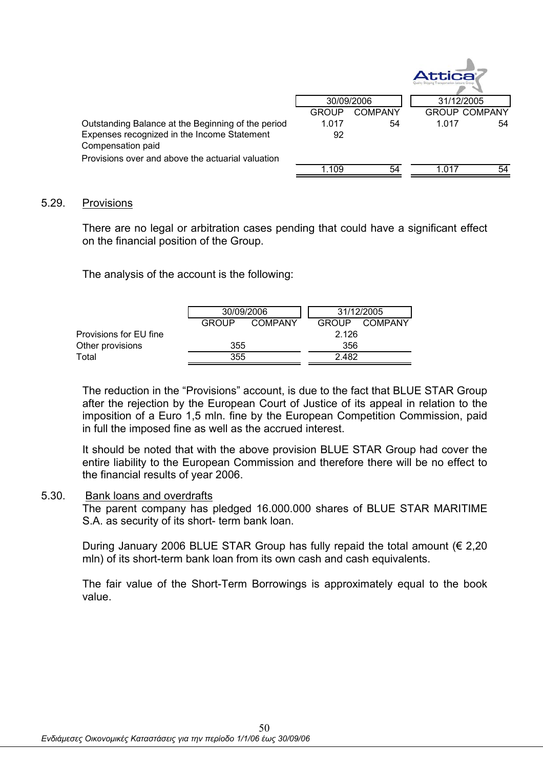| | 30/09/2006 | | 31/12/2005 | |
|---|---|---|---|---|
| | GROUP | COMPANY | GROUP | COMPANY |
| Outstanding Balance at the Beginning of the period | 1.017 | 54 | 1.017 | 54 |
| Expenses recognized in the Income Statement | 92 | | | |
| Compensation paid | | | | |
| Provisions over and above the actuarial valuation | | | | |
| | 1.109 | 54 | 1.017 | 54 |

5.29. Provisions

There are no legal or arbitration cases pending that could have a significant effect on the financial position of the Group.

The analysis of the account is the following:

| | 30/09/2006 | | 31/12/2005 | |
|---|---|---|---|---|
| | GROUP | COMPANY | GROUP | COMPANY |
| Provisions for EU fine | | | 2.126 | |
| Other provisions | 355 | | 356 | |
| Total | 355 | | 2.482 | |

The reduction in the "Provisions" account, is due to the fact that BLUE STAR Group after the rejection by the European Court of Justice of its appeal in relation to the imposition of a Euro 1,5 mln. fine by the European Competition Commission, paid in full the imposed fine as well as the accrued interest.

It should be noted that with the above provision BLUE STAR Group had cover the entire liability to the European Commission and therefore there will be no effect to the financial results of year 2006.

5.30. Bank loans and overdrafts

The parent company has pledged 16.000.000 shares of BLUE STAR MARITIME S.A. as security of its short- term bank loan.

During January 2006 BLUE STAR Group has fully repaid the total amount (€ 2,20 mln) of its short-term bank loan from its own cash and cash equivalents.

The fair value of the Short-Term Borrowings is approximately equal to the book value.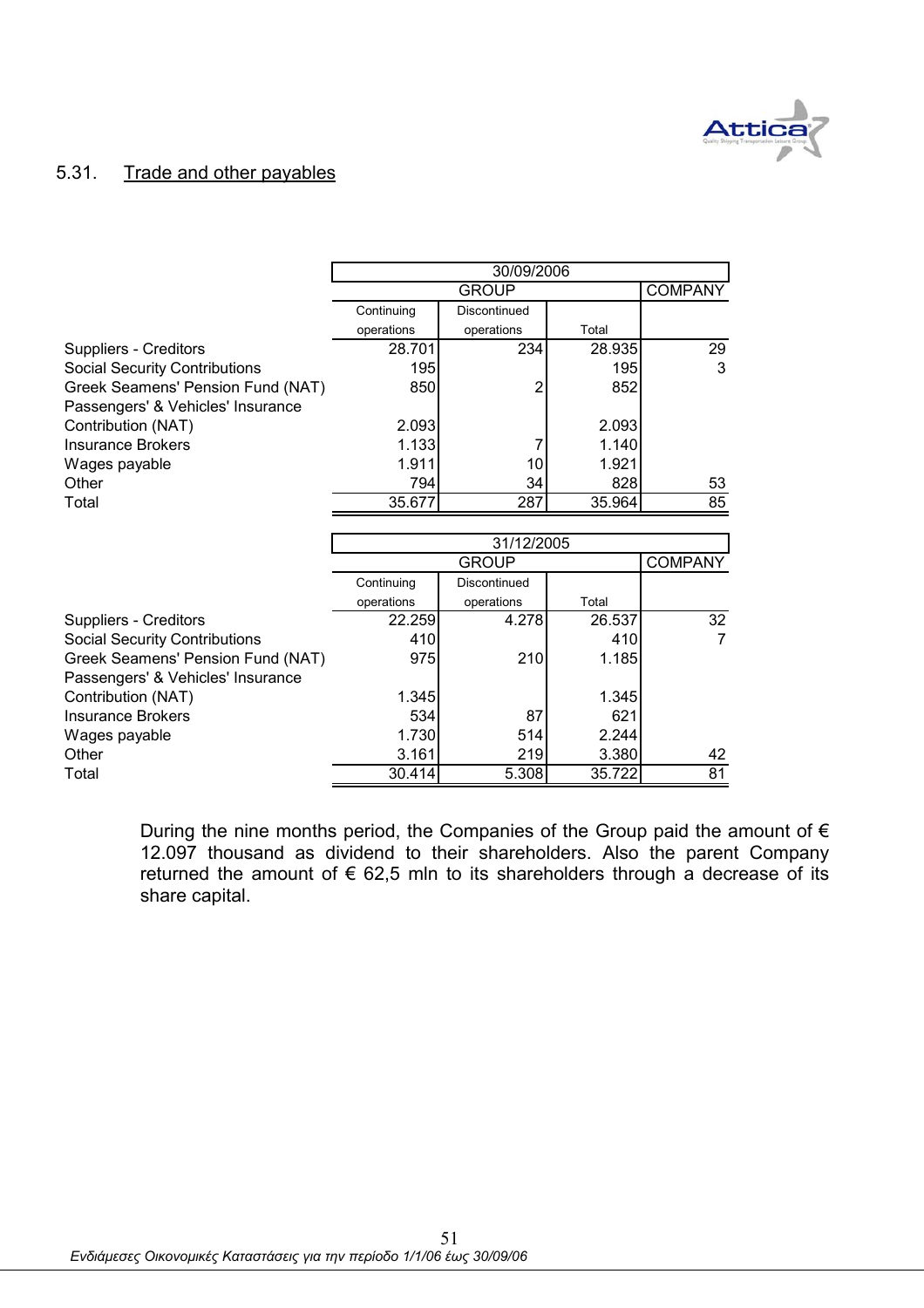## 5.31. Trade and other payables

| | 30/09/2006 | | | |
|---|---|---|---|---|
| | GROUP | | | COMPANY |
| | Continuing operations | Discontinued operations | Total | |
| Suppliers - Creditors | 28.701 | 234 | 28.935 | 29 |
| Social Security Contributions | 195 | | 195 | 3 |
| Greek Seamens' Pension Fund (NAT) | 850 | 2 | 852 | |
| Passengers' & Vehicles' Insurance Contribution (NAT) | 2.093 | | 2.093 | |
| Insurance Brokers | 1.133 | 7 | 1.140 | |
| Wages payable | 1.911 | 10 | 1.921 | |
| Other | 794 | 34 | 828 | 53 |
| Total | 35.677 | 287 | 35.964 | 85 |

| | 31/12/2005 | | | |
|---|---|---|---|---|
| | GROUP | | | COMPANY |
| | Continuing operations | Discontinued operations | Total | |
| Suppliers - Creditors | 22.259 | 4.278 | 26.537 | 32 |
| Social Security Contributions | 410 | | 410 | 7 |
| Greek Seamens' Pension Fund (NAT) | 975 | 210 | 1.185 | |
| Passengers' & Vehicles' Insurance Contribution (NAT) | 1.345 | | 1.345 | |
| Insurance Brokers | 534 | 87 | 621 | |
| Wages payable | 1.730 | 514 | 2.244 | |
| Other | 3.161 | 219 | 3.380 | 42 |
| Total | 30.414 | 5.308 | 35.722 | 81 |

During the nine months period, the Companies of the Group paid the amount of € 12.097 thousand as dividend to their shareholders. Also the parent Company returned the amount of € 62,5 mln to its shareholders through a decrease of its share capital.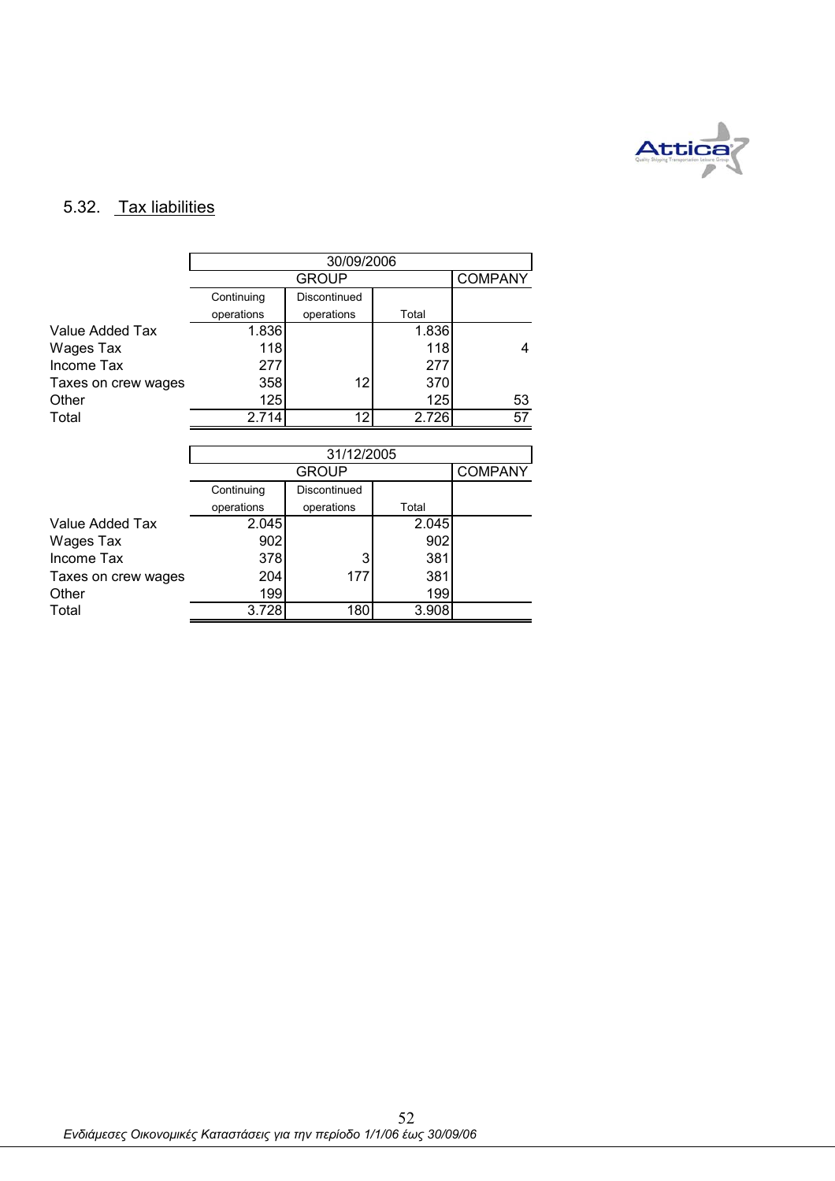## 5.32. Tax liabilities

| | 30/09/2006 | | | |
|---|---|---|---|---|
| | GROUP | | | COMPANY |
| | Continuing operations | Discontinued operations | Total | |
| Value Added Tax | 1.836 | | 1.836 | |
| Wages Tax | 118 | | 118 | 4 |
| Income Tax | 277 | | 277 | |
| Taxes on crew wages | 358 | 12 | 370 | |
| Other | 125 | | 125 | 53 |
| Total | 2.714 | 12 | 2.726 | 57 |

| | 31/12/2005 | | | |
|---|---|---|---|---|
| | GROUP | | | COMPANY |
| | Continuing operations | Discontinued operations | Total | |
| Value Added Tax | 2.045 | | 2.045 | |
| Wages Tax | 902 | | 902 | |
| Income Tax | 378 | 3 | 381 | |
| Taxes on crew wages | 204 | 177 | 381 | |
| Other | 199 | | 199 | |
| Total | 3.728 | 180 | 3.908 | |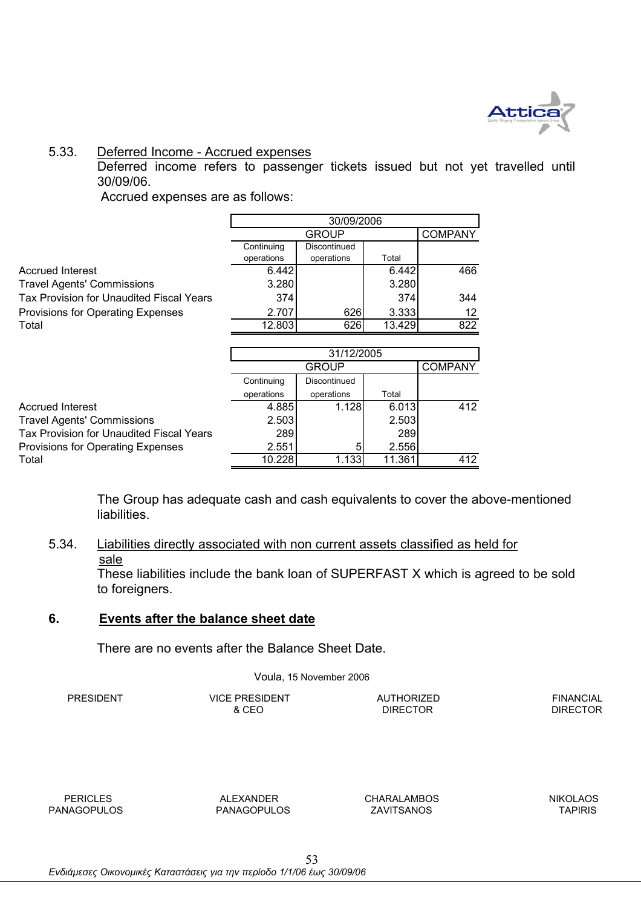### 5.33. Deferred Income - Accrued expenses

Deferred income refers to passenger tickets issued but not yet travelled until 30/09/06.

Accrued expenses are as follows:

| | 30/09/2006 | | | |
|---|---|---|---|---|
| | GROUP | | | COMPANY |
| | Continuing operations | Discontinued operations | Total | |
| Accrued Interest | 6.442 | | 6.442 | 466 |
| Travel Agents' Commissions | 3.280 | | 3.280 | |
| Tax Provision for Unaudited Fiscal Years | 374 | | 374 | 344 |
| Provisions for Operating Expenses | 2.707 | 626 | 3.333 | 12 |
| Total | 12.803 | 626 | 13.429 | 822 |

| | 31/12/2005 | | | |
|---|---|---|---|---|
| | GROUP | | | COMPANY |
| | Continuing operations | Discontinued operations | Total | |
| Accrued Interest | 4.885 | 1.128 | 6.013 | 412 |
| Travel Agents' Commissions | 2.503 | | 2.503 | |
| Tax Provision for Unaudited Fiscal Years | 289 | | 289 | |
| Provisions for Operating Expenses | 2.551 | 5 | 2.556 | |
| Total | 10.228 | 1.133 | 11.361 | 412 |

The Group has adequate cash and cash equivalents to cover the above-mentioned liabilities.

### 5.34. Liabilities directly associated with non current assets classified as held for sale

These liabilities include the bank loan of SUPERFAST X which is agreed to be sold to foreigners.

## 6. Events after the balance sheet date

There are no events after the Balance Sheet Date.

Voula, 15 November 2006

| PRESIDENT | VICE PRESIDENT & CEO | AUTHORIZED DIRECTOR | FINANCIAL DIRECTOR |
|---|---|---|---|
| PERICLES PANAGOPULOS | ALEXANDER PANAGOPULOS | CHARALAMBOS ZAVITSANOS | NIKOLAOS TAPIRIS |